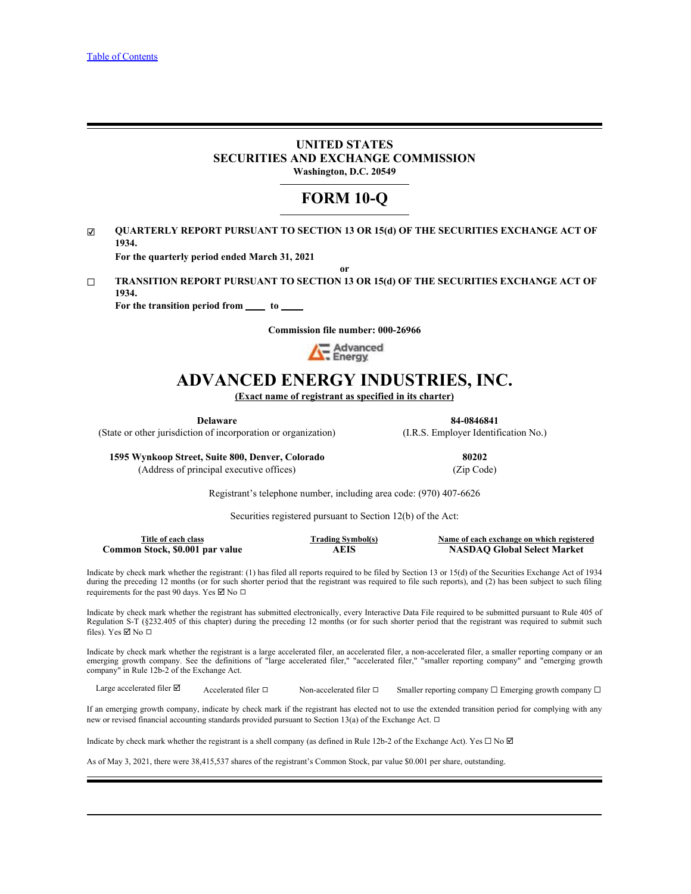[Table of Contents](#)

# UNITED STATES
# SECURITIES AND EXCHANGE COMMISSION
**Washington, D.C. 20549**

# FORM 10-Q

☑ **QUARTERLY REPORT PURSUANT TO SECTION 13 OR 15(d) OF THE SECURITIES EXCHANGE ACT OF 1934.**

**For the quarterly period ended March 31, 2021**

**or**

☐ **TRANSITION REPORT PURSUANT TO SECTION 13 OR 15(d) OF THE SECURITIES EXCHANGE ACT OF 1934.**

**For the transition period from \_\_\_\_ to \_\_\_\_**

**Commission file number: 000-26966**

# ADVANCED ENERGY INDUSTRIES, INC.
**(Exact name of registrant as specified in its charter)**

| **Delaware** | **84-0846841** |
|---|---|
| (State or other jurisdiction of incorporation or organization) | (I.R.S. Employer Identification No.) |
| **1595 Wynkoop Street, Suite 800, Denver, Colorado** | **80202** |
| (Address of principal executive offices) | (Zip Code) |

Registrant's telephone number, including area code: (970) 407-6626

Securities registered pursuant to Section 12(b) of the Act:

| Title of each class | Trading Symbol(s) | Name of each exchange on which registered |
|---|---|---|
| **Common Stock, $0.001 par value** | **AEIS** | **NASDAQ Global Select Market** |

Indicate by check mark whether the registrant: (1) has filed all reports required to be filed by Section 13 or 15(d) of the Securities Exchange Act of 1934 during the preceding 12 months (or for such shorter period that the registrant was required to file such reports), and (2) has been subject to such filing requirements for the past 90 days. Yes ☑ No ☐

Indicate by check mark whether the registrant has submitted electronically, every Interactive Data File required to be submitted pursuant to Rule 405 of Regulation S-T (§232.405 of this chapter) during the preceding 12 months (or for such shorter period that the registrant was required to submit such files). Yes ☑ No ☐

Indicate by check mark whether the registrant is a large accelerated filer, an accelerated filer, a non-accelerated filer, a smaller reporting company or an emerging growth company. See the definitions of "large accelerated filer," "accelerated filer," "smaller reporting company" and "emerging growth company" in Rule 12b-2 of the Exchange Act.

Large accelerated filer ☑ Accelerated filer ☐ Non-accelerated filer ☐ Smaller reporting company ☐ Emerging growth company ☐

If an emerging growth company, indicate by check mark if the registrant has elected not to use the extended transition period for complying with any new or revised financial accounting standards provided pursuant to Section 13(a) of the Exchange Act. ☐

Indicate by check mark whether the registrant is a shell company (as defined in Rule 12b-2 of the Exchange Act). Yes ☐ No ☑

As of May 3, 2021, there were 38,415,537 shares of the registrant's Common Stock, par value $0.001 per share, outstanding.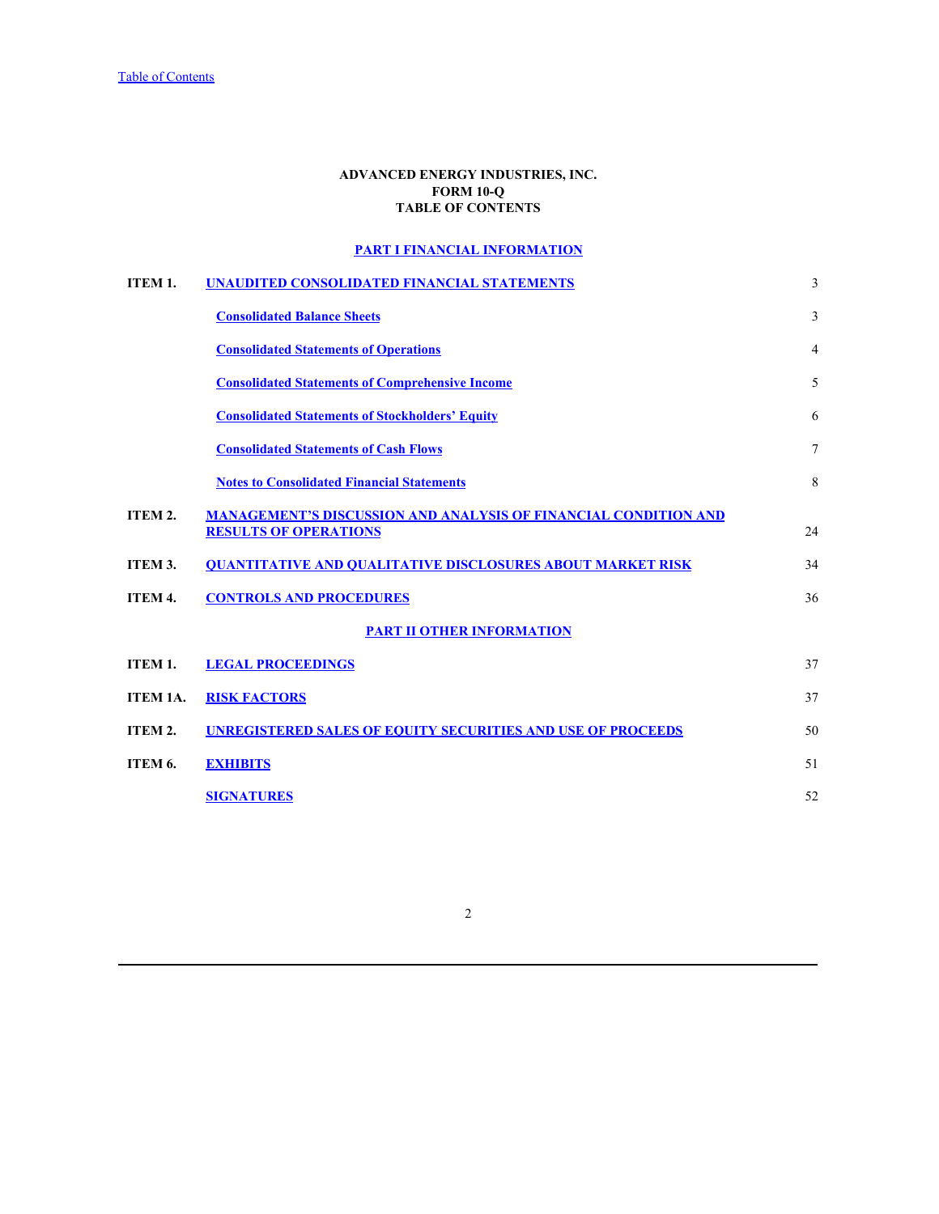**ADVANCED ENERGY INDUSTRIES, INC.**
**FORM 10-Q**
**TABLE OF CONTENTS**

**PART I FINANCIAL INFORMATION**

| | | |
|---|---|---|
| **ITEM 1.** | **UNAUDITED CONSOLIDATED FINANCIAL STATEMENTS** | 3 |
| | **Consolidated Balance Sheets** | 3 |
| | **Consolidated Statements of Operations** | 4 |
| | **Consolidated Statements of Comprehensive Income** | 5 |
| | **Consolidated Statements of Stockholders' Equity** | 6 |
| | **Consolidated Statements of Cash Flows** | 7 |
| | **Notes to Consolidated Financial Statements** | 8 |
| **ITEM 2.** | **MANAGEMENT'S DISCUSSION AND ANALYSIS OF FINANCIAL CONDITION AND RESULTS OF OPERATIONS** | 24 |
| **ITEM 3.** | **QUANTITATIVE AND QUALITATIVE DISCLOSURES ABOUT MARKET RISK** | 34 |
| **ITEM 4.** | **CONTROLS AND PROCEDURES** | 36 |

**PART II OTHER INFORMATION**

| | | |
|---|---|---|
| **ITEM 1.** | **LEGAL PROCEEDINGS** | 37 |
| **ITEM 1A.** | **RISK FACTORS** | 37 |
| **ITEM 2.** | **UNREGISTERED SALES OF EQUITY SECURITIES AND USE OF PROCEEDS** | 50 |
| **ITEM 6.** | **EXHIBITS** | 51 |
| | **SIGNATURES** | 52 |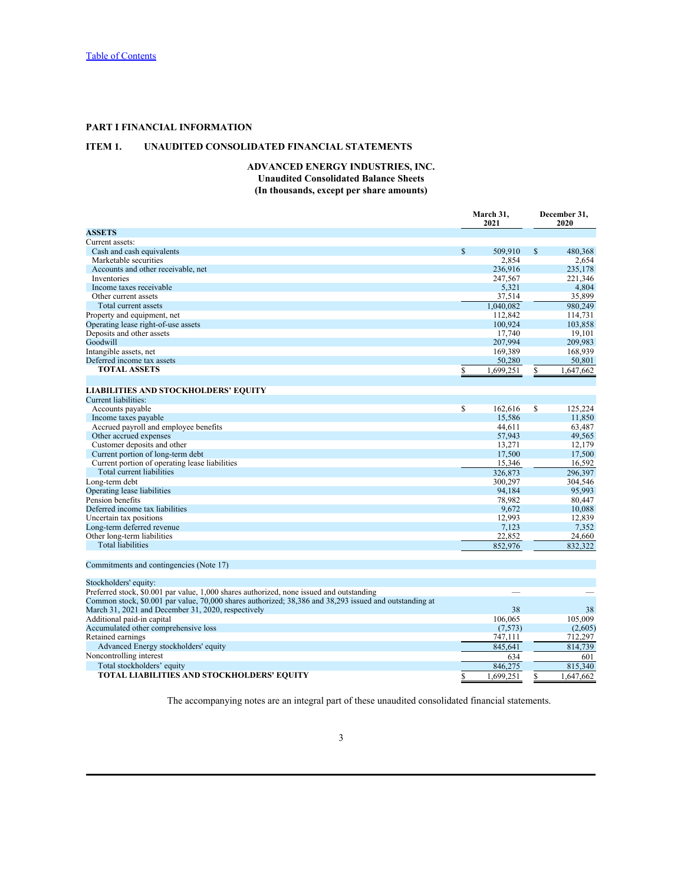[Table of Contents](#)

# PART I FINANCIAL INFORMATION

## ITEM 1. UNAUDITED CONSOLIDATED FINANCIAL STATEMENTS

### ADVANCED ENERGY INDUSTRIES, INC.
### Unaudited Consolidated Balance Sheets
### (In thousands, except per share amounts)

| | March 31, 2021 | December 31, 2020 |
|---|---|---|
| **ASSETS** | | |
| Current assets: | | |
| Cash and cash equivalents | $ 509,910 | $ 480,368 |
| Marketable securities | 2,854 | 2,654 |
| Accounts and other receivable, net | 236,916 | 235,178 |
| Inventories | 247,567 | 221,346 |
| Income taxes receivable | 5,321 | 4,804 |
| Other current assets | 37,514 | 35,899 |
| Total current assets | 1,040,082 | 980,249 |
| Property and equipment, net | 112,842 | 114,731 |
| Operating lease right-of-use assets | 100,924 | 103,858 |
| Deposits and other assets | 17,740 | 19,101 |
| Goodwill | 207,994 | 209,983 |
| Intangible assets, net | 169,389 | 168,939 |
| Deferred income tax assets | 50,280 | 50,801 |
| **TOTAL ASSETS** | $ 1,699,251 | $ 1,647,662 |
| | | |
| **LIABILITIES AND STOCKHOLDERS' EQUITY** | | |
| Current liabilities: | | |
| Accounts payable | $ 162,616 | $ 125,224 |
| Income taxes payable | 15,586 | 11,850 |
| Accrued payroll and employee benefits | 44,611 | 63,487 |
| Other accrued expenses | 57,943 | 49,565 |
| Customer deposits and other | 13,271 | 12,179 |
| Current portion of long-term debt | 17,500 | 17,500 |
| Current portion of operating lease liabilities | 15,346 | 16,592 |
| Total current liabilities | 326,873 | 296,397 |
| Long-term debt | 300,297 | 304,546 |
| Operating lease liabilities | 94,184 | 95,993 |
| Pension benefits | 78,982 | 80,447 |
| Deferred income tax liabilities | 9,672 | 10,088 |
| Uncertain tax positions | 12,993 | 12,839 |
| Long-term deferred revenue | 7,123 | 7,352 |
| Other long-term liabilities | 22,852 | 24,660 |
| Total liabilities | 852,976 | 832,322 |
| | | |
| Commitments and contingencies (Note 17) | | |
| | | |
| Stockholders' equity: | | |
| Preferred stock, $0.001 par value, 1,000 shares authorized, none issued and outstanding | — | — |
| Common stock, $0.001 par value, 70,000 shares authorized; 38,386 and 38,293 issued and outstanding at March 31, 2021 and December 31, 2020, respectively | 38 | 38 |
| Additional paid-in capital | 106,065 | 105,009 |
| Accumulated other comprehensive loss | (7,573) | (2,605) |
| Retained earnings | 747,111 | 712,297 |
| Advanced Energy stockholders' equity | 845,641 | 814,739 |
| Noncontrolling interest | 634 | 601 |
| Total stockholders' equity | 846,275 | 815,340 |
| **TOTAL LIABILITIES AND STOCKHOLDERS' EQUITY** | $ 1,699,251 | $ 1,647,662 |

The accompanying notes are an integral part of these unaudited consolidated financial statements.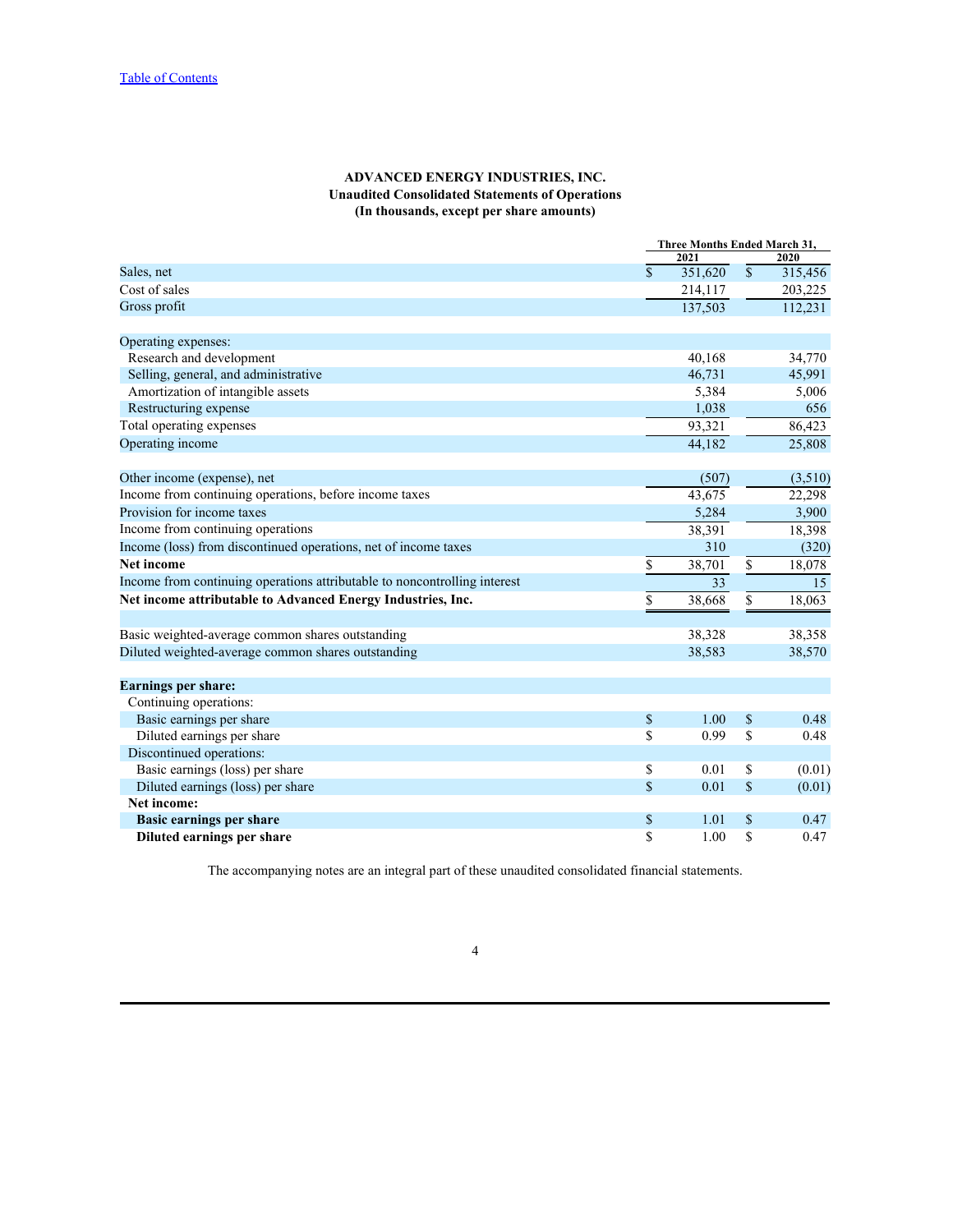Table of Contents

**ADVANCED ENERGY INDUSTRIES, INC.**
**Unaudited Consolidated Statements of Operations**
**(In thousands, except per share amounts)**

| | Three Months Ended March 31, | |
|---|---|---|
| | 2021 | 2020 |
| Sales, net | $ 351,620 | $ 315,456 |
| Cost of sales | 214,117 | 203,225 |
| Gross profit | 137,503 | 112,231 |
| | | |
| Operating expenses: | | |
| Research and development | 40,168 | 34,770 |
| Selling, general, and administrative | 46,731 | 45,991 |
| Amortization of intangible assets | 5,384 | 5,006 |
| Restructuring expense | 1,038 | 656 |
| Total operating expenses | 93,321 | 86,423 |
| Operating income | 44,182 | 25,808 |
| | | |
| Other income (expense), net | (507) | (3,510) |
| Income from continuing operations, before income taxes | 43,675 | 22,298 |
| Provision for income taxes | 5,284 | 3,900 |
| Income from continuing operations | 38,391 | 18,398 |
| Income (loss) from discontinued operations, net of income taxes | 310 | (320) |
| **Net income** | $ 38,701 | $ 18,078 |
| Income from continuing operations attributable to noncontrolling interest | 33 | 15 |
| **Net income attributable to Advanced Energy Industries, Inc.** | $ 38,668 | $ 18,063 |
| | | |
| Basic weighted-average common shares outstanding | 38,328 | 38,358 |
| Diluted weighted-average common shares outstanding | 38,583 | 38,570 |
| | | |
| **Earnings per share:** | | |
| Continuing operations: | | |
| Basic earnings per share | $ 1.00 | $ 0.48 |
| Diluted earnings per share | $ 0.99 | $ 0.48 |
| Discontinued operations: | | |
| Basic earnings (loss) per share | $ 0.01 | $ (0.01) |
| Diluted earnings (loss) per share | $ 0.01 | $ (0.01) |
| **Net income:** | | |
| **Basic earnings per share** | $ 1.01 | $ 0.47 |
| **Diluted earnings per share** | $ 1.00 | $ 0.47 |

The accompanying notes are an integral part of these unaudited consolidated financial statements.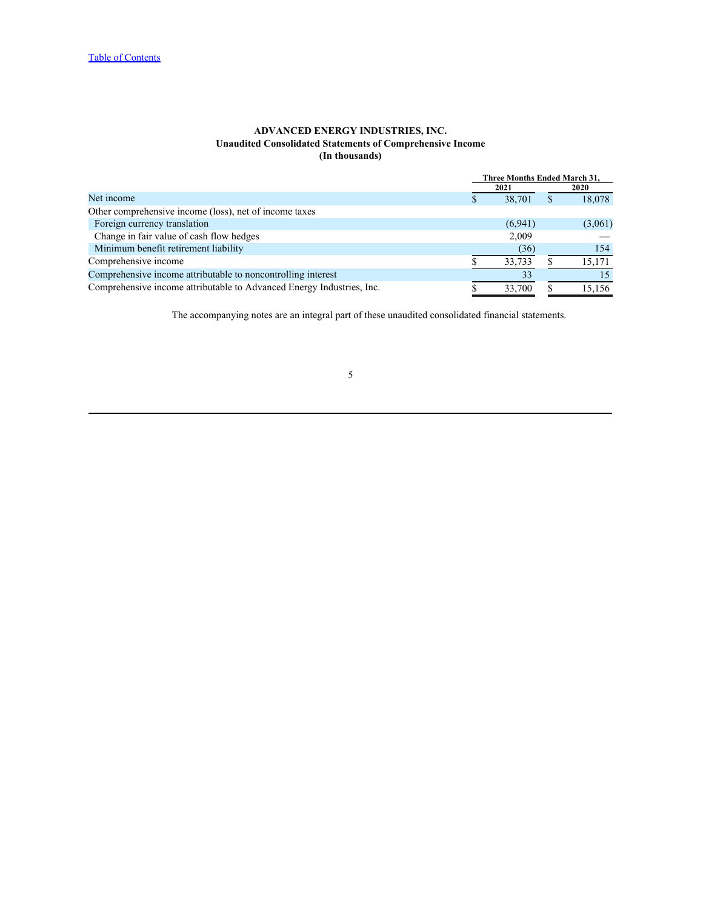[Table of Contents]

**ADVANCED ENERGY INDUSTRIES, INC.**
**Unaudited Consolidated Statements of Comprehensive Income**
**(In thousands)**

| | Three Months Ended March 31, | |
|---|---|---|
| | 2021 | 2020 |
| Net income | $ 38,701 | $ 18,078 |
| Other comprehensive income (loss), net of income taxes | | |
| Foreign currency translation | (6,941) | (3,061) |
| Change in fair value of cash flow hedges | 2,009 | — |
| Minimum benefit retirement liability | (36) | 154 |
| Comprehensive income | $ 33,733 | $ 15,171 |
| Comprehensive income attributable to noncontrolling interest | 33 | 15 |
| Comprehensive income attributable to Advanced Energy Industries, Inc. | $ 33,700 | $ 15,156 |

The accompanying notes are an integral part of these unaudited consolidated financial statements.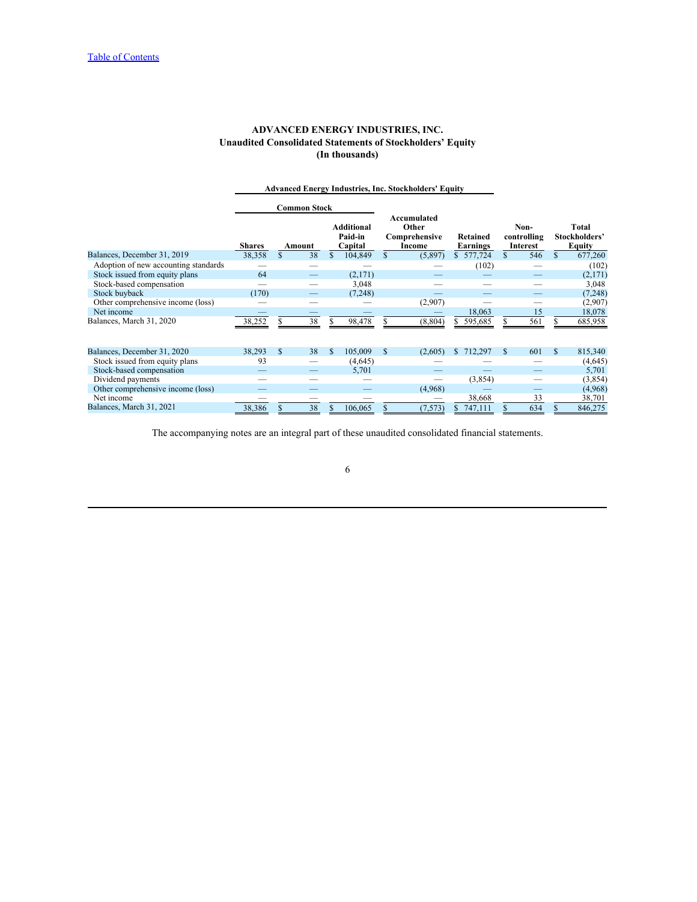[Table of Contents](#)

**ADVANCED ENERGY INDUSTRIES, INC.**
**Unaudited Consolidated Statements of Stockholders' Equity**
**(In thousands)**

| | Advanced Energy Industries, Inc. Stockholders' Equity | | | | | | |
|---|---|---|---|---|---|---|---|
| | Common Stock | | | | | | |
| | Shares | Amount | Additional Paid-in Capital | Accumulated Other Comprehensive Income | Retained Earnings | Non-controlling Interest | Total Stockholders' Equity |
| Balances, December 31, 2019 | 38,358 | $ 38 | $ 104,849 | $ (5,897) | $ 577,724 | $ 546 | $ 677,260 |
| Adoption of new accounting standards | — | — | — | — | (102) | — | (102) |
| Stock issued from equity plans | 64 | — | (2,171) | — | — | — | (2,171) |
| Stock-based compensation | — | — | 3,048 | — | — | — | 3,048 |
| Stock buyback | (170) | — | (7,248) | — | — | — | (7,248) |
| Other comprehensive income (loss) | — | — | — | (2,907) | — | — | (2,907) |
| Net income | — | — | — | — | 18,063 | 15 | 18,078 |
| Balances, March 31, 2020 | 38,252 | $ 38 | $ 98,478 | $ (8,804) | $ 595,685 | $ 561 | $ 685,958 |
| | | | | | | | |
| Balances, December 31, 2020 | 38,293 | $ 38 | $ 105,009 | $ (2,605) | $ 712,297 | $ 601 | $ 815,340 |
| Stock issued from equity plans | 93 | — | (4,645) | — | — | — | (4,645) |
| Stock-based compensation | — | — | 5,701 | — | — | — | 5,701 |
| Dividend payments | — | — | — | — | (3,854) | — | (3,854) |
| Other comprehensive income (loss) | — | — | — | (4,968) | — | — | (4,968) |
| Net income | — | — | — | — | 38,668 | 33 | 38,701 |
| Balances, March 31, 2021 | 38,386 | $ 38 | $ 106,065 | $ (7,573) | $ 747,111 | $ 634 | $ 846,275 |

The accompanying notes are an integral part of these unaudited consolidated financial statements.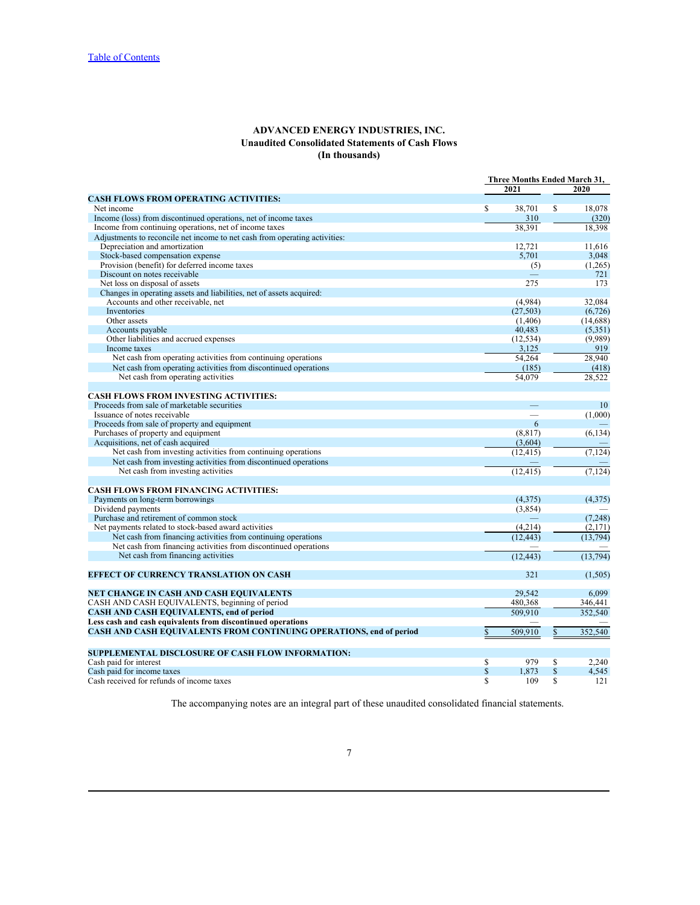[Table of Contents](#)

**ADVANCED ENERGY INDUSTRIES, INC.**
**Unaudited Consolidated Statements of Cash Flows**
**(In thousands)**

| | Three Months Ended March 31, | |
|---|---|---|
| | 2021 | 2020 |
| **CASH FLOWS FROM OPERATING ACTIVITIES:** | | |
| Net income | $ 38,701 | $ 18,078 |
| Income (loss) from discontinued operations, net of income taxes | 310 | (320) |
| Income from continuing operations, net of income taxes | 38,391 | 18,398 |
| Adjustments to reconcile net income to net cash from operating activities: | | |
| Depreciation and amortization | 12,721 | 11,616 |
| Stock-based compensation expense | 5,701 | 3,048 |
| Provision (benefit) for deferred income taxes | (5) | (1,265) |
| Discount on notes receivable | — | 721 |
| Net loss on disposal of assets | 275 | 173 |
| Changes in operating assets and liabilities, net of assets acquired: | | |
| Accounts and other receivable, net | (4,984) | 32,084 |
| Inventories | (27,503) | (6,726) |
| Other assets | (1,406) | (14,688) |
| Accounts payable | 40,483 | (5,351) |
| Other liabilities and accrued expenses | (12,534) | (9,989) |
| Income taxes | 3,125 | 919 |
| Net cash from operating activities from continuing operations | 54,264 | 28,940 |
| Net cash from operating activities from discontinued operations | (185) | (418) |
| Net cash from operating activities | 54,079 | 28,522 |
| | | |
| **CASH FLOWS FROM INVESTING ACTIVITIES:** | | |
| Proceeds from sale of marketable securities | — | 10 |
| Issuance of notes receivable | — | (1,000) |
| Proceeds from sale of property and equipment | 6 | — |
| Purchases of property and equipment | (8,817) | (6,134) |
| Acquisitions, net of cash acquired | (3,604) | — |
| Net cash from investing activities from continuing operations | (12,415) | (7,124) |
| Net cash from investing activities from discontinued operations | — | — |
| Net cash from investing activities | (12,415) | (7,124) |
| | | |
| **CASH FLOWS FROM FINANCING ACTIVITIES:** | | |
| Payments on long-term borrowings | (4,375) | (4,375) |
| Dividend payments | (3,854) | — |
| Purchase and retirement of common stock | — | (7,248) |
| Net payments related to stock-based award activities | (4,214) | (2,171) |
| Net cash from financing activities from continuing operations | (12,443) | (13,794) |
| Net cash from financing activities from discontinued operations | — | — |
| Net cash from financing activities | (12,443) | (13,794) |
| | | |
| **EFFECT OF CURRENCY TRANSLATION ON CASH** | 321 | (1,505) |
| | | |
| **NET CHANGE IN CASH AND CASH EQUIVALENTS** | 29,542 | 6,099 |
| CASH AND CASH EQUIVALENTS, beginning of period | 480,368 | 346,441 |
| **CASH AND CASH EQUIVALENTS, end of period** | 509,910 | 352,540 |
| **Less cash and cash equivalents from discontinued operations** | — | — |
| **CASH AND CASH EQUIVALENTS FROM CONTINUING OPERATIONS, end of period** | $ 509,910 | $ 352,540 |
| | | |
| **SUPPLEMENTAL DISCLOSURE OF CASH FLOW INFORMATION:** | | |
| Cash paid for interest | $ 979 | $ 2,240 |
| Cash paid for income taxes | $ 1,873 | $ 4,545 |
| Cash received for refunds of income taxes | $ 109 | $ 121 |

The accompanying notes are an integral part of these unaudited consolidated financial statements.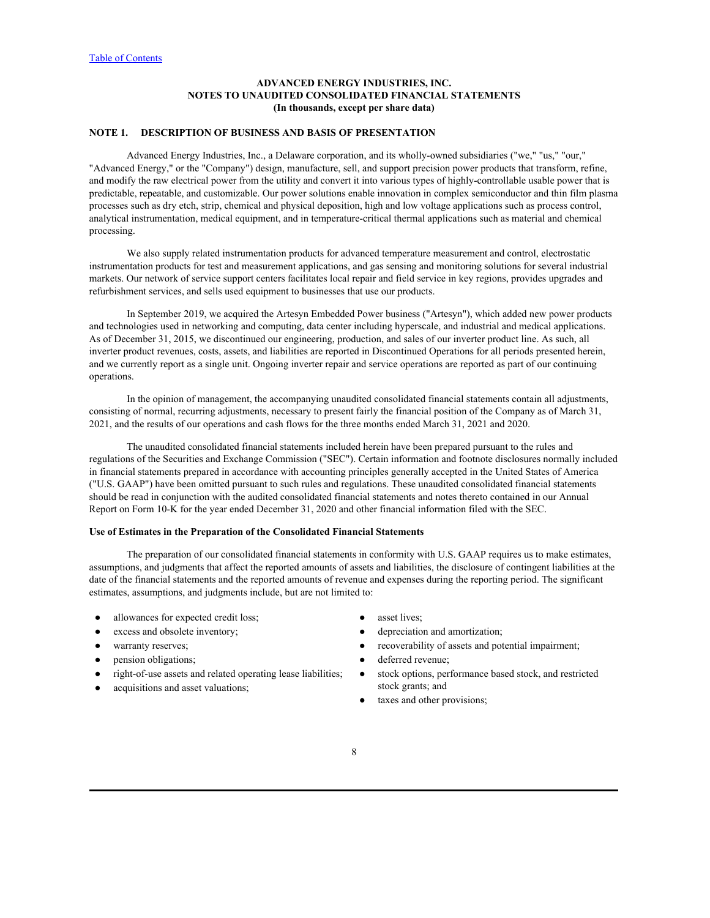**ADVANCED ENERGY INDUSTRIES, INC.**
**NOTES TO UNAUDITED CONSOLIDATED FINANCIAL STATEMENTS**
**(In thousands, except per share data)**

## NOTE 1. DESCRIPTION OF BUSINESS AND BASIS OF PRESENTATION

Advanced Energy Industries, Inc., a Delaware corporation, and its wholly-owned subsidiaries ("we," "us," "our," "Advanced Energy," or the "Company") design, manufacture, sell, and support precision power products that transform, refine, and modify the raw electrical power from the utility and convert it into various types of highly-controllable usable power that is predictable, repeatable, and customizable. Our power solutions enable innovation in complex semiconductor and thin film plasma processes such as dry etch, strip, chemical and physical deposition, high and low voltage applications such as process control, analytical instrumentation, medical equipment, and in temperature-critical thermal applications such as material and chemical processing.

We also supply related instrumentation products for advanced temperature measurement and control, electrostatic instrumentation products for test and measurement applications, and gas sensing and monitoring solutions for several industrial markets. Our network of service support centers facilitates local repair and field service in key regions, provides upgrades and refurbishment services, and sells used equipment to businesses that use our products.

In September 2019, we acquired the Artesyn Embedded Power business ("Artesyn"), which added new power products and technologies used in networking and computing, data center including hyperscale, and industrial and medical applications. As of December 31, 2015, we discontinued our engineering, production, and sales of our inverter product line. As such, all inverter product revenues, costs, assets, and liabilities are reported in Discontinued Operations for all periods presented herein, and we currently report as a single unit. Ongoing inverter repair and service operations are reported as part of our continuing operations.

In the opinion of management, the accompanying unaudited consolidated financial statements contain all adjustments, consisting of normal, recurring adjustments, necessary to present fairly the financial position of the Company as of March 31, 2021, and the results of our operations and cash flows for the three months ended March 31, 2021 and 2020.

The unaudited consolidated financial statements included herein have been prepared pursuant to the rules and regulations of the Securities and Exchange Commission ("SEC"). Certain information and footnote disclosures normally included in financial statements prepared in accordance with accounting principles generally accepted in the United States of America ("U.S. GAAP") have been omitted pursuant to such rules and regulations. These unaudited consolidated financial statements should be read in conjunction with the audited consolidated financial statements and notes thereto contained in our Annual Report on Form 10-K for the year ended December 31, 2020 and other financial information filed with the SEC.

### Use of Estimates in the Preparation of the Consolidated Financial Statements

The preparation of our consolidated financial statements in conformity with U.S. GAAP requires us to make estimates, assumptions, and judgments that affect the reported amounts of assets and liabilities, the disclosure of contingent liabilities at the date of the financial statements and the reported amounts of revenue and expenses during the reporting period. The significant estimates, assumptions, and judgments include, but are not limited to:

- allowances for expected credit loss;
- excess and obsolete inventory;
- warranty reserves;
- pension obligations;
- right-of-use assets and related operating lease liabilities;
- acquisitions and asset valuations;
- asset lives;
- depreciation and amortization;
- recoverability of assets and potential impairment;
- deferred revenue;
- stock options, performance based stock, and restricted stock grants; and
- taxes and other provisions;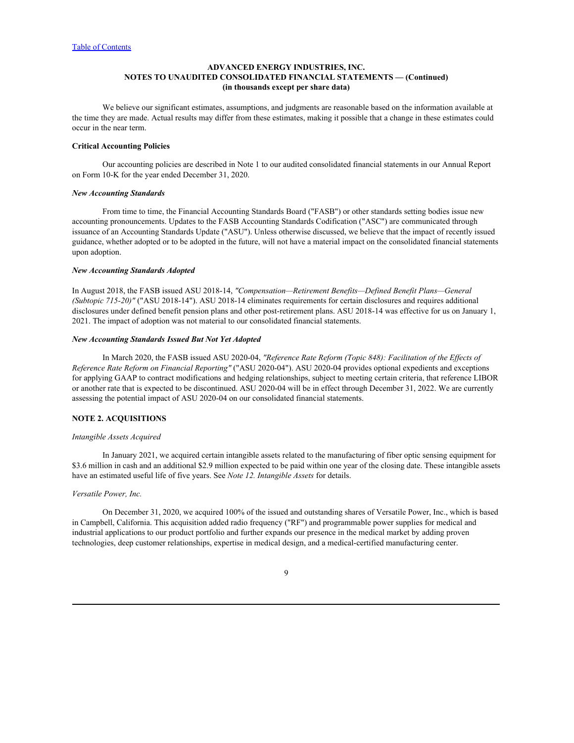We believe our significant estimates, assumptions, and judgments are reasonable based on the information available at the time they are made. Actual results may differ from these estimates, making it possible that a change in these estimates could occur in the near term.

**Critical Accounting Policies**

Our accounting policies are described in Note 1 to our audited consolidated financial statements in our Annual Report on Form 10-K for the year ended December 31, 2020.

***New Accounting Standards***

From time to time, the Financial Accounting Standards Board ("FASB") or other standards setting bodies issue new accounting pronouncements. Updates to the FASB Accounting Standards Codification ("ASC") are communicated through issuance of an Accounting Standards Update ("ASU"). Unless otherwise discussed, we believe that the impact of recently issued guidance, whether adopted or to be adopted in the future, will not have a material impact on the consolidated financial statements upon adoption.

***New Accounting Standards Adopted***

In August 2018, the FASB issued ASU 2018-14, *"Compensation—Retirement Benefits—Defined Benefit Plans—General (Subtopic 715-20)"* ("ASU 2018-14"). ASU 2018-14 eliminates requirements for certain disclosures and requires additional disclosures under defined benefit pension plans and other post-retirement plans. ASU 2018-14 was effective for us on January 1, 2021. The impact of adoption was not material to our consolidated financial statements.

***New Accounting Standards Issued But Not Yet Adopted***

In March 2020, the FASB issued ASU 2020-04, *"Reference Rate Reform (Topic 848): Facilitation of the Effects of Reference Rate Reform on Financial Reporting"* ("ASU 2020-04"). ASU 2020-04 provides optional expedients and exceptions for applying GAAP to contract modifications and hedging relationships, subject to meeting certain criteria, that reference LIBOR or another rate that is expected to be discontinued. ASU 2020-04 will be in effect through December 31, 2022. We are currently assessing the potential impact of ASU 2020-04 on our consolidated financial statements.

## NOTE 2. ACQUISITIONS

*Intangible Assets Acquired*

In January 2021, we acquired certain intangible assets related to the manufacturing of fiber optic sensing equipment for \$3.6 million in cash and an additional \$2.9 million expected to be paid within one year of the closing date. These intangible assets have an estimated useful life of five years. See *Note 12. Intangible Assets* for details.

*Versatile Power, Inc.*

On December 31, 2020, we acquired 100% of the issued and outstanding shares of Versatile Power, Inc., which is based in Campbell, California. This acquisition added radio frequency ("RF") and programmable power supplies for medical and industrial applications to our product portfolio and further expands our presence in the medical market by adding proven technologies, deep customer relationships, expertise in medical design, and a medical-certified manufacturing center.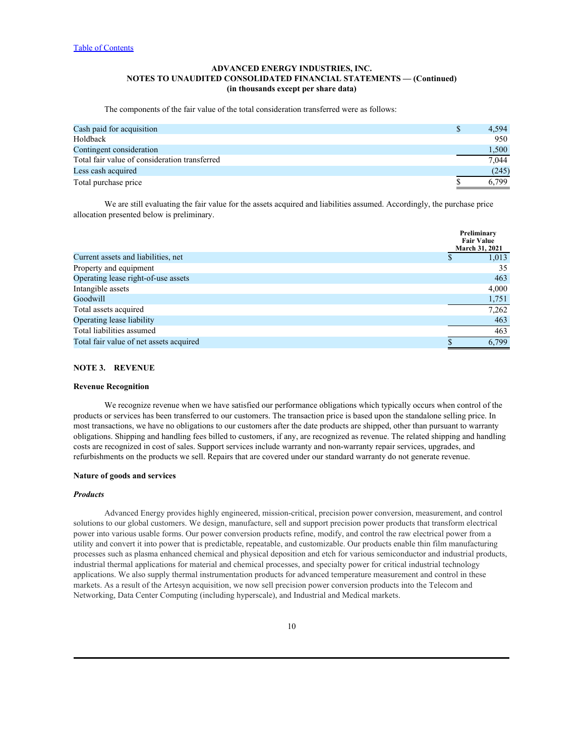Table of Contents

**ADVANCED ENERGY INDUSTRIES, INC.**
**NOTES TO UNAUDITED CONSOLIDATED FINANCIAL STATEMENTS — (Continued)**
**(in thousands except per share data)**

The components of the fair value of the total consideration transferred were as follows:

| | |
|---|---|
| Cash paid for acquisition | $ 4,594 |
| Holdback | 950 |
| Contingent consideration | 1,500 |
| Total fair value of consideration transferred | 7,044 |
| Less cash acquired | (245) |
| Total purchase price | $ 6,799 |

We are still evaluating the fair value for the assets acquired and liabilities assumed. Accordingly, the purchase price allocation presented below is preliminary.

| | Preliminary Fair Value March 31, 2021 |
|---|---|
| Current assets and liabilities, net | $ 1,013 |
| Property and equipment | 35 |
| Operating lease right-of-use assets | 463 |
| Intangible assets | 4,000 |
| Goodwill | 1,751 |
| Total assets acquired | 7,262 |
| Operating lease liability | 463 |
| Total liabilities assumed | 463 |
| Total fair value of net assets acquired | $ 6,799 |

## NOTE 3. REVENUE

### Revenue Recognition

We recognize revenue when we have satisfied our performance obligations which typically occurs when control of the products or services has been transferred to our customers. The transaction price is based upon the standalone selling price. In most transactions, we have no obligations to our customers after the date products are shipped, other than pursuant to warranty obligations. Shipping and handling fees billed to customers, if any, are recognized as revenue. The related shipping and handling costs are recognized in cost of sales. Support services include warranty and non-warranty repair services, upgrades, and refurbishments on the products we sell. Repairs that are covered under our standard warranty do not generate revenue.

### Nature of goods and services

#### *Products*

Advanced Energy provides highly engineered, mission-critical, precision power conversion, measurement, and control solutions to our global customers. We design, manufacture, sell and support precision power products that transform electrical power into various usable forms. Our power conversion products refine, modify, and control the raw electrical power from a utility and convert it into power that is predictable, repeatable, and customizable. Our products enable thin film manufacturing processes such as plasma enhanced chemical and physical deposition and etch for various semiconductor and industrial products, industrial thermal applications for material and chemical processes, and specialty power for critical industrial technology applications. We also supply thermal instrumentation products for advanced temperature measurement and control in these markets. As a result of the Artesyn acquisition, we now sell precision power conversion products into the Telecom and Networking, Data Center Computing (including hyperscale), and Industrial and Medical markets.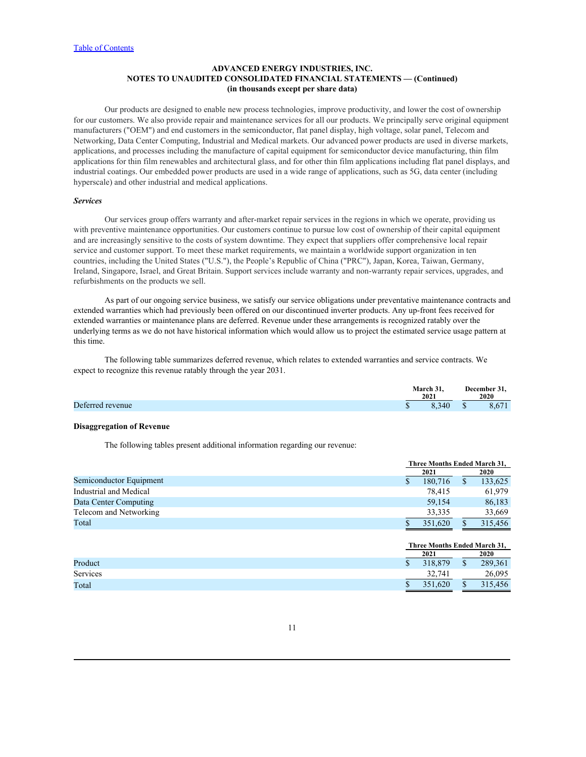Our products are designed to enable new process technologies, improve productivity, and lower the cost of ownership for our customers. We also provide repair and maintenance services for all our products. We principally serve original equipment manufacturers ("OEM") and end customers in the semiconductor, flat panel display, high voltage, solar panel, Telecom and Networking, Data Center Computing, Industrial and Medical markets. Our advanced power products are used in diverse markets, applications, and processes including the manufacture of capital equipment for semiconductor device manufacturing, thin film applications for thin film renewables and architectural glass, and for other thin film applications including flat panel displays, and industrial coatings. Our embedded power products are used in a wide range of applications, such as 5G, data center (including hyperscale) and other industrial and medical applications.

***Services***

Our services group offers warranty and after-market repair services in the regions in which we operate, providing us with preventive maintenance opportunities. Our customers continue to pursue low cost of ownership of their capital equipment and are increasingly sensitive to the costs of system downtime. They expect that suppliers offer comprehensive local repair service and customer support. To meet these market requirements, we maintain a worldwide support organization in ten countries, including the United States ("U.S."), the People's Republic of China ("PRC"), Japan, Korea, Taiwan, Germany, Ireland, Singapore, Israel, and Great Britain. Support services include warranty and non-warranty repair services, upgrades, and refurbishments on the products we sell.

As part of our ongoing service business, we satisfy our service obligations under preventative maintenance contracts and extended warranties which had previously been offered on our discontinued inverter products. Any up-front fees received for extended warranties or maintenance plans are deferred. Revenue under these arrangements is recognized ratably over the underlying terms as we do not have historical information which would allow us to project the estimated service usage pattern at this time.

The following table summarizes deferred revenue, which relates to extended warranties and service contracts. We expect to recognize this revenue ratably through the year 2031.

| | March 31, 2021 | December 31, 2020 |
|---|---|---|
| Deferred revenue | $ 8,340 | $ 8,671 |

**Disaggregation of Revenue**

The following tables present additional information regarding our revenue:

| | Three Months Ended March 31, | |
|---|---|---|
| | 2021 | 2020 |
| Semiconductor Equipment | $ 180,716 | $ 133,625 |
| Industrial and Medical | 78,415 | 61,979 |
| Data Center Computing | 59,154 | 86,183 |
| Telecom and Networking | 33,335 | 33,669 |
| Total | $ 351,620 | $ 315,456 |

| | Three Months Ended March 31, | |
|---|---|---|
| | 2021 | 2020 |
| Product | $ 318,879 | $ 289,361 |
| Services | 32,741 | 26,095 |
| Total | $ 351,620 | $ 315,456 |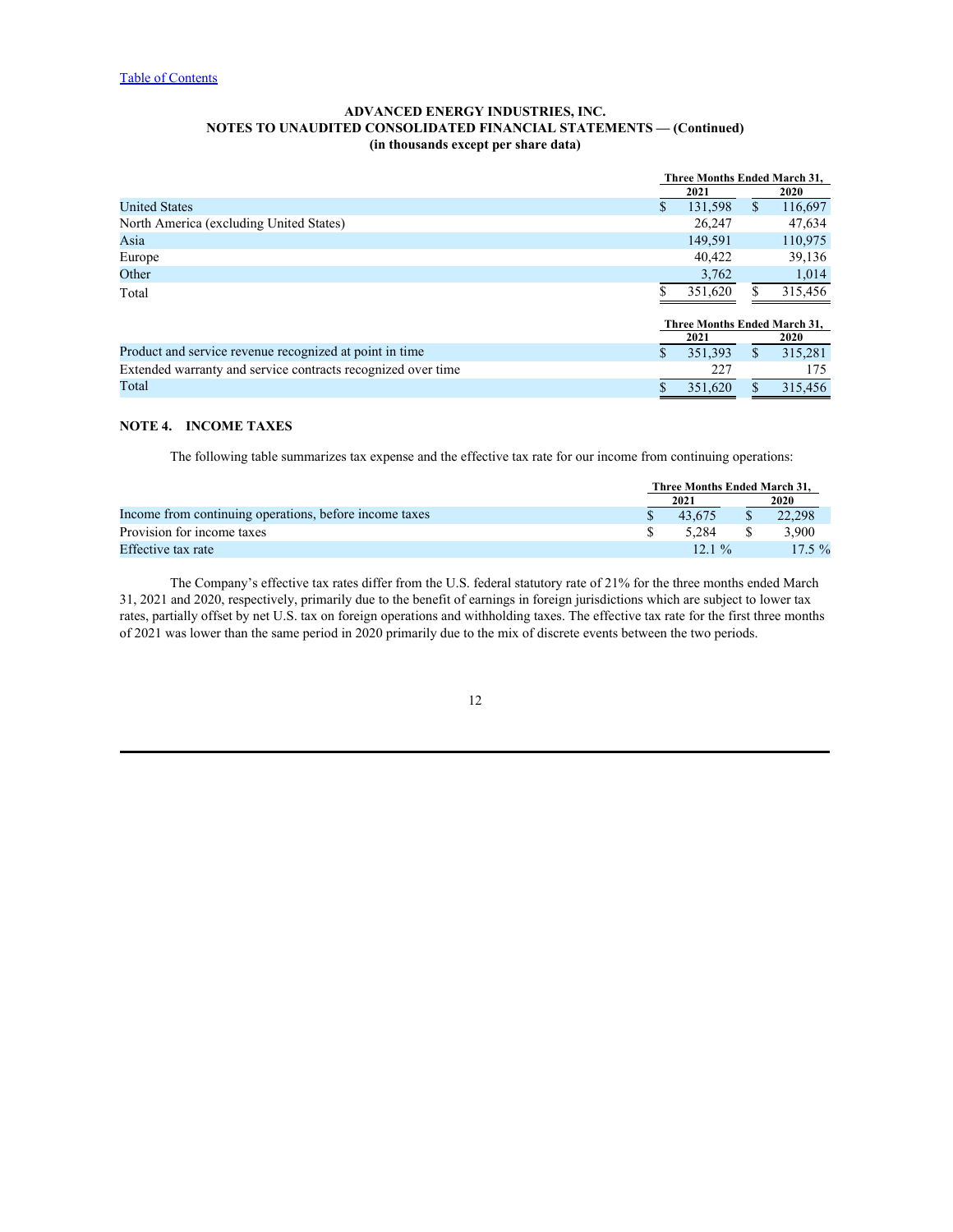ADVANCED ENERGY INDUSTRIES, INC.
NOTES TO UNAUDITED CONSOLIDATED FINANCIAL STATEMENTS — (Continued)
(in thousands except per share data)

| | Three Months Ended March 31, | |
|---|---|---|
| | 2021 | 2020 |
| United States | $ 131,598 | $ 116,697 |
| North America (excluding United States) | 26,247 | 47,634 |
| Asia | 149,591 | 110,975 |
| Europe | 40,422 | 39,136 |
| Other | 3,762 | 1,014 |
| Total | $ 351,620 | $ 315,456 |

| | Three Months Ended March 31, | |
|---|---|---|
| | 2021 | 2020 |
| Product and service revenue recognized at point in time | $ 351,393 | $ 315,281 |
| Extended warranty and service contracts recognized over time | 227 | 175 |
| Total | $ 351,620 | $ 315,456 |

## NOTE 4. INCOME TAXES

The following table summarizes tax expense and the effective tax rate for our income from continuing operations:

| | Three Months Ended March 31, | |
|---|---|---|
| | 2021 | 2020 |
| Income from continuing operations, before income taxes | $ 43,675 | $ 22,298 |
| Provision for income taxes | $ 5,284 | $ 3,900 |
| Effective tax rate | 12.1 % | 17.5 % |

The Company's effective tax rates differ from the U.S. federal statutory rate of 21% for the three months ended March 31, 2021 and 2020, respectively, primarily due to the benefit of earnings in foreign jurisdictions which are subject to lower tax rates, partially offset by net U.S. tax on foreign operations and withholding taxes. The effective tax rate for the first three months of 2021 was lower than the same period in 2020 primarily due to the mix of discrete events between the two periods.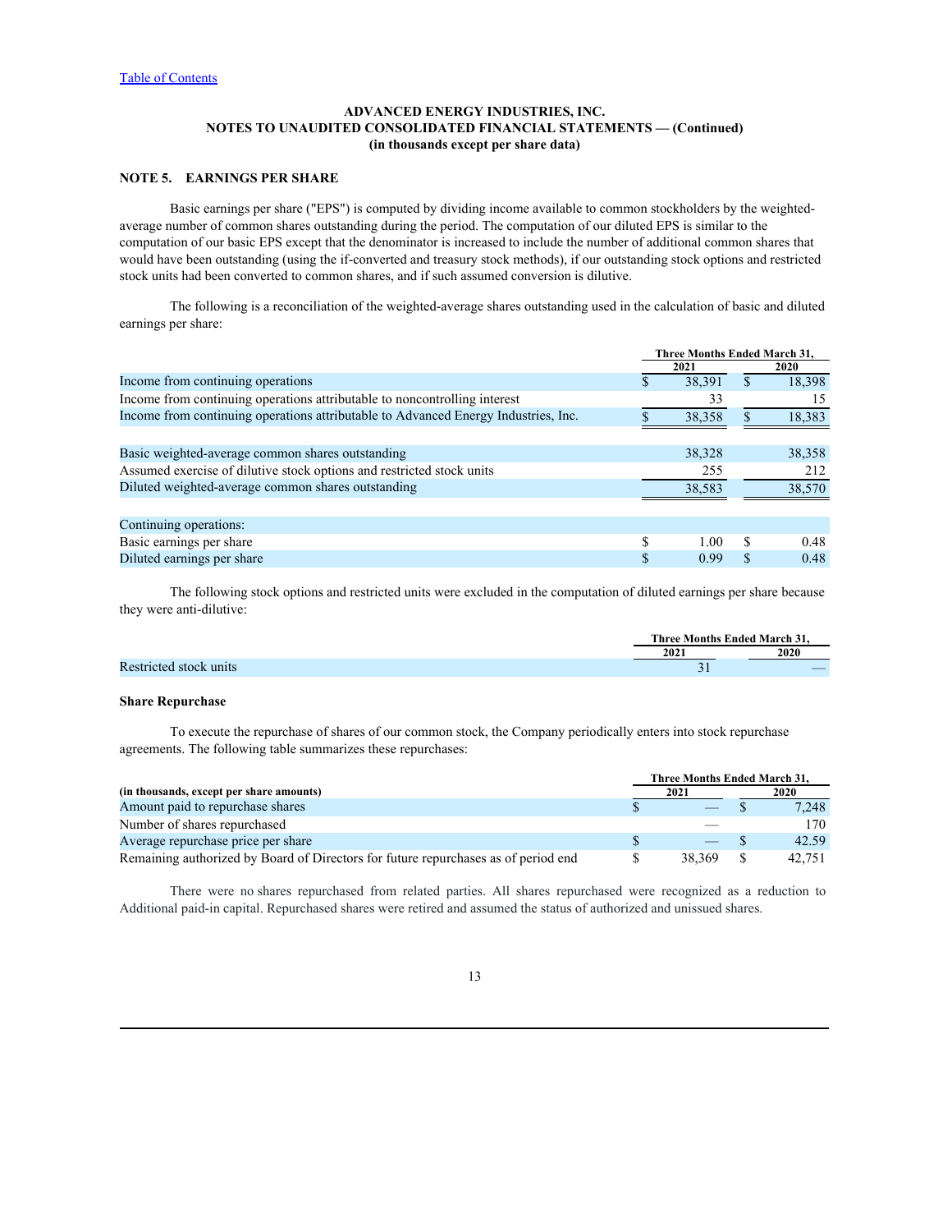[Table of Contents](#)

**ADVANCED ENERGY INDUSTRIES, INC.**
**NOTES TO UNAUDITED CONSOLIDATED FINANCIAL STATEMENTS — (Continued)**
**(in thousands except per share data)**

## NOTE 5. EARNINGS PER SHARE

Basic earnings per share ("EPS") is computed by dividing income available to common stockholders by the weighted-average number of common shares outstanding during the period. The computation of our diluted EPS is similar to the computation of our basic EPS except that the denominator is increased to include the number of additional common shares that would have been outstanding (using the if-converted and treasury stock methods), if our outstanding stock options and restricted stock units had been converted to common shares, and if such assumed conversion is dilutive.

The following is a reconciliation of the weighted-average shares outstanding used in the calculation of basic and diluted earnings per share:

| | Three Months Ended March 31, | |
|---|---|---|
| | 2021 | 2020 |
| Income from continuing operations | $ 38,391 | $ 18,398 |
| Income from continuing operations attributable to noncontrolling interest | 33 | 15 |
| Income from continuing operations attributable to Advanced Energy Industries, Inc. | $ 38,358 | $ 18,383 |
| | | |
| Basic weighted-average common shares outstanding | 38,328 | 38,358 |
| Assumed exercise of dilutive stock options and restricted stock units | 255 | 212 |
| Diluted weighted-average common shares outstanding | 38,583 | 38,570 |
| | | |
| Continuing operations: | | |
| Basic earnings per share | $ 1.00 | $ 0.48 |
| Diluted earnings per share | $ 0.99 | $ 0.48 |

The following stock options and restricted units were excluded in the computation of diluted earnings per share because they were anti-dilutive:

| | Three Months Ended March 31, | |
|---|---|---|
| | 2021 | 2020 |
| Restricted stock units | 31 | — |

### Share Repurchase

To execute the repurchase of shares of our common stock, the Company periodically enters into stock repurchase agreements. The following table summarizes these repurchases:

| (in thousands, except per share amounts) | Three Months Ended March 31, | |
|---|---|---|
| | 2021 | 2020 |
| Amount paid to repurchase shares | $ — | $ 7,248 |
| Number of shares repurchased | — | 170 |
| Average repurchase price per share | $ — | $ 42.59 |
| Remaining authorized by Board of Directors for future repurchases as of period end | $ 38,369 | $ 42,751 |

There were no shares repurchased from related parties. All shares repurchased were recognized as a reduction to Additional paid-in capital. Repurchased shares were retired and assumed the status of authorized and unissued shares.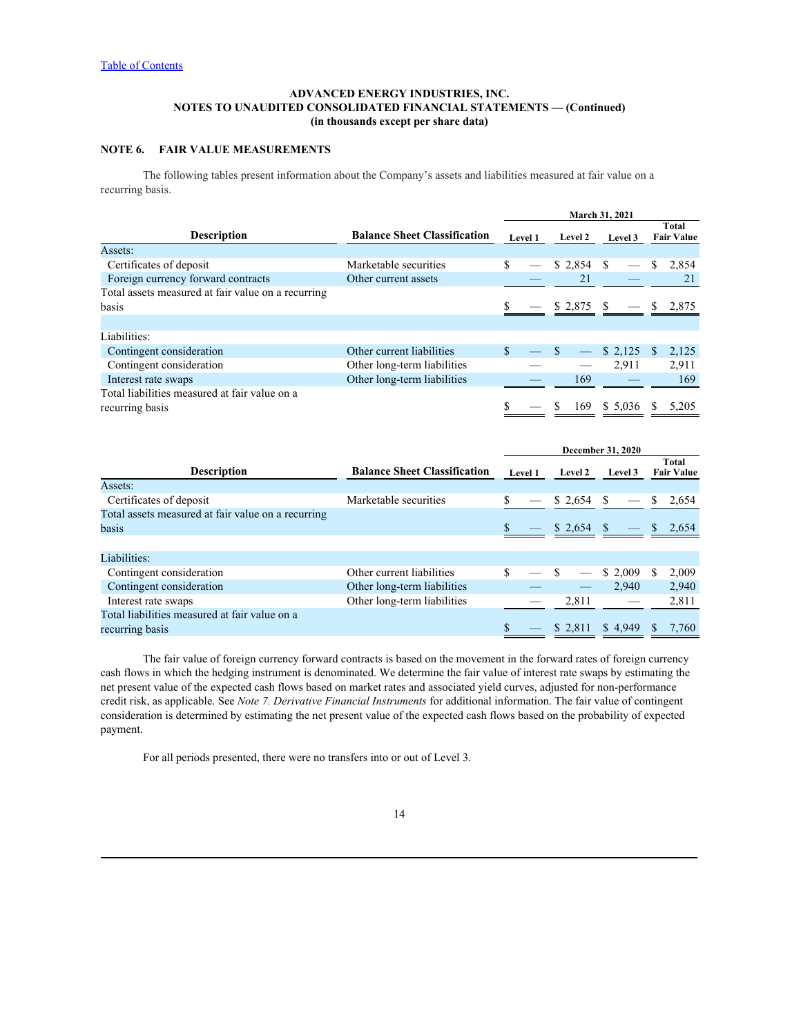[Table of Contents](#)

**ADVANCED ENERGY INDUSTRIES, INC.**
**NOTES TO UNAUDITED CONSOLIDATED FINANCIAL STATEMENTS — (Continued)**
**(in thousands except per share data)**

## NOTE 6. FAIR VALUE MEASUREMENTS

The following tables present information about the Company's assets and liabilities measured at fair value on a recurring basis.

| | | March 31, 2021 | | | |
|---|---|---|---|---|---|
| **Description** | **Balance Sheet Classification** | **Level 1** | **Level 2** | **Level 3** | **Total Fair Value** |
| Assets: | | | | | |
| Certificates of deposit | Marketable securities | $ — | $ 2,854 | $ — | $ 2,854 |
| Foreign currency forward contracts | Other current assets | — | 21 | — | 21 |
| Total assets measured at fair value on a recurring basis | | $ — | $ 2,875 | $ — | $ 2,875 |
| | | | | | |
| Liabilities: | | | | | |
| Contingent consideration | Other current liabilities | $ — | $ — | $ 2,125 | $ 2,125 |
| Contingent consideration | Other long-term liabilities | — | — | 2,911 | 2,911 |
| Interest rate swaps | Other long-term liabilities | — | 169 | — | 169 |
| Total liabilities measured at fair value on a recurring basis | | $ — | $ 169 | $ 5,036 | $ 5,205 |

| | | December 31, 2020 | | | |
|---|---|---|---|---|---|
| **Description** | **Balance Sheet Classification** | **Level 1** | **Level 2** | **Level 3** | **Total Fair Value** |
| Assets: | | | | | |
| Certificates of deposit | Marketable securities | $ — | $ 2,654 | $ — | $ 2,654 |
| Total assets measured at fair value on a recurring basis | | $ — | $ 2,654 | $ — | $ 2,654 |
| | | | | | |
| Liabilities: | | | | | |
| Contingent consideration | Other current liabilities | $ — | $ — | $ 2,009 | $ 2,009 |
| Contingent consideration | Other long-term liabilities | — | — | 2,940 | 2,940 |
| Interest rate swaps | Other long-term liabilities | — | 2,811 | — | 2,811 |
| Total liabilities measured at fair value on a recurring basis | | $ — | $ 2,811 | $ 4,949 | $ 7,760 |

The fair value of foreign currency forward contracts is based on the movement in the forward rates of foreign currency cash flows in which the hedging instrument is denominated. We determine the fair value of interest rate swaps by estimating the net present value of the expected cash flows based on market rates and associated yield curves, adjusted for non-performance credit risk, as applicable. See *Note 7. Derivative Financial Instruments* for additional information. The fair value of contingent consideration is determined by estimating the net present value of the expected cash flows based on the probability of expected payment.

For all periods presented, there were no transfers into or out of Level 3.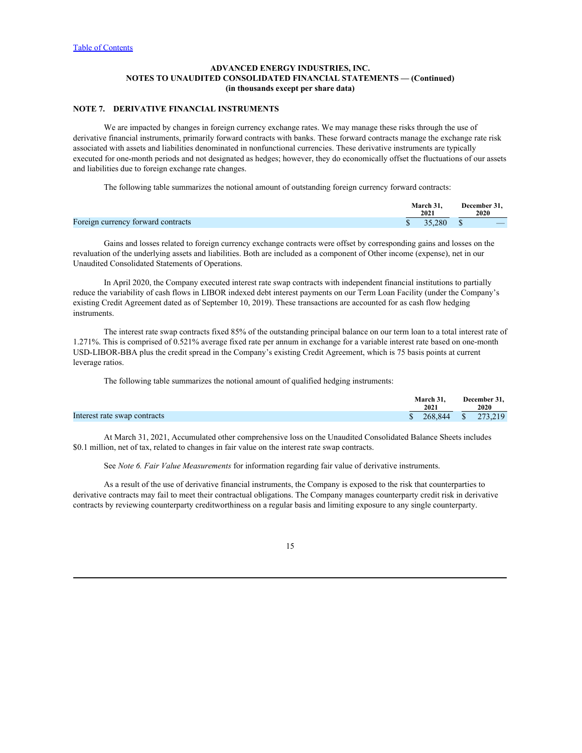Table of Contents

**ADVANCED ENERGY INDUSTRIES, INC.**
**NOTES TO UNAUDITED CONSOLIDATED FINANCIAL STATEMENTS — (Continued)**
**(in thousands except per share data)**

## NOTE 7. DERIVATIVE FINANCIAL INSTRUMENTS

We are impacted by changes in foreign currency exchange rates. We may manage these risks through the use of derivative financial instruments, primarily forward contracts with banks. These forward contracts manage the exchange rate risk associated with assets and liabilities denominated in nonfunctional currencies. These derivative instruments are typically executed for one-month periods and not designated as hedges; however, they do economically offset the fluctuations of our assets and liabilities due to foreign exchange rate changes.

The following table summarizes the notional amount of outstanding foreign currency forward contracts:

| | March 31, 2021 | December 31, 2020 |
|---|---|---|
| Foreign currency forward contracts | $ 35,280 | $ — |

Gains and losses related to foreign currency exchange contracts were offset by corresponding gains and losses on the revaluation of the underlying assets and liabilities. Both are included as a component of Other income (expense), net in our Unaudited Consolidated Statements of Operations.

In April 2020, the Company executed interest rate swap contracts with independent financial institutions to partially reduce the variability of cash flows in LIBOR indexed debt interest payments on our Term Loan Facility (under the Company's existing Credit Agreement dated as of September 10, 2019). These transactions are accounted for as cash flow hedging instruments.

The interest rate swap contracts fixed 85% of the outstanding principal balance on our term loan to a total interest rate of 1.271%. This is comprised of 0.521% average fixed rate per annum in exchange for a variable interest rate based on one-month USD-LIBOR-BBA plus the credit spread in the Company's existing Credit Agreement, which is 75 basis points at current leverage ratios.

The following table summarizes the notional amount of qualified hedging instruments:

| | March 31, 2021 | December 31, 2020 |
|---|---|---|
| Interest rate swap contracts | $ 268,844 | $ 273,219 |

At March 31, 2021, Accumulated other comprehensive loss on the Unaudited Consolidated Balance Sheets includes $0.1 million, net of tax, related to changes in fair value on the interest rate swap contracts.

See *Note 6. Fair Value Measurements* for information regarding fair value of derivative instruments.

As a result of the use of derivative financial instruments, the Company is exposed to the risk that counterparties to derivative contracts may fail to meet their contractual obligations. The Company manages counterparty credit risk in derivative contracts by reviewing counterparty creditworthiness on a regular basis and limiting exposure to any single counterparty.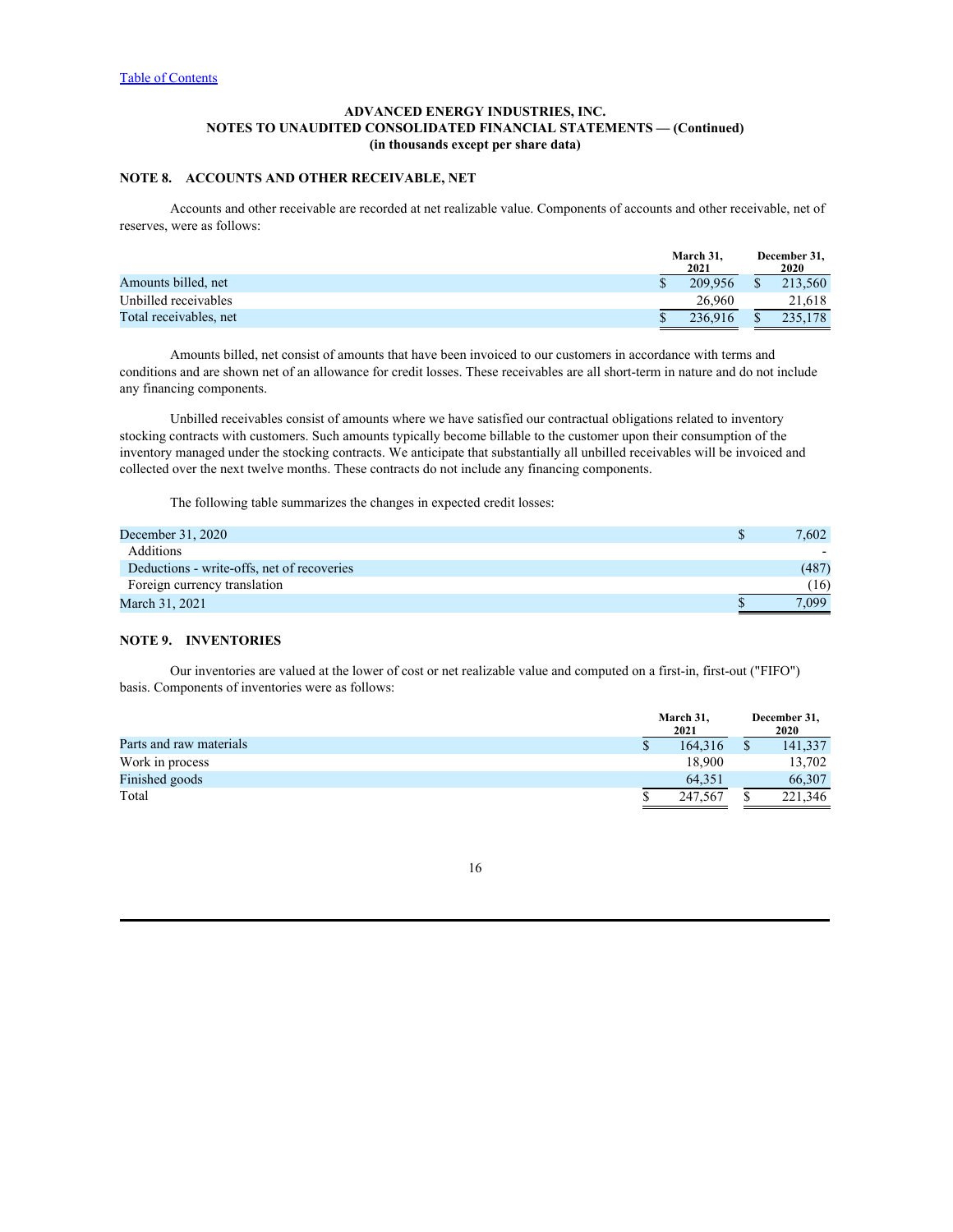# ADVANCED ENERGY INDUSTRIES, INC.
## NOTES TO UNAUDITED CONSOLIDATED FINANCIAL STATEMENTS — (Continued)
### (in thousands except per share data)

## NOTE 8. ACCOUNTS AND OTHER RECEIVABLE, NET

Accounts and other receivable are recorded at net realizable value. Components of accounts and other receivable, net of reserves, were as follows:

| | March 31, 2021 | December 31, 2020 |
|---|---|---|
| Amounts billed, net | $ 209,956 | $ 213,560 |
| Unbilled receivables | 26,960 | 21,618 |
| Total receivables, net | $ 236,916 | $ 235,178 |

Amounts billed, net consist of amounts that have been invoiced to our customers in accordance with terms and conditions and are shown net of an allowance for credit losses. These receivables are all short-term in nature and do not include any financing components.

Unbilled receivables consist of amounts where we have satisfied our contractual obligations related to inventory stocking contracts with customers. Such amounts typically become billable to the customer upon their consumption of the inventory managed under the stocking contracts. We anticipate that substantially all unbilled receivables will be invoiced and collected over the next twelve months. These contracts do not include any financing components.

The following table summarizes the changes in expected credit losses:

| | |
|---|---|
| December 31, 2020 | $ 7,602 |
| Additions | - |
| Deductions - write-offs, net of recoveries | (487) |
| Foreign currency translation | (16) |
| March 31, 2021 | $ 7,099 |

## NOTE 9. INVENTORIES

Our inventories are valued at the lower of cost or net realizable value and computed on a first-in, first-out ("FIFO") basis. Components of inventories were as follows:

| | March 31, 2021 | December 31, 2020 |
|---|---|---|
| Parts and raw materials | $ 164,316 | $ 141,337 |
| Work in process | 18,900 | 13,702 |
| Finished goods | 64,351 | 66,307 |
| Total | $ 247,567 | $ 221,346 |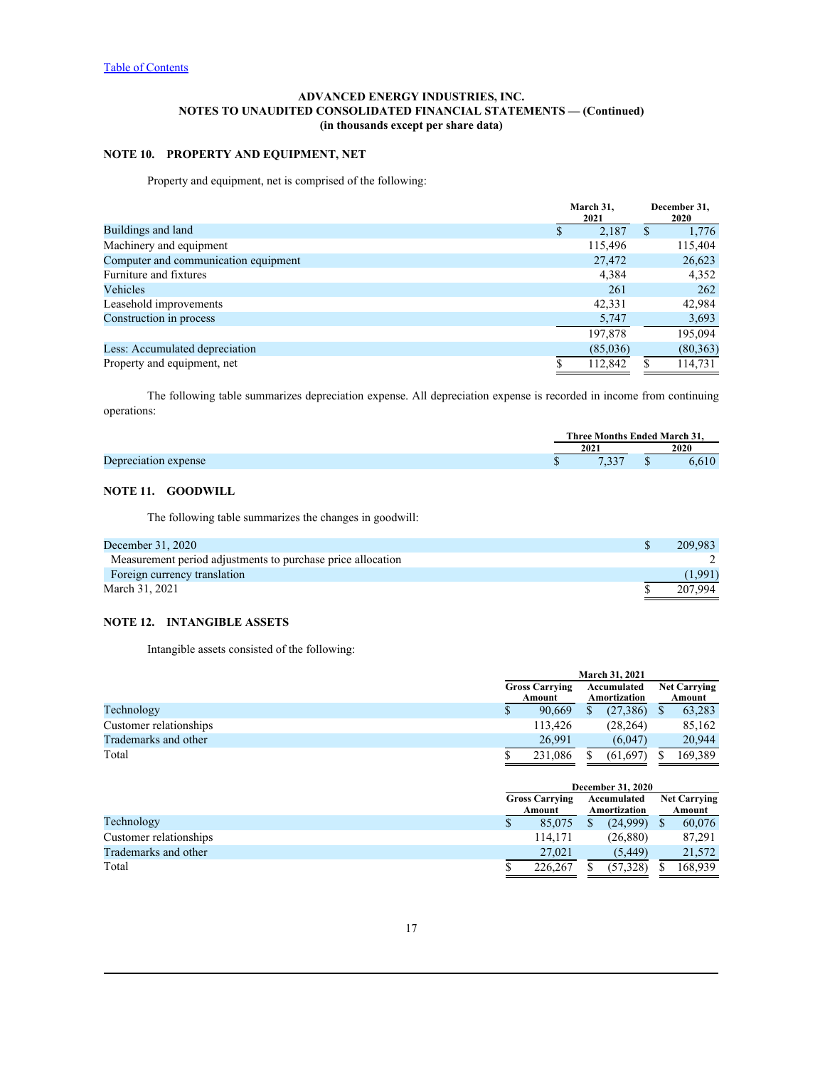Table of Contents

**ADVANCED ENERGY INDUSTRIES, INC.**
**NOTES TO UNAUDITED CONSOLIDATED FINANCIAL STATEMENTS — (Continued)**
**(in thousands except per share data)**

## NOTE 10. PROPERTY AND EQUIPMENT, NET

Property and equipment, net is comprised of the following:

| | March 31, 2021 | December 31, 2020 |
|---|---|---|
| Buildings and land | $ 2,187 | $ 1,776 |
| Machinery and equipment | 115,496 | 115,404 |
| Computer and communication equipment | 27,472 | 26,623 |
| Furniture and fixtures | 4,384 | 4,352 |
| Vehicles | 261 | 262 |
| Leasehold improvements | 42,331 | 42,984 |
| Construction in process | 5,747 | 3,693 |
| | 197,878 | 195,094 |
| Less: Accumulated depreciation | (85,036) | (80,363) |
| Property and equipment, net | $ 112,842 | $ 114,731 |

The following table summarizes depreciation expense. All depreciation expense is recorded in income from continuing operations:

| | Three Months Ended March 31, | |
|---|---|---|
| | 2021 | 2020 |
| Depreciation expense | $ 7,337 | $ 6,610 |

## NOTE 11. GOODWILL

The following table summarizes the changes in goodwill:

| | |
|---|---|
| December 31, 2020 | $ 209,983 |
| Measurement period adjustments to purchase price allocation | 2 |
| Foreign currency translation | (1,991) |
| March 31, 2021 | $ 207,994 |

## NOTE 12. INTANGIBLE ASSETS

Intangible assets consisted of the following:

| | March 31, 2021 | | |
|---|---|---|---|
| | Gross Carrying Amount | Accumulated Amortization | Net Carrying Amount |
| Technology | $ 90,669 | $ (27,386) | $ 63,283 |
| Customer relationships | 113,426 | (28,264) | 85,162 |
| Trademarks and other | 26,991 | (6,047) | 20,944 |
| Total | $ 231,086 | $ (61,697) | $ 169,389 |

| | December 31, 2020 | | |
|---|---|---|---|
| | Gross Carrying Amount | Accumulated Amortization | Net Carrying Amount |
| Technology | $ 85,075 | $ (24,999) | $ 60,076 |
| Customer relationships | 114,171 | (26,880) | 87,291 |
| Trademarks and other | 27,021 | (5,449) | 21,572 |
| Total | $ 226,267 | $ (57,328) | $ 168,939 |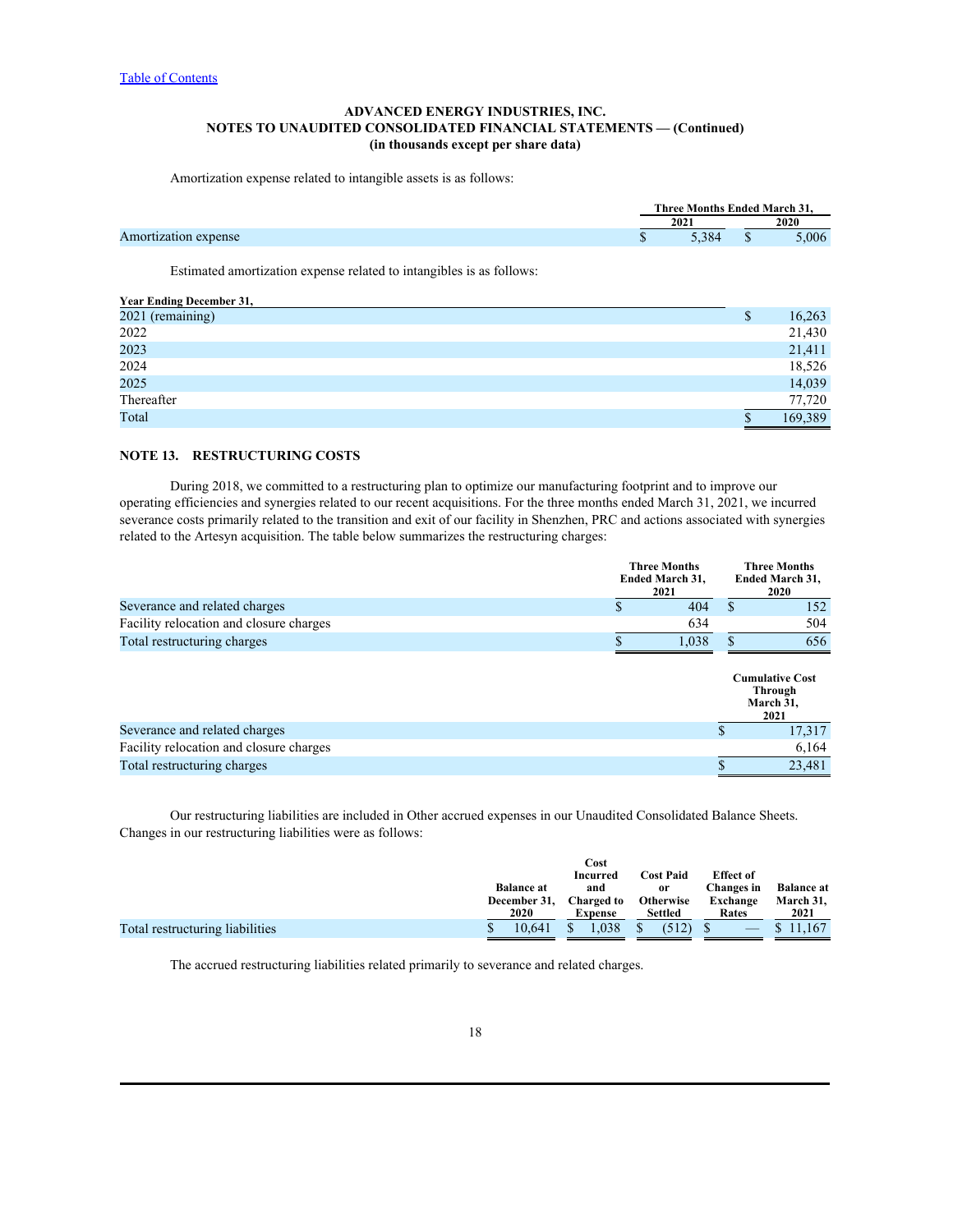ADVANCED ENERGY INDUSTRIES, INC.
NOTES TO UNAUDITED CONSOLIDATED FINANCIAL STATEMENTS — (Continued)
(in thousands except per share data)

Amortization expense related to intangible assets is as follows:

| | Three Months Ended March 31, | |
|---|---|---|
| | 2021 | 2020 |
| Amortization expense | $ 5,384 | $ 5,006 |

Estimated amortization expense related to intangibles is as follows:

| Year Ending December 31, | |
|---|---|
| 2021 (remaining) | $ 16,263 |
| 2022 | 21,430 |
| 2023 | 21,411 |
| 2024 | 18,526 |
| 2025 | 14,039 |
| Thereafter | 77,720 |
| Total | $ 169,389 |

## NOTE 13. RESTRUCTURING COSTS

During 2018, we committed to a restructuring plan to optimize our manufacturing footprint and to improve our operating efficiencies and synergies related to our recent acquisitions. For the three months ended March 31, 2021, we incurred severance costs primarily related to the transition and exit of our facility in Shenzhen, PRC and actions associated with synergies related to the Artesyn acquisition. The table below summarizes the restructuring charges:

| | Three Months Ended March 31, 2021 | Three Months Ended March 31, 2020 |
|---|---|---|
| Severance and related charges | $ 404 | $ 152 |
| Facility relocation and closure charges | 634 | 504 |
| Total restructuring charges | $ 1,038 | $ 656 |

| | Cumulative Cost Through March 31, 2021 |
|---|---|
| Severance and related charges | $ 17,317 |
| Facility relocation and closure charges | 6,164 |
| Total restructuring charges | $ 23,481 |

Our restructuring liabilities are included in Other accrued expenses in our Unaudited Consolidated Balance Sheets. Changes in our restructuring liabilities were as follows:

| | Balance at December 31, 2020 | Cost Incurred and Charged to Expense | Cost Paid or Otherwise Settled | Effect of Changes in Exchange Rates | Balance at March 31, 2021 |
|---|---|---|---|---|---|
| Total restructuring liabilities | $ 10,641 | $ 1,038 | $ (512) | $ — | $ 11,167 |

The accrued restructuring liabilities related primarily to severance and related charges.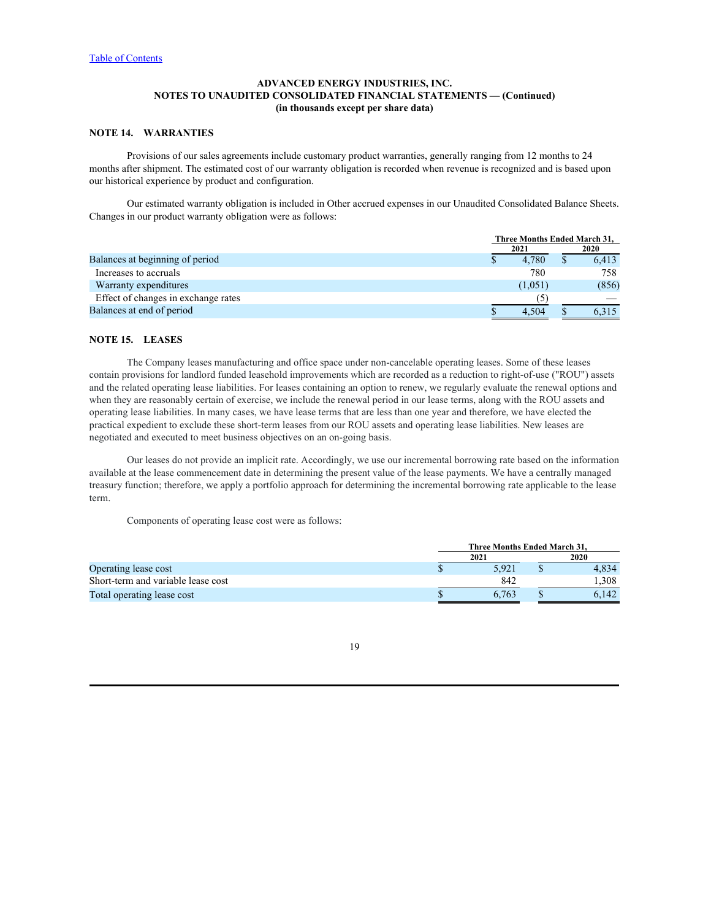[Table of Contents](#)

**ADVANCED ENERGY INDUSTRIES, INC.**
**NOTES TO UNAUDITED CONSOLIDATED FINANCIAL STATEMENTS — (Continued)**
**(in thousands except per share data)**

## NOTE 14. WARRANTIES

Provisions of our sales agreements include customary product warranties, generally ranging from 12 months to 24 months after shipment. The estimated cost of our warranty obligation is recorded when revenue is recognized and is based upon our historical experience by product and configuration.

Our estimated warranty obligation is included in Other accrued expenses in our Unaudited Consolidated Balance Sheets. Changes in our product warranty obligation were as follows:

| | Three Months Ended March 31, | |
|---|---|---|
| | 2021 | 2020 |
| Balances at beginning of period | $ 4,780 | $ 6,413 |
| Increases to accruals | 780 | 758 |
| Warranty expenditures | (1,051) | (856) |
| Effect of changes in exchange rates | (5) | — |
| Balances at end of period | $ 4,504 | $ 6,315 |

## NOTE 15. LEASES

The Company leases manufacturing and office space under non-cancelable operating leases. Some of these leases contain provisions for landlord funded leasehold improvements which are recorded as a reduction to right-of-use ("ROU") assets and the related operating lease liabilities. For leases containing an option to renew, we regularly evaluate the renewal options and when they are reasonably certain of exercise, we include the renewal period in our lease terms, along with the ROU assets and operating lease liabilities. In many cases, we have lease terms that are less than one year and therefore, we have elected the practical expedient to exclude these short-term leases from our ROU assets and operating lease liabilities. New leases are negotiated and executed to meet business objectives on an on-going basis.

Our leases do not provide an implicit rate. Accordingly, we use our incremental borrowing rate based on the information available at the lease commencement date in determining the present value of the lease payments. We have a centrally managed treasury function; therefore, we apply a portfolio approach for determining the incremental borrowing rate applicable to the lease term.

Components of operating lease cost were as follows:

| | Three Months Ended March 31, | |
|---|---|---|
| | 2021 | 2020 |
| Operating lease cost | $ 5,921 | $ 4,834 |
| Short-term and variable lease cost | 842 | 1,308 |
| Total operating lease cost | $ 6,763 | $ 6,142 |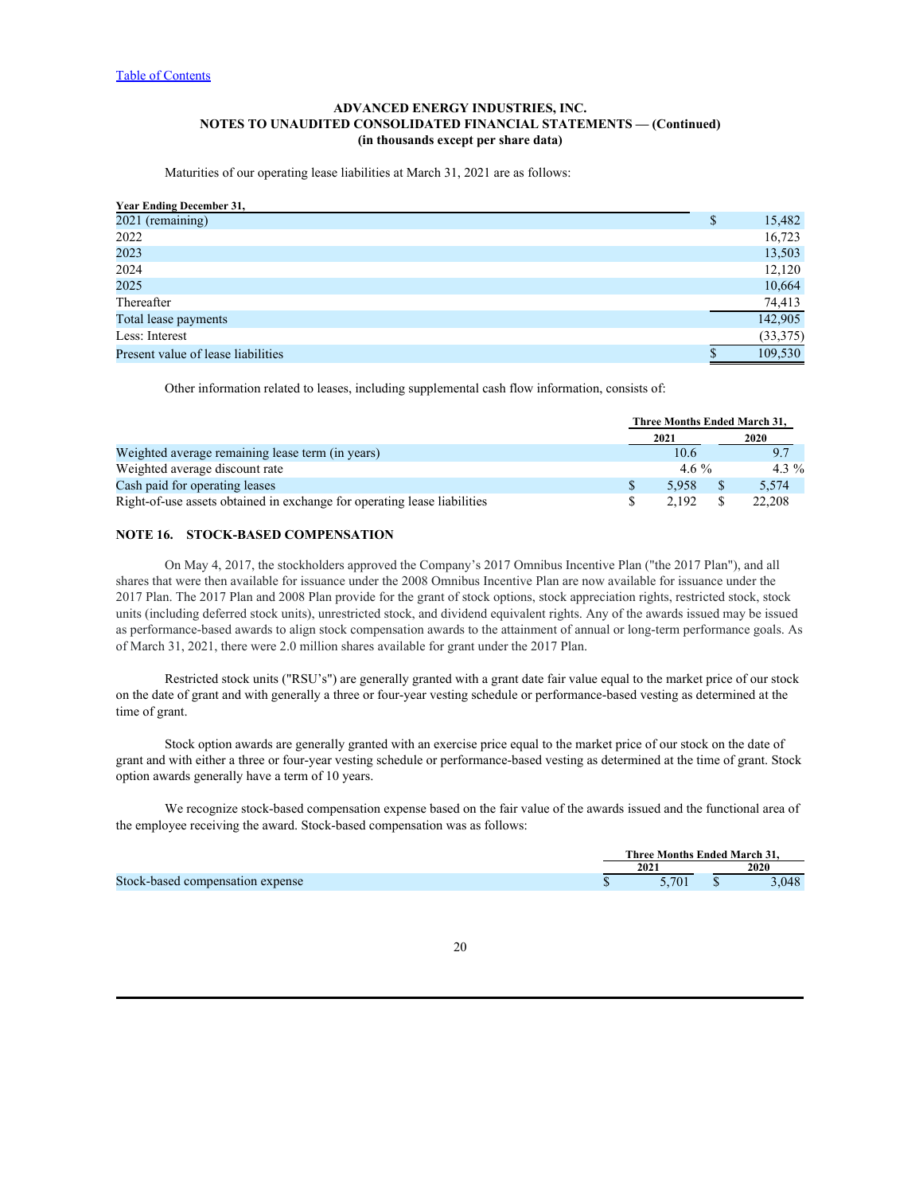**ADVANCED ENERGY INDUSTRIES, INC.**
**NOTES TO UNAUDITED CONSOLIDATED FINANCIAL STATEMENTS — (Continued)**
**(in thousands except per share data)**

Maturities of our operating lease liabilities at March 31, 2021 are as follows:

| Year Ending December 31, | |
|---|---|
| 2021 (remaining) | $ 15,482 |
| 2022 | 16,723 |
| 2023 | 13,503 |
| 2024 | 12,120 |
| 2025 | 10,664 |
| Thereafter | 74,413 |
| Total lease payments | 142,905 |
| Less: Interest | (33,375) |
| Present value of lease liabilities | $ 109,530 |

Other information related to leases, including supplemental cash flow information, consists of:

| | Three Months Ended March 31, | |
|---|---|---|
| | 2021 | 2020 |
| Weighted average remaining lease term (in years) | 10.6 | 9.7 |
| Weighted average discount rate | 4.6 % | 4.3 % |
| Cash paid for operating leases | $ 5,958 | $ 5,574 |
| Right-of-use assets obtained in exchange for operating lease liabilities | $ 2,192 | $ 22,208 |

## NOTE 16. STOCK-BASED COMPENSATION

On May 4, 2017, the stockholders approved the Company's 2017 Omnibus Incentive Plan ("the 2017 Plan"), and all shares that were then available for issuance under the 2008 Omnibus Incentive Plan are now available for issuance under the 2017 Plan. The 2017 Plan and 2008 Plan provide for the grant of stock options, stock appreciation rights, restricted stock, stock units (including deferred stock units), unrestricted stock, and dividend equivalent rights. Any of the awards issued may be issued as performance-based awards to align stock compensation awards to the attainment of annual or long-term performance goals. As of March 31, 2021, there were 2.0 million shares available for grant under the 2017 Plan.

Restricted stock units ("RSU's") are generally granted with a grant date fair value equal to the market price of our stock on the date of grant and with generally a three or four-year vesting schedule or performance-based vesting as determined at the time of grant.

Stock option awards are generally granted with an exercise price equal to the market price of our stock on the date of grant and with either a three or four-year vesting schedule or performance-based vesting as determined at the time of grant. Stock option awards generally have a term of 10 years.

We recognize stock-based compensation expense based on the fair value of the awards issued and the functional area of the employee receiving the award. Stock-based compensation was as follows:

| | Three Months Ended March 31, | |
|---|---|---|
| | 2021 | 2020 |
| Stock-based compensation expense | $ 5,701 | $ 3,048 |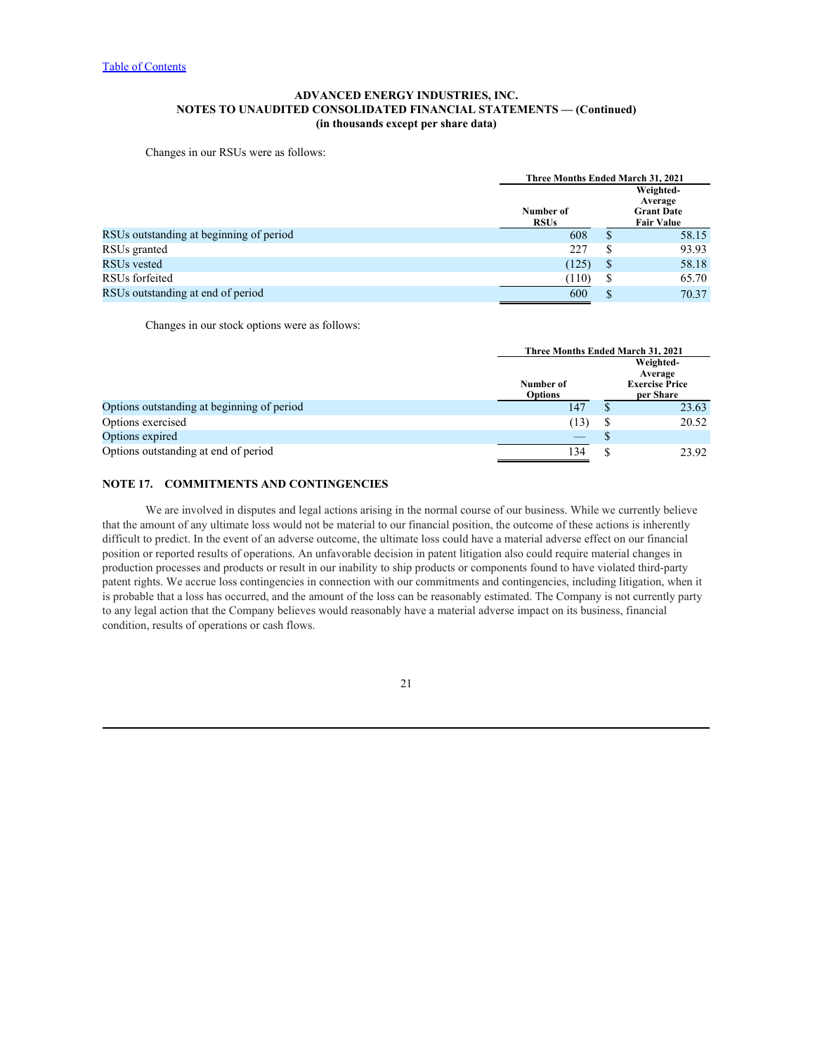**ADVANCED ENERGY INDUSTRIES, INC.**
**NOTES TO UNAUDITED CONSOLIDATED FINANCIAL STATEMENTS — (Continued)**
**(in thousands except per share data)**

Changes in our RSUs were as follows:

| | Three Months Ended March 31, 2021 | |
|---|---|---|
| | Number of RSUs | Weighted-Average Grant Date Fair Value |
| RSUs outstanding at beginning of period | 608 | $ 58.15 |
| RSUs granted | 227 | $ 93.93 |
| RSUs vested | (125) | $ 58.18 |
| RSUs forfeited | (110) | $ 65.70 |
| RSUs outstanding at end of period | 600 | $ 70.37 |

Changes in our stock options were as follows:

| | Three Months Ended March 31, 2021 | |
|---|---|---|
| | Number of Options | Weighted-Average Exercise Price per Share |
| Options outstanding at beginning of period | 147 | $ 23.63 |
| Options exercised | (13) | $ 20.52 |
| Options expired | — | $ |
| Options outstanding at end of period | 134 | $ 23.92 |

## NOTE 17. COMMITMENTS AND CONTINGENCIES

We are involved in disputes and legal actions arising in the normal course of our business. While we currently believe that the amount of any ultimate loss would not be material to our financial position, the outcome of these actions is inherently difficult to predict. In the event of an adverse outcome, the ultimate loss could have a material adverse effect on our financial position or reported results of operations. An unfavorable decision in patent litigation also could require material changes in production processes and products or result in our inability to ship products or components found to have violated third-party patent rights. We accrue loss contingencies in connection with our commitments and contingencies, including litigation, when it is probable that a loss has occurred, and the amount of the loss can be reasonably estimated. The Company is not currently party to any legal action that the Company believes would reasonably have a material adverse impact on its business, financial condition, results of operations or cash flows.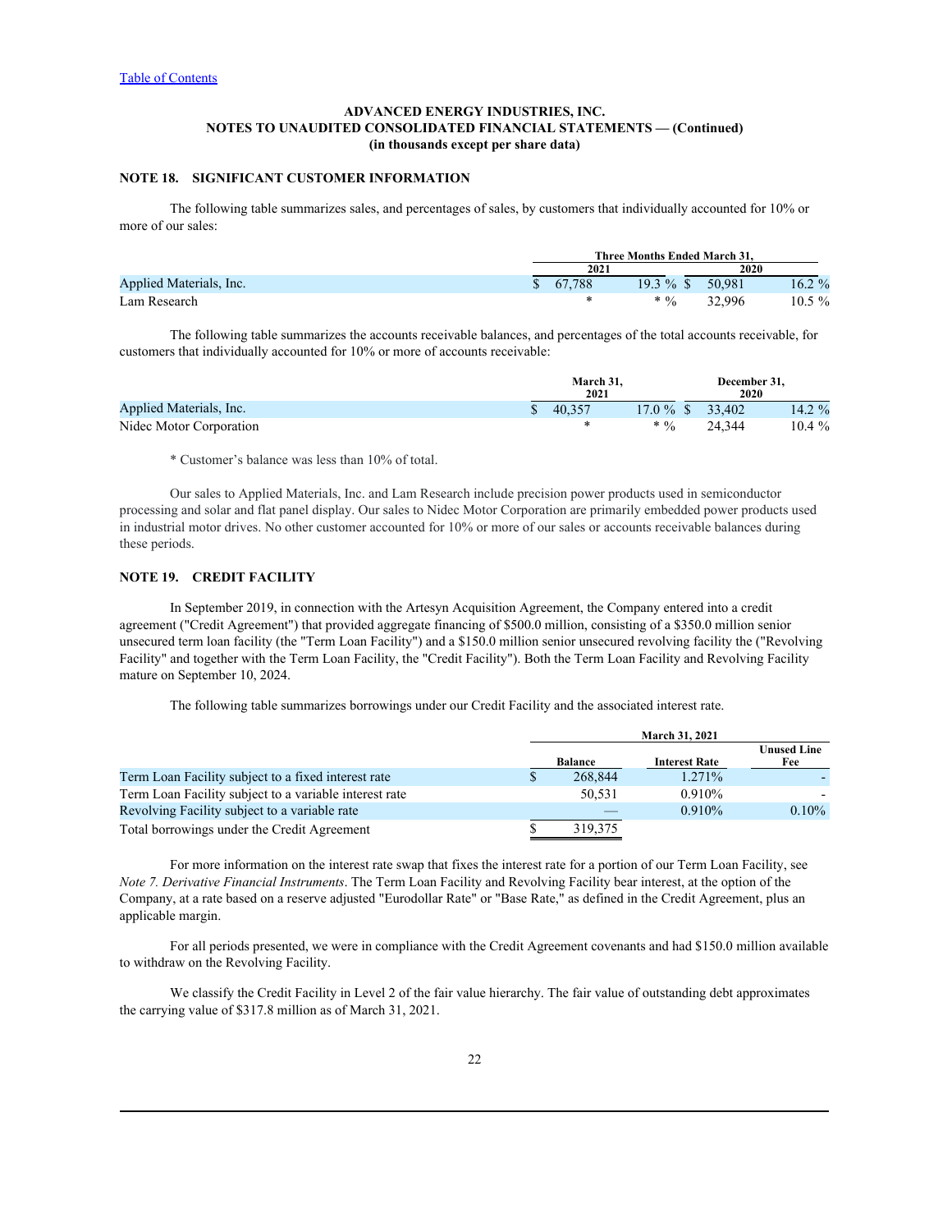**ADVANCED ENERGY INDUSTRIES, INC.**
**NOTES TO UNAUDITED CONSOLIDATED FINANCIAL STATEMENTS — (Continued)**
**(in thousands except per share data)**

## NOTE 18. SIGNIFICANT CUSTOMER INFORMATION

The following table summarizes sales, and percentages of sales, by customers that individually accounted for 10% or more of our sales:

| | Three Months Ended March 31, | | | |
|---|---|---|---|---|
| | 2021 | | 2020 | |
| Applied Materials, Inc. | $ 67,788 | 19.3 % | $ 50,981 | 16.2 % |
| Lam Research | * | * % | 32,996 | 10.5 % |

The following table summarizes the accounts receivable balances, and percentages of the total accounts receivable, for customers that individually accounted for 10% or more of accounts receivable:

| | March 31, 2021 | | December 31, 2020 | |
|---|---|---|---|---|
| Applied Materials, Inc. | $ 40,357 | 17.0 % | $ 33,402 | 14.2 % |
| Nidec Motor Corporation | * | * % | 24,344 | 10.4 % |

* Customer's balance was less than 10% of total.

Our sales to Applied Materials, Inc. and Lam Research include precision power products used in semiconductor processing and solar and flat panel display. Our sales to Nidec Motor Corporation are primarily embedded power products used in industrial motor drives. No other customer accounted for 10% or more of our sales or accounts receivable balances during these periods.

## NOTE 19. CREDIT FACILITY

In September 2019, in connection with the Artesyn Acquisition Agreement, the Company entered into a credit agreement ("Credit Agreement") that provided aggregate financing of $500.0 million, consisting of a $350.0 million senior unsecured term loan facility (the "Term Loan Facility") and a $150.0 million senior unsecured revolving facility the ("Revolving Facility" and together with the Term Loan Facility, the "Credit Facility"). Both the Term Loan Facility and Revolving Facility mature on September 10, 2024.

The following table summarizes borrowings under our Credit Facility and the associated interest rate.

| | March 31, 2021 | | |
|---|---|---|---|
| | Balance | Interest Rate | Unused Line Fee |
| Term Loan Facility subject to a fixed interest rate | $ 268,844 | 1.271% | - |
| Term Loan Facility subject to a variable interest rate | 50,531 | 0.910% | - |
| Revolving Facility subject to a variable rate | — | 0.910% | 0.10% |
| Total borrowings under the Credit Agreement | $ 319,375 | | |

For more information on the interest rate swap that fixes the interest rate for a portion of our Term Loan Facility, see *Note 7. Derivative Financial Instruments*. The Term Loan Facility and Revolving Facility bear interest, at the option of the Company, at a rate based on a reserve adjusted "Eurodollar Rate" or "Base Rate," as defined in the Credit Agreement, plus an applicable margin.

For all periods presented, we were in compliance with the Credit Agreement covenants and had $150.0 million available to withdraw on the Revolving Facility.

We classify the Credit Facility in Level 2 of the fair value hierarchy. The fair value of outstanding debt approximates the carrying value of $317.8 million as of March 31, 2021.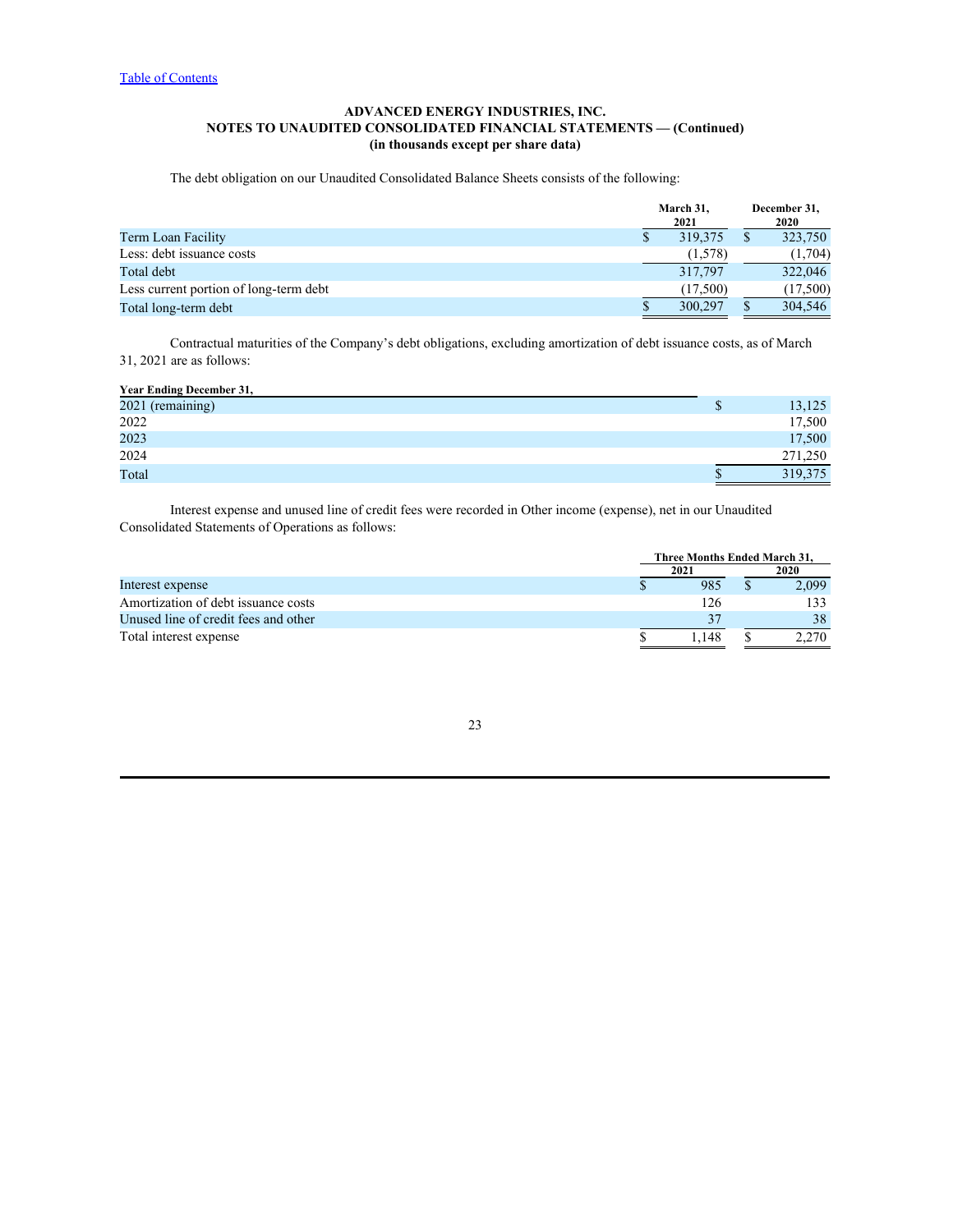Table of Contents

**ADVANCED ENERGY INDUSTRIES, INC.**
**NOTES TO UNAUDITED CONSOLIDATED FINANCIAL STATEMENTS — (Continued)**
**(in thousands except per share data)**

The debt obligation on our Unaudited Consolidated Balance Sheets consists of the following:

| | March 31, 2021 | December 31, 2020 |
|---|---|---|
| Term Loan Facility | $ 319,375 | $ 323,750 |
| Less: debt issuance costs | (1,578) | (1,704) |
| Total debt | 317,797 | 322,046 |
| Less current portion of long-term debt | (17,500) | (17,500) |
| Total long-term debt | $ 300,297 | $ 304,546 |

Contractual maturities of the Company's debt obligations, excluding amortization of debt issuance costs, as of March 31, 2021 are as follows:

| Year Ending December 31, | |
|---|---|
| 2021 (remaining) | $ 13,125 |
| 2022 | 17,500 |
| 2023 | 17,500 |
| 2024 | 271,250 |
| Total | $ 319,375 |

Interest expense and unused line of credit fees were recorded in Other income (expense), net in our Unaudited Consolidated Statements of Operations as follows:

| | Three Months Ended March 31, | |
|---|---|---|
| | 2021 | 2020 |
| Interest expense | $ 985 | $ 2,099 |
| Amortization of debt issuance costs | 126 | 133 |
| Unused line of credit fees and other | 37 | 38 |
| Total interest expense | $ 1,148 | $ 2,270 |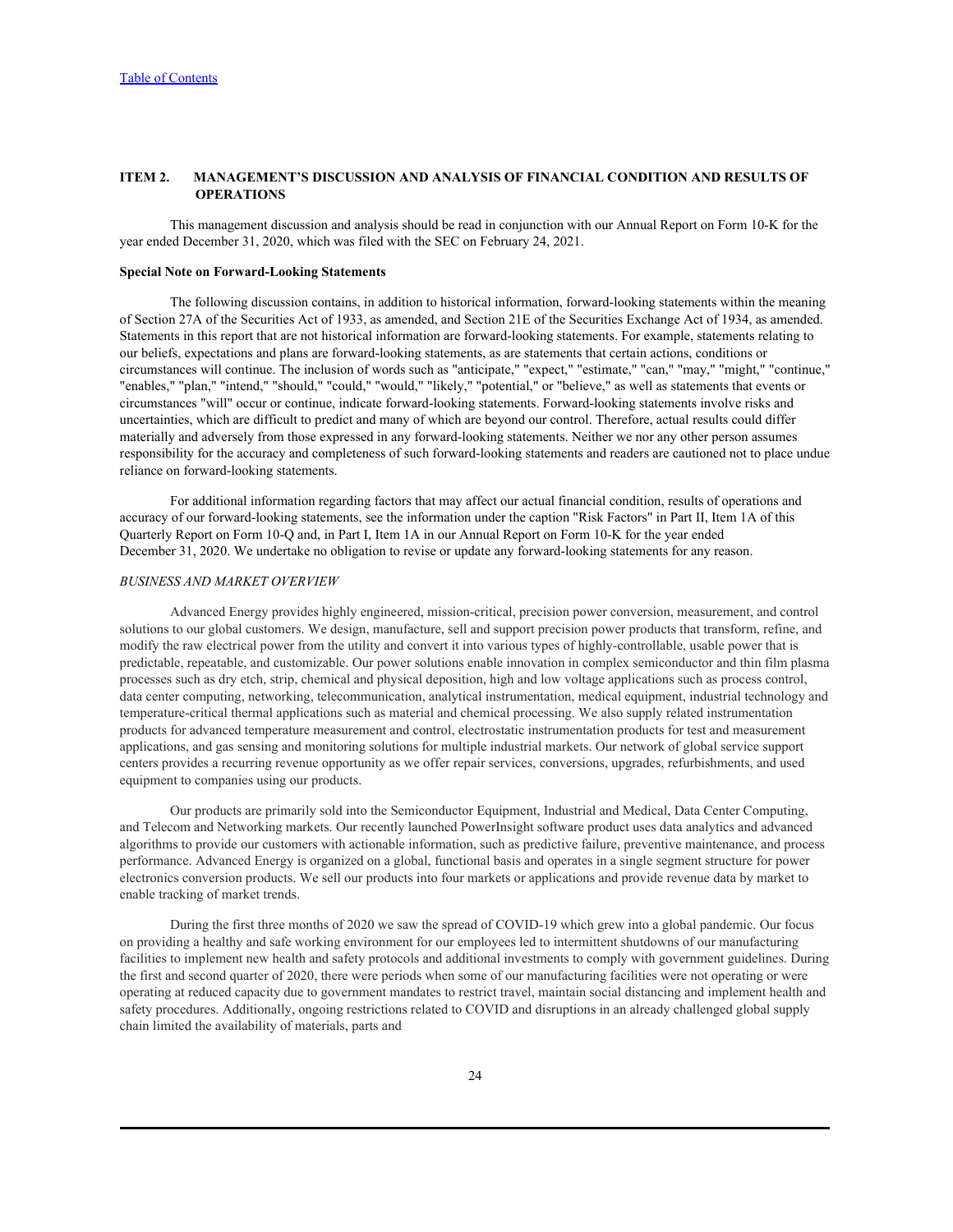## ITEM 2. MANAGEMENT'S DISCUSSION AND ANALYSIS OF FINANCIAL CONDITION AND RESULTS OF OPERATIONS

This management discussion and analysis should be read in conjunction with our Annual Report on Form 10-K for the year ended December 31, 2020, which was filed with the SEC on February 24, 2021.

**Special Note on Forward-Looking Statements**

The following discussion contains, in addition to historical information, forward-looking statements within the meaning of Section 27A of the Securities Act of 1933, as amended, and Section 21E of the Securities Exchange Act of 1934, as amended. Statements in this report that are not historical information are forward-looking statements. For example, statements relating to our beliefs, expectations and plans are forward-looking statements, as are statements that certain actions, conditions or circumstances will continue. The inclusion of words such as "anticipate," "expect," "estimate," "can," "may," "might," "continue," "enables," "plan," "intend," "should," "could," "would," "likely," "potential," or "believe," as well as statements that events or circumstances "will" occur or continue, indicate forward-looking statements. Forward-looking statements involve risks and uncertainties, which are difficult to predict and many of which are beyond our control. Therefore, actual results could differ materially and adversely from those expressed in any forward-looking statements. Neither we nor any other person assumes responsibility for the accuracy and completeness of such forward-looking statements and readers are cautioned not to place undue reliance on forward-looking statements.

For additional information regarding factors that may affect our actual financial condition, results of operations and accuracy of our forward-looking statements, see the information under the caption "Risk Factors" in Part II, Item 1A of this Quarterly Report on Form 10-Q and, in Part I, Item 1A in our Annual Report on Form 10-K for the year ended December 31, 2020. We undertake no obligation to revise or update any forward-looking statements for any reason.

*BUSINESS AND MARKET OVERVIEW*

Advanced Energy provides highly engineered, mission-critical, precision power conversion, measurement, and control solutions to our global customers. We design, manufacture, sell and support precision power products that transform, refine, and modify the raw electrical power from the utility and convert it into various types of highly-controllable, usable power that is predictable, repeatable, and customizable. Our power solutions enable innovation in complex semiconductor and thin film plasma processes such as dry etch, strip, chemical and physical deposition, high and low voltage applications such as process control, data center computing, networking, telecommunication, analytical instrumentation, medical equipment, industrial technology and temperature-critical thermal applications such as material and chemical processing. We also supply related instrumentation products for advanced temperature measurement and control, electrostatic instrumentation products for test and measurement applications, and gas sensing and monitoring solutions for multiple industrial markets. Our network of global service support centers provides a recurring revenue opportunity as we offer repair services, conversions, upgrades, refurbishments, and used equipment to companies using our products.

Our products are primarily sold into the Semiconductor Equipment, Industrial and Medical, Data Center Computing, and Telecom and Networking markets. Our recently launched PowerInsight software product uses data analytics and advanced algorithms to provide our customers with actionable information, such as predictive failure, preventive maintenance, and process performance. Advanced Energy is organized on a global, functional basis and operates in a single segment structure for power electronics conversion products. We sell our products into four markets or applications and provide revenue data by market to enable tracking of market trends.

During the first three months of 2020 we saw the spread of COVID-19 which grew into a global pandemic. Our focus on providing a healthy and safe working environment for our employees led to intermittent shutdowns of our manufacturing facilities to implement new health and safety protocols and additional investments to comply with government guidelines. During the first and second quarter of 2020, there were periods when some of our manufacturing facilities were not operating or were operating at reduced capacity due to government mandates to restrict travel, maintain social distancing and implement health and safety procedures. Additionally, ongoing restrictions related to COVID and disruptions in an already challenged global supply chain limited the availability of materials, parts and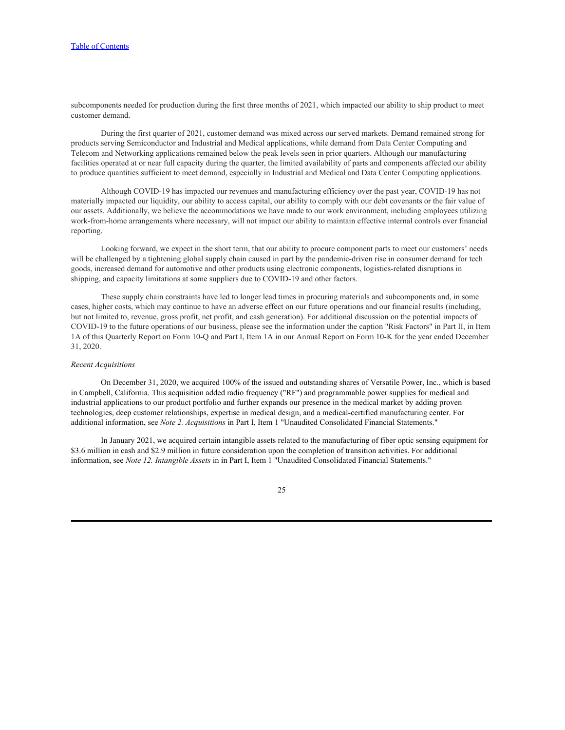subcomponents needed for production during the first three months of 2021, which impacted our ability to ship product to meet customer demand.

During the first quarter of 2021, customer demand was mixed across our served markets. Demand remained strong for products serving Semiconductor and Industrial and Medical applications, while demand from Data Center Computing and Telecom and Networking applications remained below the peak levels seen in prior quarters. Although our manufacturing facilities operated at or near full capacity during the quarter, the limited availability of parts and components affected our ability to produce quantities sufficient to meet demand, especially in Industrial and Medical and Data Center Computing applications.

Although COVID-19 has impacted our revenues and manufacturing efficiency over the past year, COVID-19 has not materially impacted our liquidity, our ability to access capital, our ability to comply with our debt covenants or the fair value of our assets. Additionally, we believe the accommodations we have made to our work environment, including employees utilizing work-from-home arrangements where necessary, will not impact our ability to maintain effective internal controls over financial reporting.

Looking forward, we expect in the short term, that our ability to procure component parts to meet our customers' needs will be challenged by a tightening global supply chain caused in part by the pandemic-driven rise in consumer demand for tech goods, increased demand for automotive and other products using electronic components, logistics-related disruptions in shipping, and capacity limitations at some suppliers due to COVID-19 and other factors.

These supply chain constraints have led to longer lead times in procuring materials and subcomponents and, in some cases, higher costs, which may continue to have an adverse effect on our future operations and our financial results (including, but not limited to, revenue, gross profit, net profit, and cash generation). For additional discussion on the potential impacts of COVID-19 to the future operations of our business, please see the information under the caption "Risk Factors" in Part II, in Item 1A of this Quarterly Report on Form 10-Q and Part I, Item 1A in our Annual Report on Form 10-K for the year ended December 31, 2020.

*Recent Acquisitions*

On December 31, 2020, we acquired 100% of the issued and outstanding shares of Versatile Power, Inc., which is based in Campbell, California. This acquisition added radio frequency ("RF") and programmable power supplies for medical and industrial applications to our product portfolio and further expands our presence in the medical market by adding proven technologies, deep customer relationships, expertise in medical design, and a medical-certified manufacturing center. For additional information, see *Note 2. Acquisitions* in Part I, Item 1 "Unaudited Consolidated Financial Statements."

In January 2021, we acquired certain intangible assets related to the manufacturing of fiber optic sensing equipment for $3.6 million in cash and $2.9 million in future consideration upon the completion of transition activities. For additional information, see *Note 12. Intangible Assets* in in Part I, Item 1 "Unaudited Consolidated Financial Statements."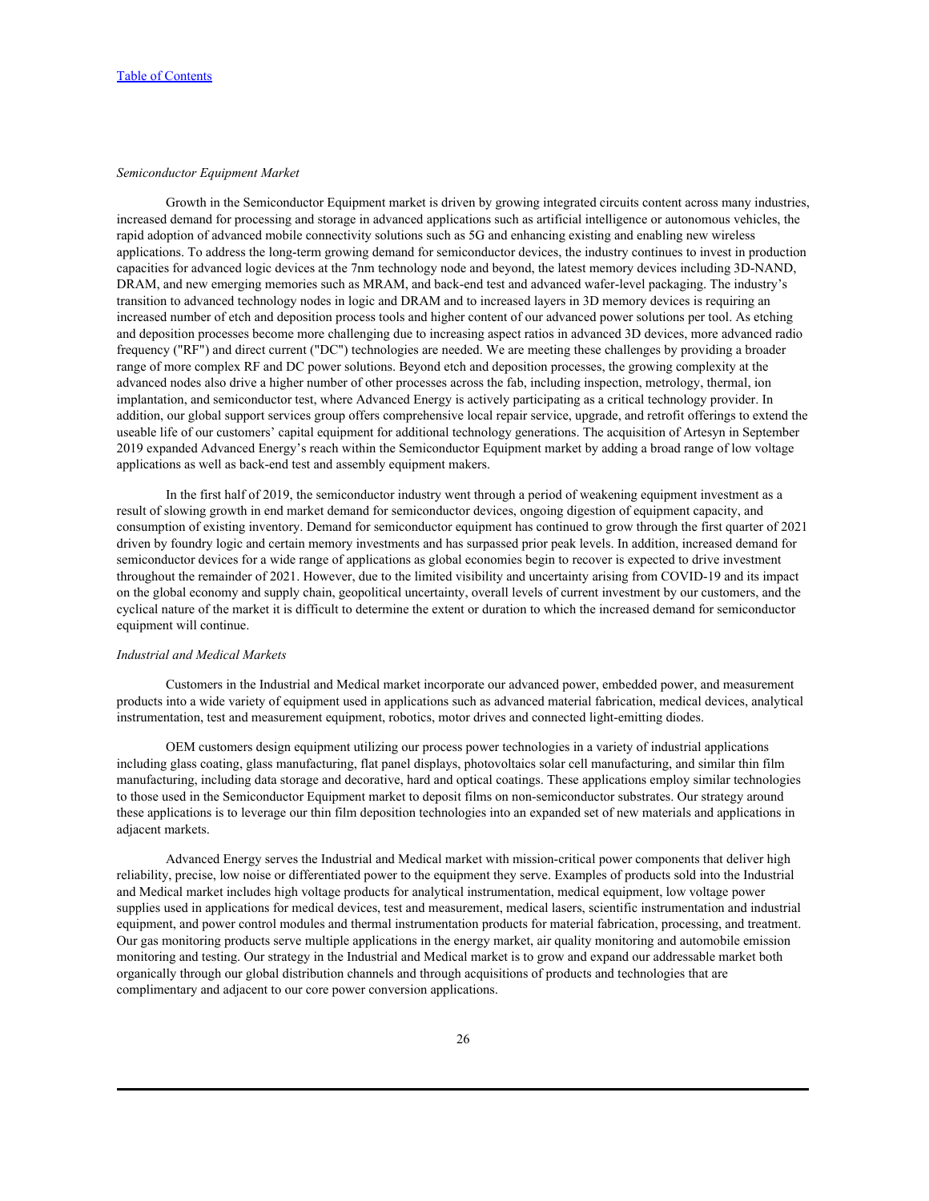*Semiconductor Equipment Market*

Growth in the Semiconductor Equipment market is driven by growing integrated circuits content across many industries, increased demand for processing and storage in advanced applications such as artificial intelligence or autonomous vehicles, the rapid adoption of advanced mobile connectivity solutions such as 5G and enhancing existing and enabling new wireless applications. To address the long-term growing demand for semiconductor devices, the industry continues to invest in production capacities for advanced logic devices at the 7nm technology node and beyond, the latest memory devices including 3D-NAND, DRAM, and new emerging memories such as MRAM, and back-end test and advanced wafer-level packaging. The industry's transition to advanced technology nodes in logic and DRAM and to increased layers in 3D memory devices is requiring an increased number of etch and deposition process tools and higher content of our advanced power solutions per tool. As etching and deposition processes become more challenging due to increasing aspect ratios in advanced 3D devices, more advanced radio frequency ("RF") and direct current ("DC") technologies are needed. We are meeting these challenges by providing a broader range of more complex RF and DC power solutions. Beyond etch and deposition processes, the growing complexity at the advanced nodes also drive a higher number of other processes across the fab, including inspection, metrology, thermal, ion implantation, and semiconductor test, where Advanced Energy is actively participating as a critical technology provider. In addition, our global support services group offers comprehensive local repair service, upgrade, and retrofit offerings to extend the useable life of our customers' capital equipment for additional technology generations. The acquisition of Artesyn in September 2019 expanded Advanced Energy's reach within the Semiconductor Equipment market by adding a broad range of low voltage applications as well as back-end test and assembly equipment makers.

In the first half of 2019, the semiconductor industry went through a period of weakening equipment investment as a result of slowing growth in end market demand for semiconductor devices, ongoing digestion of equipment capacity, and consumption of existing inventory. Demand for semiconductor equipment has continued to grow through the first quarter of 2021 driven by foundry logic and certain memory investments and has surpassed prior peak levels. In addition, increased demand for semiconductor devices for a wide range of applications as global economies begin to recover is expected to drive investment throughout the remainder of 2021. However, due to the limited visibility and uncertainty arising from COVID-19 and its impact on the global economy and supply chain, geopolitical uncertainty, overall levels of current investment by our customers, and the cyclical nature of the market it is difficult to determine the extent or duration to which the increased demand for semiconductor equipment will continue.

*Industrial and Medical Markets*

Customers in the Industrial and Medical market incorporate our advanced power, embedded power, and measurement products into a wide variety of equipment used in applications such as advanced material fabrication, medical devices, analytical instrumentation, test and measurement equipment, robotics, motor drives and connected light-emitting diodes.

OEM customers design equipment utilizing our process power technologies in a variety of industrial applications including glass coating, glass manufacturing, flat panel displays, photovoltaics solar cell manufacturing, and similar thin film manufacturing, including data storage and decorative, hard and optical coatings. These applications employ similar technologies to those used in the Semiconductor Equipment market to deposit films on non-semiconductor substrates. Our strategy around these applications is to leverage our thin film deposition technologies into an expanded set of new materials and applications in adjacent markets.

Advanced Energy serves the Industrial and Medical market with mission-critical power components that deliver high reliability, precise, low noise or differentiated power to the equipment they serve. Examples of products sold into the Industrial and Medical market includes high voltage products for analytical instrumentation, medical equipment, low voltage power supplies used in applications for medical devices, test and measurement, medical lasers, scientific instrumentation and industrial equipment, and power control modules and thermal instrumentation products for material fabrication, processing, and treatment. Our gas monitoring products serve multiple applications in the energy market, air quality monitoring and automobile emission monitoring and testing. Our strategy in the Industrial and Medical market is to grow and expand our addressable market both organically through our global distribution channels and through acquisitions of products and technologies that are complimentary and adjacent to our core power conversion applications.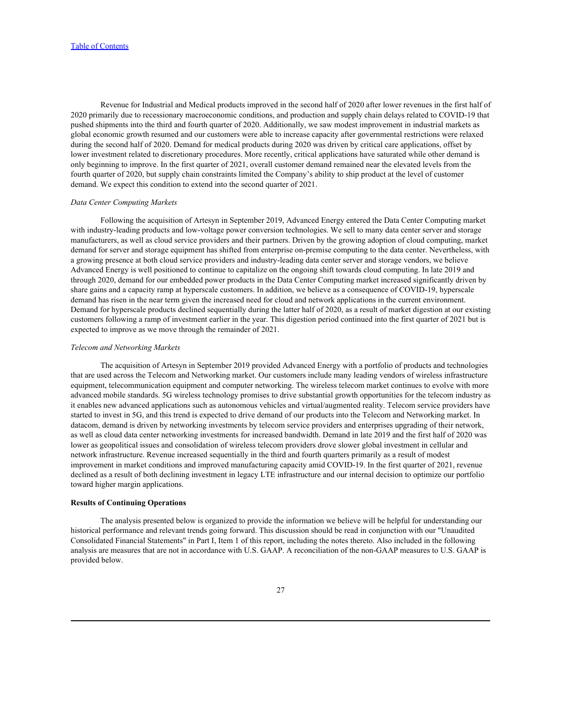Revenue for Industrial and Medical products improved in the second half of 2020 after lower revenues in the first half of 2020 primarily due to recessionary macroeconomic conditions, and production and supply chain delays related to COVID-19 that pushed shipments into the third and fourth quarter of 2020. Additionally, we saw modest improvement in industrial markets as global economic growth resumed and our customers were able to increase capacity after governmental restrictions were relaxed during the second half of 2020. Demand for medical products during 2020 was driven by critical care applications, offset by lower investment related to discretionary procedures. More recently, critical applications have saturated while other demand is only beginning to improve. In the first quarter of 2021, overall customer demand remained near the elevated levels from the fourth quarter of 2020, but supply chain constraints limited the Company's ability to ship product at the level of customer demand. We expect this condition to extend into the second quarter of 2021.

*Data Center Computing Markets*

Following the acquisition of Artesyn in September 2019, Advanced Energy entered the Data Center Computing market with industry-leading products and low-voltage power conversion technologies. We sell to many data center server and storage manufacturers, as well as cloud service providers and their partners. Driven by the growing adoption of cloud computing, market demand for server and storage equipment has shifted from enterprise on-premise computing to the data center. Nevertheless, with a growing presence at both cloud service providers and industry-leading data center server and storage vendors, we believe Advanced Energy is well positioned to continue to capitalize on the ongoing shift towards cloud computing. In late 2019 and through 2020, demand for our embedded power products in the Data Center Computing market increased significantly driven by share gains and a capacity ramp at hyperscale customers. In addition, we believe as a consequence of COVID-19, hyperscale demand has risen in the near term given the increased need for cloud and network applications in the current environment. Demand for hyperscale products declined sequentially during the latter half of 2020, as a result of market digestion at our existing customers following a ramp of investment earlier in the year. This digestion period continued into the first quarter of 2021 but is expected to improve as we move through the remainder of 2021.

*Telecom and Networking Markets*

The acquisition of Artesyn in September 2019 provided Advanced Energy with a portfolio of products and technologies that are used across the Telecom and Networking market. Our customers include many leading vendors of wireless infrastructure equipment, telecommunication equipment and computer networking. The wireless telecom market continues to evolve with more advanced mobile standards. 5G wireless technology promises to drive substantial growth opportunities for the telecom industry as it enables new advanced applications such as autonomous vehicles and virtual/augmented reality. Telecom service providers have started to invest in 5G, and this trend is expected to drive demand of our products into the Telecom and Networking market. In datacom, demand is driven by networking investments by telecom service providers and enterprises upgrading of their network, as well as cloud data center networking investments for increased bandwidth. Demand in late 2019 and the first half of 2020 was lower as geopolitical issues and consolidation of wireless telecom providers drove slower global investment in cellular and network infrastructure. Revenue increased sequentially in the third and fourth quarters primarily as a result of modest improvement in market conditions and improved manufacturing capacity amid COVID-19. In the first quarter of 2021, revenue declined as a result of both declining investment in legacy LTE infrastructure and our internal decision to optimize our portfolio toward higher margin applications.

**Results of Continuing Operations**

The analysis presented below is organized to provide the information we believe will be helpful for understanding our historical performance and relevant trends going forward. This discussion should be read in conjunction with our "Unaudited Consolidated Financial Statements" in Part I, Item 1 of this report, including the notes thereto. Also included in the following analysis are measures that are not in accordance with U.S. GAAP. A reconciliation of the non-GAAP measures to U.S. GAAP is provided below.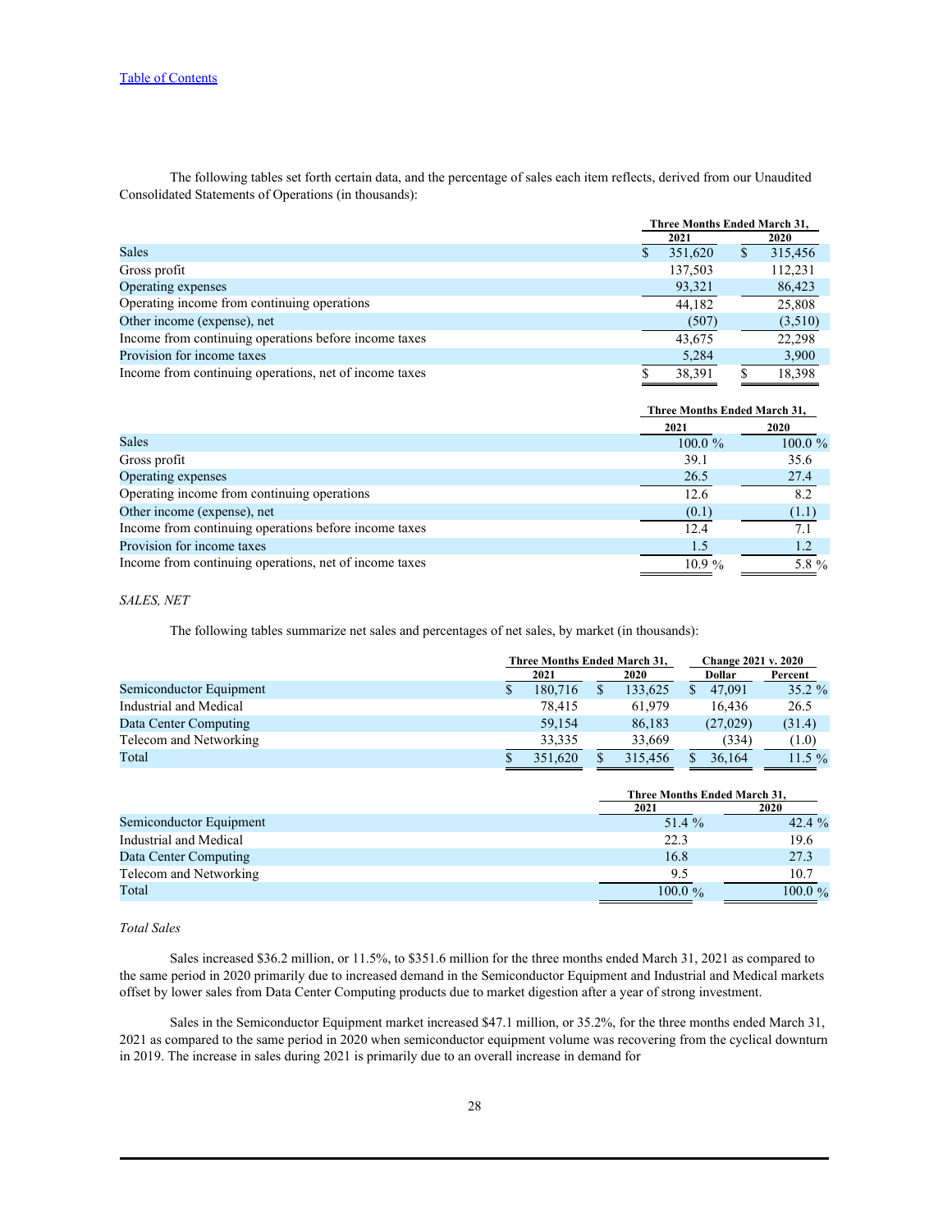The following tables set forth certain data, and the percentage of sales each item reflects, derived from our Unaudited Consolidated Statements of Operations (in thousands):

| | Three Months Ended March 31, | |
|---|---|---|
| | 2021 | 2020 |
| Sales | $ 351,620 | $ 315,456 |
| Gross profit | 137,503 | 112,231 |
| Operating expenses | 93,321 | 86,423 |
| Operating income from continuing operations | 44,182 | 25,808 |
| Other income (expense), net | (507) | (3,510) |
| Income from continuing operations before income taxes | 43,675 | 22,298 |
| Provision for income taxes | 5,284 | 3,900 |
| Income from continuing operations, net of income taxes | $ 38,391 | $ 18,398 |

| | Three Months Ended March 31, | |
|---|---|---|
| | 2021 | 2020 |
| Sales | 100.0 % | 100.0 % |
| Gross profit | 39.1 | 35.6 |
| Operating expenses | 26.5 | 27.4 |
| Operating income from continuing operations | 12.6 | 8.2 |
| Other income (expense), net | (0.1) | (1.1) |
| Income from continuing operations before income taxes | 12.4 | 7.1 |
| Provision for income taxes | 1.5 | 1.2 |
| Income from continuing operations, net of income taxes | 10.9 % | 5.8 % |

*SALES, NET*

The following tables summarize net sales and percentages of net sales, by market (in thousands):

| | Three Months Ended March 31, | | Change 2021 v. 2020 | |
|---|---|---|---|---|
| | 2021 | 2020 | Dollar | Percent |
| Semiconductor Equipment | $ 180,716 | $ 133,625 | $ 47,091 | 35.2 % |
| Industrial and Medical | 78,415 | 61,979 | 16,436 | 26.5 |
| Data Center Computing | 59,154 | 86,183 | (27,029) | (31.4) |
| Telecom and Networking | 33,335 | 33,669 | (334) | (1.0) |
| Total | $ 351,620 | $ 315,456 | $ 36,164 | 11.5 % |

| | Three Months Ended March 31, | |
|---|---|---|
| | 2021 | 2020 |
| Semiconductor Equipment | 51.4 % | 42.4 % |
| Industrial and Medical | 22.3 | 19.6 |
| Data Center Computing | 16.8 | 27.3 |
| Telecom and Networking | 9.5 | 10.7 |
| Total | 100.0 % | 100.0 % |

*Total Sales*

Sales increased $36.2 million, or 11.5%, to $351.6 million for the three months ended March 31, 2021 as compared to the same period in 2020 primarily due to increased demand in the Semiconductor Equipment and Industrial and Medical markets offset by lower sales from Data Center Computing products due to market digestion after a year of strong investment.

Sales in the Semiconductor Equipment market increased $47.1 million, or 35.2%, for the three months ended March 31, 2021 as compared to the same period in 2020 when semiconductor equipment volume was recovering from the cyclical downturn in 2019. The increase in sales during 2021 is primarily due to an overall increase in demand for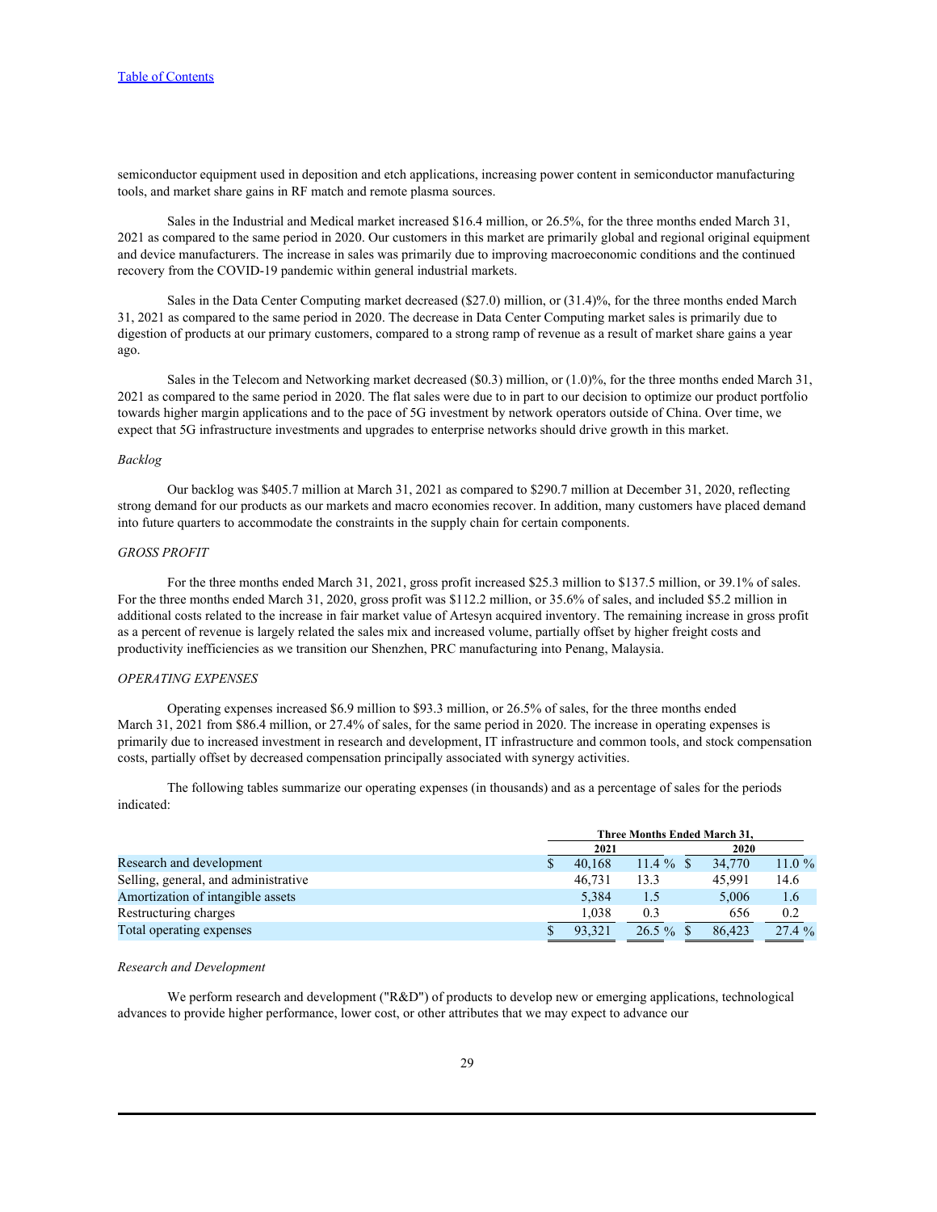semiconductor equipment used in deposition and etch applications, increasing power content in semiconductor manufacturing tools, and market share gains in RF match and remote plasma sources.

Sales in the Industrial and Medical market increased $16.4 million, or 26.5%, for the three months ended March 31, 2021 as compared to the same period in 2020. Our customers in this market are primarily global and regional original equipment and device manufacturers. The increase in sales was primarily due to improving macroeconomic conditions and the continued recovery from the COVID-19 pandemic within general industrial markets.

Sales in the Data Center Computing market decreased ($27.0) million, or (31.4)%, for the three months ended March 31, 2021 as compared to the same period in 2020. The decrease in Data Center Computing market sales is primarily due to digestion of products at our primary customers, compared to a strong ramp of revenue as a result of market share gains a year ago.

Sales in the Telecom and Networking market decreased ($0.3) million, or (1.0)%, for the three months ended March 31, 2021 as compared to the same period in 2020. The flat sales were due to in part to our decision to optimize our product portfolio towards higher margin applications and to the pace of 5G investment by network operators outside of China. Over time, we expect that 5G infrastructure investments and upgrades to enterprise networks should drive growth in this market.

*Backlog*

Our backlog was $405.7 million at March 31, 2021 as compared to $290.7 million at December 31, 2020, reflecting strong demand for our products as our markets and macro economies recover. In addition, many customers have placed demand into future quarters to accommodate the constraints in the supply chain for certain components.

*GROSS PROFIT*

For the three months ended March 31, 2021, gross profit increased $25.3 million to $137.5 million, or 39.1% of sales. For the three months ended March 31, 2020, gross profit was $112.2 million, or 35.6% of sales, and included $5.2 million in additional costs related to the increase in fair market value of Artesyn acquired inventory. The remaining increase in gross profit as a percent of revenue is largely related the sales mix and increased volume, partially offset by higher freight costs and productivity inefficiencies as we transition our Shenzhen, PRC manufacturing into Penang, Malaysia.

*OPERATING EXPENSES*

Operating expenses increased $6.9 million to $93.3 million, or 26.5% of sales, for the three months ended March 31, 2021 from $86.4 million, or 27.4% of sales, for the same period in 2020. The increase in operating expenses is primarily due to increased investment in research and development, IT infrastructure and common tools, and stock compensation costs, partially offset by decreased compensation principally associated with synergy activities.

The following tables summarize our operating expenses (in thousands) and as a percentage of sales for the periods indicated:

| | Three Months Ended March 31, | | | |
|---|---|---|---|---|
| | 2021 | | 2020 | |
| Research and development | $ 40,168 | 11.4 % | $ 34,770 | 11.0 % |
| Selling, general, and administrative | 46,731 | 13.3 | 45,991 | 14.6 |
| Amortization of intangible assets | 5,384 | 1.5 | 5,006 | 1.6 |
| Restructuring charges | 1,038 | 0.3 | 656 | 0.2 |
| Total operating expenses | $ 93,321 | 26.5 % | $ 86,423 | 27.4 % |

*Research and Development*

We perform research and development ("R&D") of products to develop new or emerging applications, technological advances to provide higher performance, lower cost, or other attributes that we may expect to advance our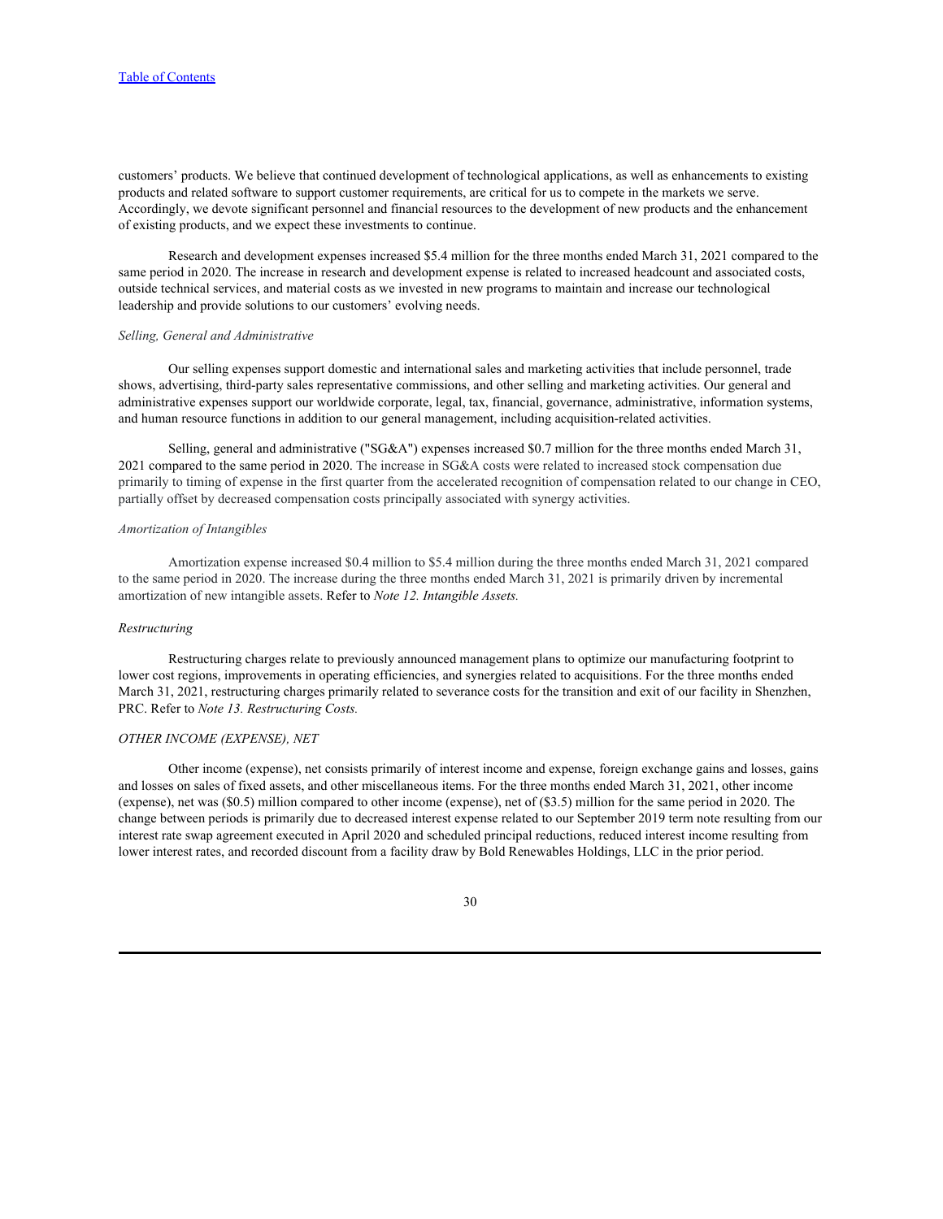customers' products. We believe that continued development of technological applications, as well as enhancements to existing products and related software to support customer requirements, are critical for us to compete in the markets we serve. Accordingly, we devote significant personnel and financial resources to the development of new products and the enhancement of existing products, and we expect these investments to continue.

Research and development expenses increased $5.4 million for the three months ended March 31, 2021 compared to the same period in 2020. The increase in research and development expense is related to increased headcount and associated costs, outside technical services, and material costs as we invested in new programs to maintain and increase our technological leadership and provide solutions to our customers' evolving needs.

*Selling, General and Administrative*

Our selling expenses support domestic and international sales and marketing activities that include personnel, trade shows, advertising, third-party sales representative commissions, and other selling and marketing activities. Our general and administrative expenses support our worldwide corporate, legal, tax, financial, governance, administrative, information systems, and human resource functions in addition to our general management, including acquisition-related activities.

Selling, general and administrative ("SG&A") expenses increased $0.7 million for the three months ended March 31, 2021 compared to the same period in 2020. The increase in SG&A costs were related to increased stock compensation due primarily to timing of expense in the first quarter from the accelerated recognition of compensation related to our change in CEO, partially offset by decreased compensation costs principally associated with synergy activities.

*Amortization of Intangibles*

Amortization expense increased $0.4 million to $5.4 million during the three months ended March 31, 2021 compared to the same period in 2020. The increase during the three months ended March 31, 2021 is primarily driven by incremental amortization of new intangible assets. Refer to *Note 12. Intangible Assets.*

*Restructuring*

Restructuring charges relate to previously announced management plans to optimize our manufacturing footprint to lower cost regions, improvements in operating efficiencies, and synergies related to acquisitions. For the three months ended March 31, 2021, restructuring charges primarily related to severance costs for the transition and exit of our facility in Shenzhen, PRC. Refer to *Note 13. Restructuring Costs.*

*OTHER INCOME (EXPENSE), NET*

Other income (expense), net consists primarily of interest income and expense, foreign exchange gains and losses, gains and losses on sales of fixed assets, and other miscellaneous items. For the three months ended March 31, 2021, other income (expense), net was ($0.5) million compared to other income (expense), net of ($3.5) million for the same period in 2020. The change between periods is primarily due to decreased interest expense related to our September 2019 term note resulting from our interest rate swap agreement executed in April 2020 and scheduled principal reductions, reduced interest income resulting from lower interest rates, and recorded discount from a facility draw by Bold Renewables Holdings, LLC in the prior period.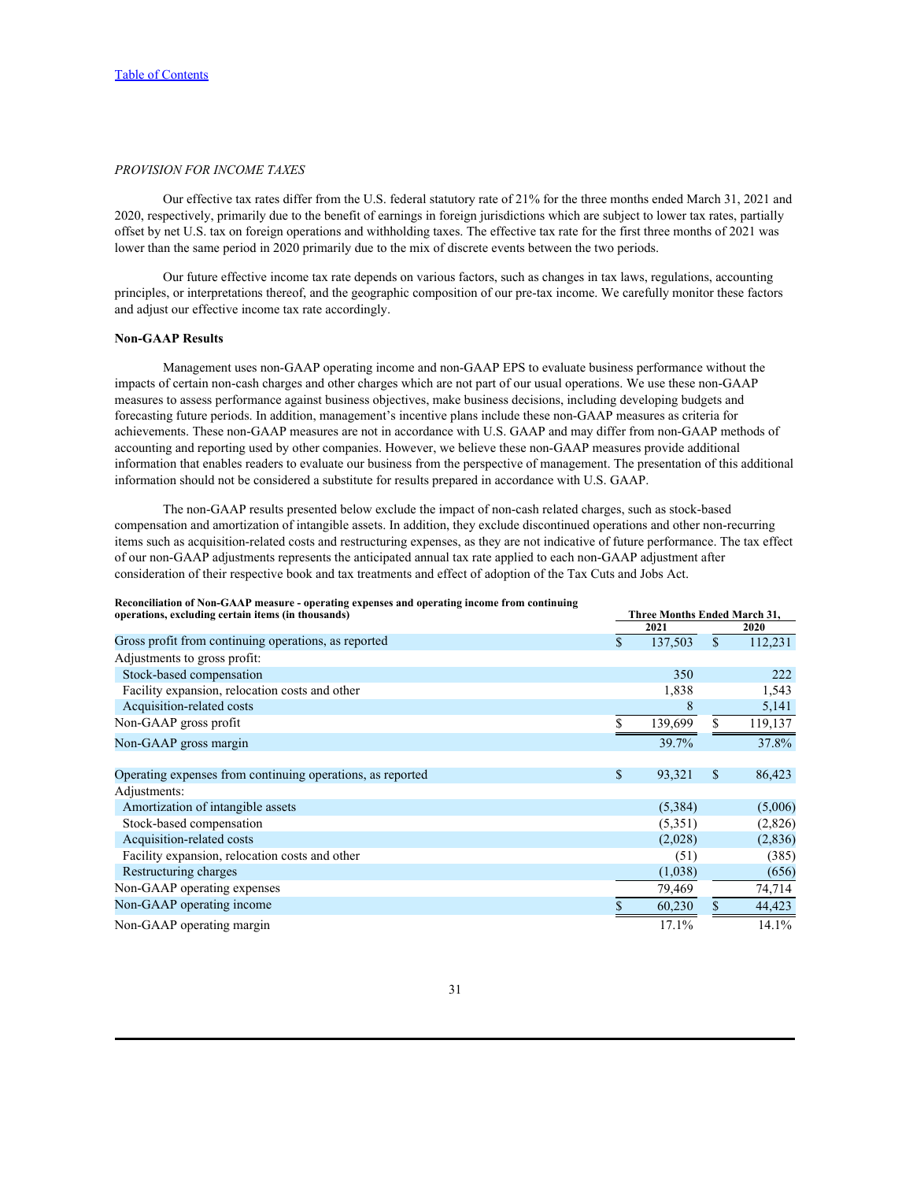*PROVISION FOR INCOME TAXES*

Our effective tax rates differ from the U.S. federal statutory rate of 21% for the three months ended March 31, 2021 and 2020, respectively, primarily due to the benefit of earnings in foreign jurisdictions which are subject to lower tax rates, partially offset by net U.S. tax on foreign operations and withholding taxes. The effective tax rate for the first three months of 2021 was lower than the same period in 2020 primarily due to the mix of discrete events between the two periods.

Our future effective income tax rate depends on various factors, such as changes in tax laws, regulations, accounting principles, or interpretations thereof, and the geographic composition of our pre-tax income. We carefully monitor these factors and adjust our effective income tax rate accordingly.

**Non-GAAP Results**

Management uses non-GAAP operating income and non-GAAP EPS to evaluate business performance without the impacts of certain non-cash charges and other charges which are not part of our usual operations. We use these non-GAAP measures to assess performance against business objectives, make business decisions, including developing budgets and forecasting future periods. In addition, management's incentive plans include these non-GAAP measures as criteria for achievements. These non-GAAP measures are not in accordance with U.S. GAAP and may differ from non-GAAP methods of accounting and reporting used by other companies. However, we believe these non-GAAP measures provide additional information that enables readers to evaluate our business from the perspective of management. The presentation of this additional information should not be considered a substitute for results prepared in accordance with U.S. GAAP.

The non-GAAP results presented below exclude the impact of non-cash related charges, such as stock-based compensation and amortization of intangible assets. In addition, they exclude discontinued operations and other non-recurring items such as acquisition-related costs and restructuring expenses, as they are not indicative of future performance. The tax effect of our non-GAAP adjustments represents the anticipated annual tax rate applied to each non-GAAP adjustment after consideration of their respective book and tax treatments and effect of adoption of the Tax Cuts and Jobs Act.

| **Reconciliation of Non-GAAP measure - operating expenses and operating income from continuing operations, excluding certain items (in thousands)** | **Three Months Ended March 31,** | |
|---|---|---|
| | **2021** | **2020** |
| Gross profit from continuing operations, as reported | $ 137,503 | $ 112,231 |
| Adjustments to gross profit: | | |
| Stock-based compensation | 350 | 222 |
| Facility expansion, relocation costs and other | 1,838 | 1,543 |
| Acquisition-related costs | 8 | 5,141 |
| Non-GAAP gross profit | $ 139,699 | $ 119,137 |
| Non-GAAP gross margin | 39.7% | 37.8% |
| | | |
| Operating expenses from continuing operations, as reported | $ 93,321 | $ 86,423 |
| Adjustments: | | |
| Amortization of intangible assets | (5,384) | (5,006) |
| Stock-based compensation | (5,351) | (2,826) |
| Acquisition-related costs | (2,028) | (2,836) |
| Facility expansion, relocation costs and other | (51) | (385) |
| Restructuring charges | (1,038) | (656) |
| Non-GAAP operating expenses | 79,469 | 74,714 |
| Non-GAAP operating income | $ 60,230 | $ 44,423 |
| Non-GAAP operating margin | 17.1% | 14.1% |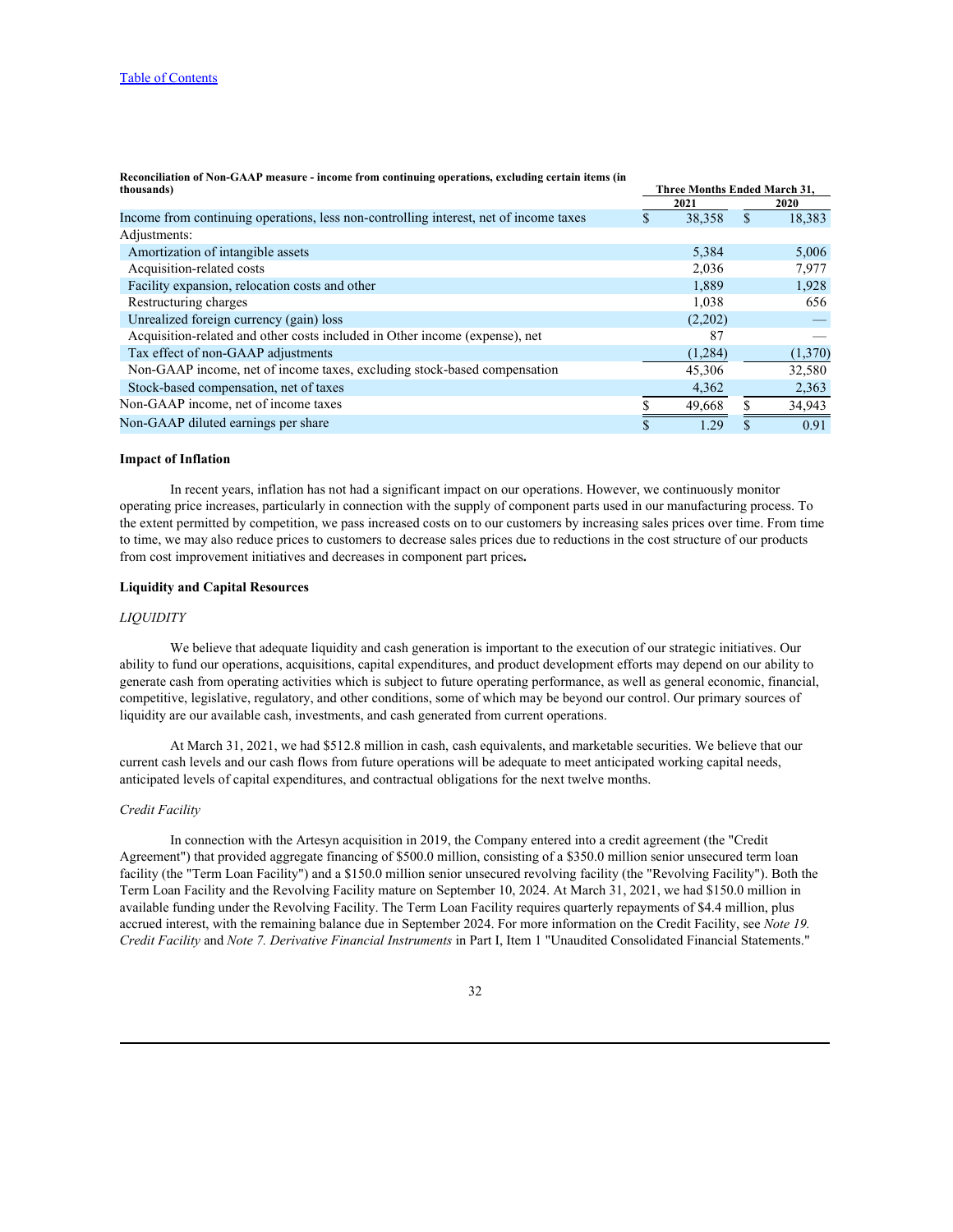[Table of Contents](#)

| Reconciliation of Non-GAAP measure - income from continuing operations, excluding certain items (in thousands) | Three Months Ended March 31, | |
|---|---|---|
| | 2021 | 2020 |
| Income from continuing operations, less non-controlling interest, net of income taxes | $ 38,358 | $ 18,383 |
| Adjustments: | | |
| Amortization of intangible assets | 5,384 | 5,006 |
| Acquisition-related costs | 2,036 | 7,977 |
| Facility expansion, relocation costs and other | 1,889 | 1,928 |
| Restructuring charges | 1,038 | 656 |
| Unrealized foreign currency (gain) loss | (2,202) | — |
| Acquisition-related and other costs included in Other income (expense), net | 87 | — |
| Tax effect of non-GAAP adjustments | (1,284) | (1,370) |
| Non-GAAP income, net of income taxes, excluding stock-based compensation | 45,306 | 32,580 |
| Stock-based compensation, net of taxes | 4,362 | 2,363 |
| Non-GAAP income, net of income taxes | $ 49,668 | $ 34,943 |
| Non-GAAP diluted earnings per share | $ 1.29 | $ 0.91 |

**Impact of Inflation**

In recent years, inflation has not had a significant impact on our operations. However, we continuously monitor operating price increases, particularly in connection with the supply of component parts used in our manufacturing process. To the extent permitted by competition, we pass increased costs on to our customers by increasing sales prices over time. From time to time, we may also reduce prices to customers to decrease sales prices due to reductions in the cost structure of our products from cost improvement initiatives and decreases in component part prices**.**

**Liquidity and Capital Resources**

*LIQUIDITY*

We believe that adequate liquidity and cash generation is important to the execution of our strategic initiatives. Our ability to fund our operations, acquisitions, capital expenditures, and product development efforts may depend on our ability to generate cash from operating activities which is subject to future operating performance, as well as general economic, financial, competitive, legislative, regulatory, and other conditions, some of which may be beyond our control. Our primary sources of liquidity are our available cash, investments, and cash generated from current operations.

At March 31, 2021, we had $512.8 million in cash, cash equivalents, and marketable securities. We believe that our current cash levels and our cash flows from future operations will be adequate to meet anticipated working capital needs, anticipated levels of capital expenditures, and contractual obligations for the next twelve months.

*Credit Facility*

In connection with the Artesyn acquisition in 2019, the Company entered into a credit agreement (the "Credit Agreement") that provided aggregate financing of $500.0 million, consisting of a $350.0 million senior unsecured term loan facility (the "Term Loan Facility") and a $150.0 million senior unsecured revolving facility (the "Revolving Facility"). Both the Term Loan Facility and the Revolving Facility mature on September 10, 2024. At March 31, 2021, we had $150.0 million in available funding under the Revolving Facility. The Term Loan Facility requires quarterly repayments of $4.4 million, plus accrued interest, with the remaining balance due in September 2024. For more information on the Credit Facility, see *Note 19. Credit Facility* and *Note 7. Derivative Financial Instruments* in Part I, Item 1 "Unaudited Consolidated Financial Statements."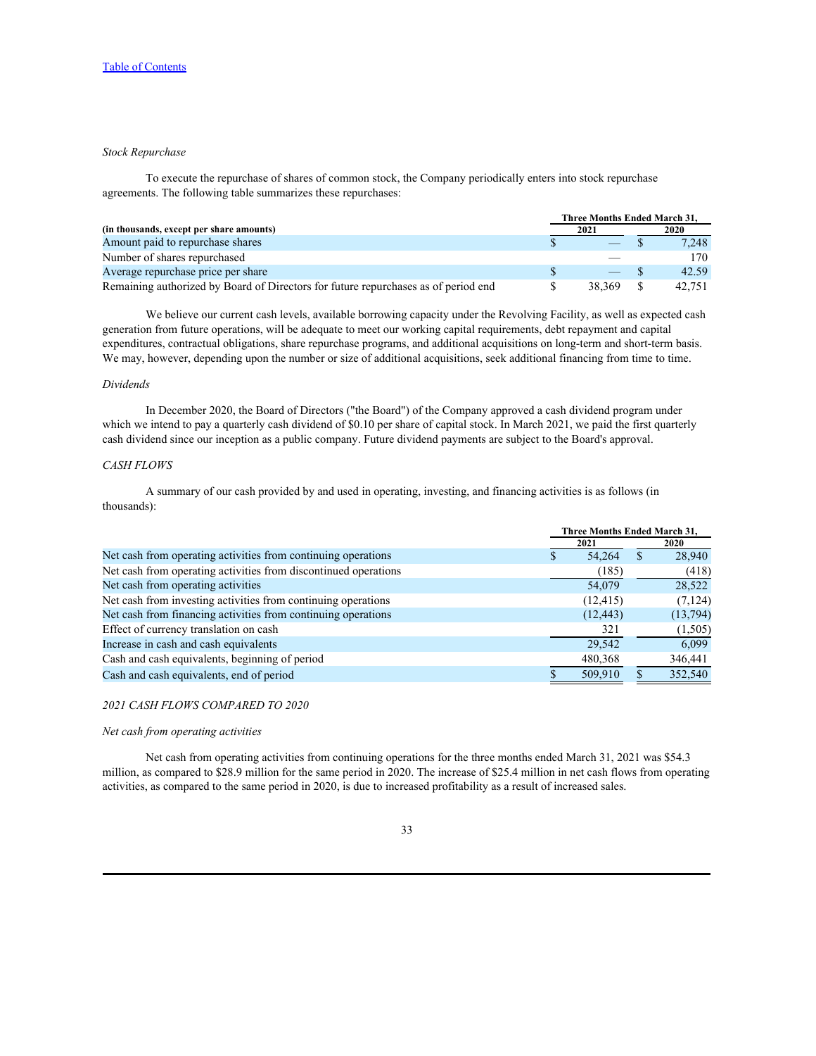*Stock Repurchase*

To execute the repurchase of shares of common stock, the Company periodically enters into stock repurchase agreements. The following table summarizes these repurchases:

| (in thousands, except per share amounts) | Three Months Ended March 31, 2021 | Three Months Ended March 31, 2020 |
|---|---|---|
| Amount paid to repurchase shares | $ — | $ 7,248 |
| Number of shares repurchased | — | 170 |
| Average repurchase price per share | $ — | $ 42.59 |
| Remaining authorized by Board of Directors for future repurchases as of period end | $ 38,369 | $ 42,751 |

We believe our current cash levels, available borrowing capacity under the Revolving Facility, as well as expected cash generation from future operations, will be adequate to meet our working capital requirements, debt repayment and capital expenditures, contractual obligations, share repurchase programs, and additional acquisitions on long-term and short-term basis. We may, however, depending upon the number or size of additional acquisitions, seek additional financing from time to time.

*Dividends*

In December 2020, the Board of Directors ("the Board") of the Company approved a cash dividend program under which we intend to pay a quarterly cash dividend of $0.10 per share of capital stock. In March 2021, we paid the first quarterly cash dividend since our inception as a public company. Future dividend payments are subject to the Board's approval.

*CASH FLOWS*

A summary of our cash provided by and used in operating, investing, and financing activities is as follows (in thousands):

| | Three Months Ended March 31, 2021 | Three Months Ended March 31, 2020 |
|---|---|---|
| Net cash from operating activities from continuing operations | $ 54,264 | $ 28,940 |
| Net cash from operating activities from discontinued operations | (185) | (418) |
| Net cash from operating activities | 54,079 | 28,522 |
| Net cash from investing activities from continuing operations | (12,415) | (7,124) |
| Net cash from financing activities from continuing operations | (12,443) | (13,794) |
| Effect of currency translation on cash | 321 | (1,505) |
| Increase in cash and cash equivalents | 29,542 | 6,099 |
| Cash and cash equivalents, beginning of period | 480,368 | 346,441 |
| Cash and cash equivalents, end of period | $ 509,910 | $ 352,540 |

*2021 CASH FLOWS COMPARED TO 2020*

*Net cash from operating activities*

Net cash from operating activities from continuing operations for the three months ended March 31, 2021 was $54.3 million, as compared to $28.9 million for the same period in 2020. The increase of $25.4 million in net cash flows from operating activities, as compared to the same period in 2020, is due to increased profitability as a result of increased sales.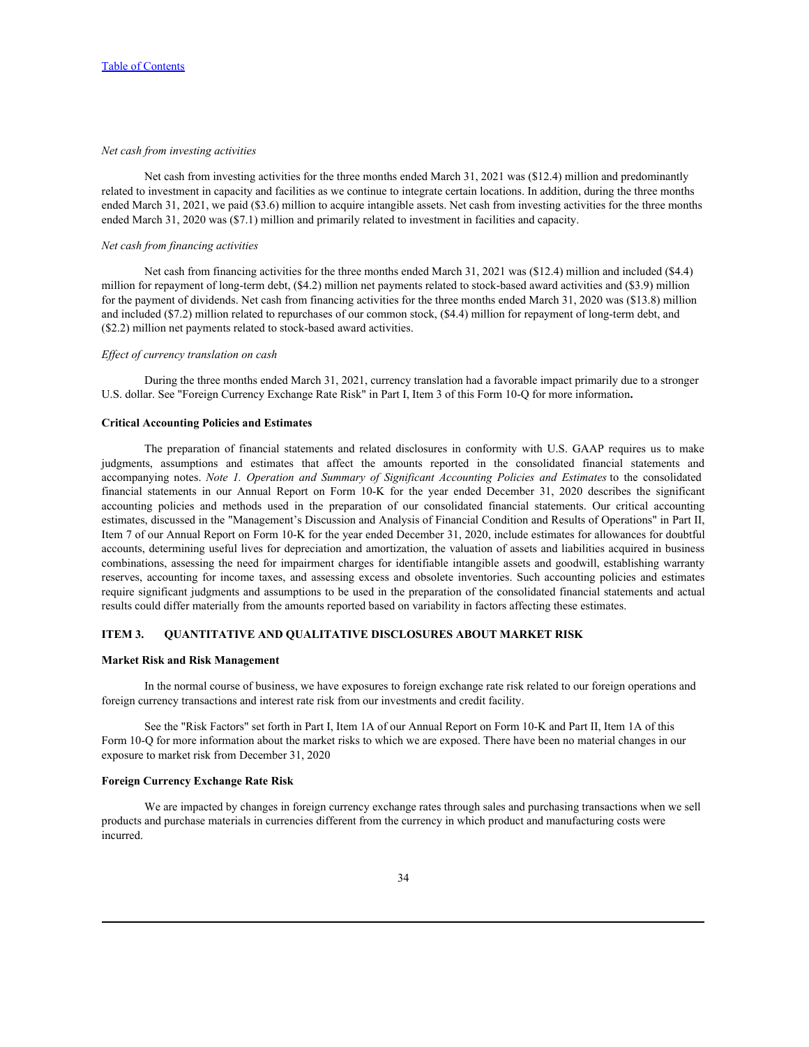*Net cash from investing activities*

Net cash from investing activities for the three months ended March 31, 2021 was ($12.4) million and predominantly related to investment in capacity and facilities as we continue to integrate certain locations. In addition, during the three months ended March 31, 2021, we paid ($3.6) million to acquire intangible assets. Net cash from investing activities for the three months ended March 31, 2020 was ($7.1) million and primarily related to investment in facilities and capacity.

*Net cash from financing activities*

Net cash from financing activities for the three months ended March 31, 2021 was ($12.4) million and included ($4.4) million for repayment of long-term debt, ($4.2) million net payments related to stock-based award activities and ($3.9) million for the payment of dividends. Net cash from financing activities for the three months ended March 31, 2020 was ($13.8) million and included ($7.2) million related to repurchases of our common stock, ($4.4) million for repayment of long-term debt, and ($2.2) million net payments related to stock-based award activities.

*Effect of currency translation on cash*

During the three months ended March 31, 2021, currency translation had a favorable impact primarily due to a stronger U.S. dollar. See "Foreign Currency Exchange Rate Risk" in Part I, Item 3 of this Form 10-Q for more information**.**

**Critical Accounting Policies and Estimates**

The preparation of financial statements and related disclosures in conformity with U.S. GAAP requires us to make judgments, assumptions and estimates that affect the amounts reported in the consolidated financial statements and accompanying notes. *Note 1. Operation and Summary of Significant Accounting Policies and Estimates* to the consolidated financial statements in our Annual Report on Form 10-K for the year ended December 31, 2020 describes the significant accounting policies and methods used in the preparation of our consolidated financial statements. Our critical accounting estimates, discussed in the "Management's Discussion and Analysis of Financial Condition and Results of Operations" in Part II, Item 7 of our Annual Report on Form 10-K for the year ended December 31, 2020, include estimates for allowances for doubtful accounts, determining useful lives for depreciation and amortization, the valuation of assets and liabilities acquired in business combinations, assessing the need for impairment charges for identifiable intangible assets and goodwill, establishing warranty reserves, accounting for income taxes, and assessing excess and obsolete inventories. Such accounting policies and estimates require significant judgments and assumptions to be used in the preparation of the consolidated financial statements and actual results could differ materially from the amounts reported based on variability in factors affecting these estimates.

## ITEM 3. QUANTITATIVE AND QUALITATIVE DISCLOSURES ABOUT MARKET RISK

**Market Risk and Risk Management**

In the normal course of business, we have exposures to foreign exchange rate risk related to our foreign operations and foreign currency transactions and interest rate risk from our investments and credit facility.

See the "Risk Factors" set forth in Part I, Item 1A of our Annual Report on Form 10-K and Part II, Item 1A of this Form 10-Q for more information about the market risks to which we are exposed. There have been no material changes in our exposure to market risk from December 31, 2020

**Foreign Currency Exchange Rate Risk**

We are impacted by changes in foreign currency exchange rates through sales and purchasing transactions when we sell products and purchase materials in currencies different from the currency in which product and manufacturing costs were incurred.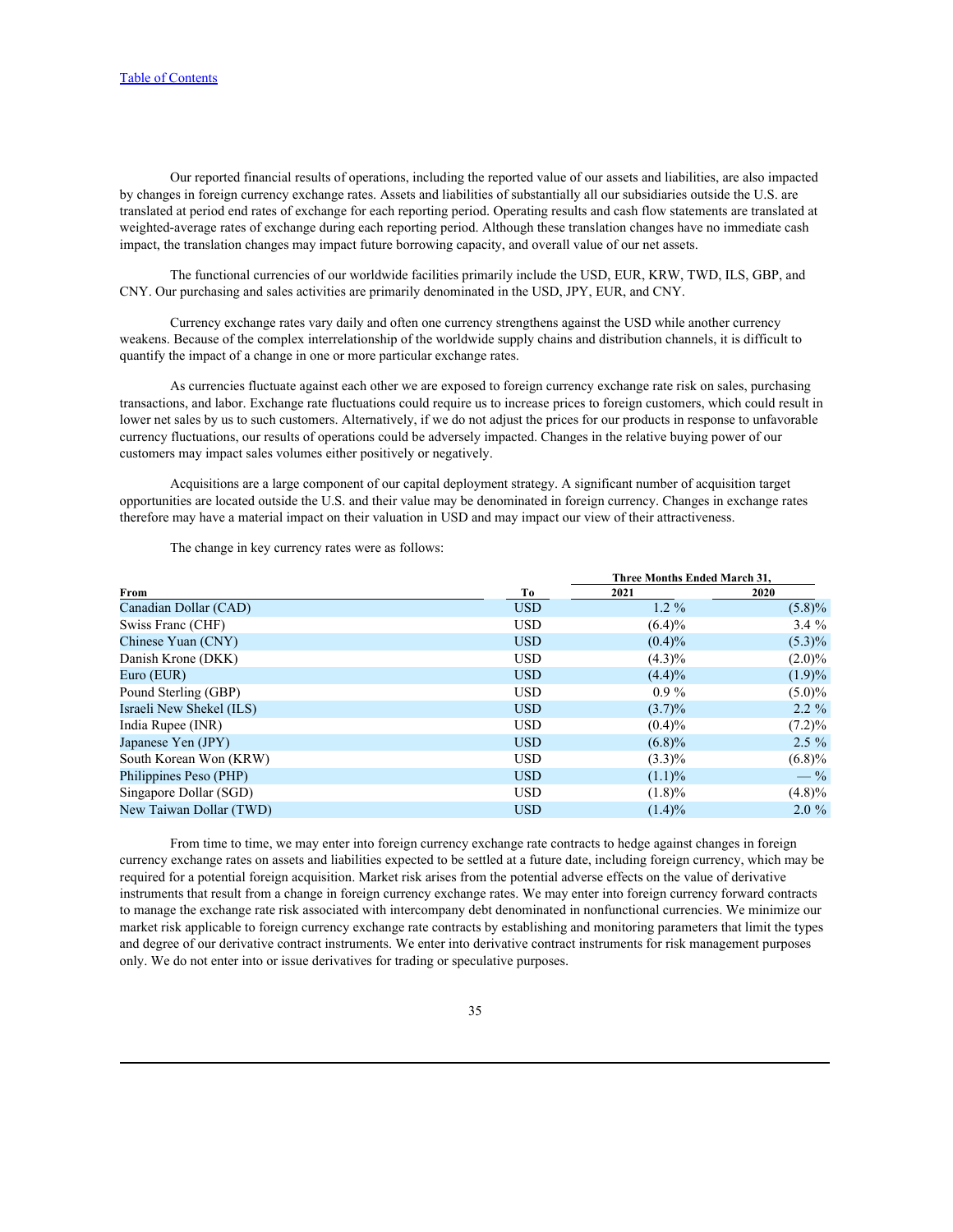Our reported financial results of operations, including the reported value of our assets and liabilities, are also impacted by changes in foreign currency exchange rates. Assets and liabilities of substantially all our subsidiaries outside the U.S. are translated at period end rates of exchange for each reporting period. Operating results and cash flow statements are translated at weighted-average rates of exchange during each reporting period. Although these translation changes have no immediate cash impact, the translation changes may impact future borrowing capacity, and overall value of our net assets.

The functional currencies of our worldwide facilities primarily include the USD, EUR, KRW, TWD, ILS, GBP, and CNY. Our purchasing and sales activities are primarily denominated in the USD, JPY, EUR, and CNY.

Currency exchange rates vary daily and often one currency strengthens against the USD while another currency weakens. Because of the complex interrelationship of the worldwide supply chains and distribution channels, it is difficult to quantify the impact of a change in one or more particular exchange rates.

As currencies fluctuate against each other we are exposed to foreign currency exchange rate risk on sales, purchasing transactions, and labor. Exchange rate fluctuations could require us to increase prices to foreign customers, which could result in lower net sales by us to such customers. Alternatively, if we do not adjust the prices for our products in response to unfavorable currency fluctuations, our results of operations could be adversely impacted. Changes in the relative buying power of our customers may impact sales volumes either positively or negatively.

Acquisitions are a large component of our capital deployment strategy. A significant number of acquisition target opportunities are located outside the U.S. and their value may be denominated in foreign currency. Changes in exchange rates therefore may have a material impact on their valuation in USD and may impact our view of their attractiveness.

The change in key currency rates were as follows:

| | | Three Months Ended March 31, | |
|---|---|---|---|
| **From** | **To** | **2021** | **2020** |
| Canadian Dollar (CAD) | USD | 1.2 % | (5.8)% |
| Swiss Franc (CHF) | USD | (6.4)% | 3.4 % |
| Chinese Yuan (CNY) | USD | (0.4)% | (5.3)% |
| Danish Krone (DKK) | USD | (4.3)% | (2.0)% |
| Euro (EUR) | USD | (4.4)% | (1.9)% |
| Pound Sterling (GBP) | USD | 0.9 % | (5.0)% |
| Israeli New Shekel (ILS) | USD | (3.7)% | 2.2 % |
| India Rupee (INR) | USD | (0.4)% | (7.2)% |
| Japanese Yen (JPY) | USD | (6.8)% | 2.5 % |
| South Korean Won (KRW) | USD | (3.3)% | (6.8)% |
| Philippines Peso (PHP) | USD | (1.1)% | — % |
| Singapore Dollar (SGD) | USD | (1.8)% | (4.8)% |
| New Taiwan Dollar (TWD) | USD | (1.4)% | 2.0 % |

From time to time, we may enter into foreign currency exchange rate contracts to hedge against changes in foreign currency exchange rates on assets and liabilities expected to be settled at a future date, including foreign currency, which may be required for a potential foreign acquisition. Market risk arises from the potential adverse effects on the value of derivative instruments that result from a change in foreign currency exchange rates. We may enter into foreign currency forward contracts to manage the exchange rate risk associated with intercompany debt denominated in nonfunctional currencies. We minimize our market risk applicable to foreign currency exchange rate contracts by establishing and monitoring parameters that limit the types and degree of our derivative contract instruments. We enter into derivative contract instruments for risk management purposes only. We do not enter into or issue derivatives for trading or speculative purposes.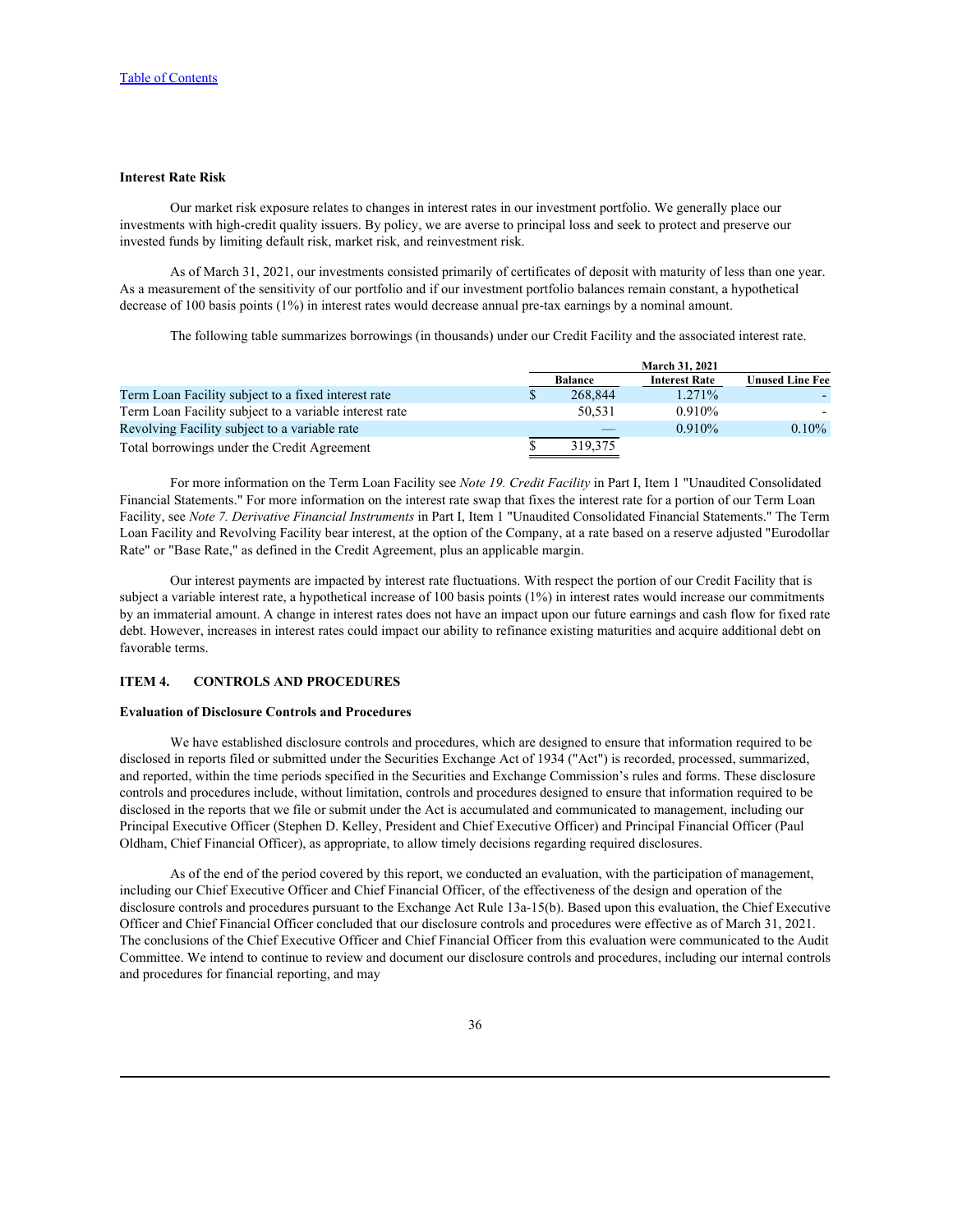[Table of Contents](#)

**Interest Rate Risk**

Our market risk exposure relates to changes in interest rates in our investment portfolio. We generally place our investments with high-credit quality issuers. By policy, we are averse to principal loss and seek to protect and preserve our invested funds by limiting default risk, market risk, and reinvestment risk.

As of March 31, 2021, our investments consisted primarily of certificates of deposit with maturity of less than one year. As a measurement of the sensitivity of our portfolio and if our investment portfolio balances remain constant, a hypothetical decrease of 100 basis points (1%) in interest rates would decrease annual pre-tax earnings by a nominal amount.

The following table summarizes borrowings (in thousands) under our Credit Facility and the associated interest rate.

| | March 31, 2021 | | |
|---|---|---|---|
| | Balance | Interest Rate | Unused Line Fee |
| Term Loan Facility subject to a fixed interest rate | $ 268,844 | 1.271% | - |
| Term Loan Facility subject to a variable interest rate | 50,531 | 0.910% | - |
| Revolving Facility subject to a variable rate | — | 0.910% | 0.10% |
| Total borrowings under the Credit Agreement | $ 319,375 | | |

For more information on the Term Loan Facility see *Note 19. Credit Facility* in Part I, Item 1 "Unaudited Consolidated Financial Statements." For more information on the interest rate swap that fixes the interest rate for a portion of our Term Loan Facility, see *Note 7. Derivative Financial Instruments* in Part I, Item 1 "Unaudited Consolidated Financial Statements." The Term Loan Facility and Revolving Facility bear interest, at the option of the Company, at a rate based on a reserve adjusted "Eurodollar Rate" or "Base Rate," as defined in the Credit Agreement, plus an applicable margin.

Our interest payments are impacted by interest rate fluctuations. With respect the portion of our Credit Facility that is subject a variable interest rate, a hypothetical increase of 100 basis points (1%) in interest rates would increase our commitments by an immaterial amount. A change in interest rates does not have an impact upon our future earnings and cash flow for fixed rate debt. However, increases in interest rates could impact our ability to refinance existing maturities and acquire additional debt on favorable terms.

## ITEM 4. CONTROLS AND PROCEDURES

**Evaluation of Disclosure Controls and Procedures**

We have established disclosure controls and procedures, which are designed to ensure that information required to be disclosed in reports filed or submitted under the Securities Exchange Act of 1934 ("Act") is recorded, processed, summarized, and reported, within the time periods specified in the Securities and Exchange Commission's rules and forms. These disclosure controls and procedures include, without limitation, controls and procedures designed to ensure that information required to be disclosed in the reports that we file or submit under the Act is accumulated and communicated to management, including our Principal Executive Officer (Stephen D. Kelley, President and Chief Executive Officer) and Principal Financial Officer (Paul Oldham, Chief Financial Officer), as appropriate, to allow timely decisions regarding required disclosures.

As of the end of the period covered by this report, we conducted an evaluation, with the participation of management, including our Chief Executive Officer and Chief Financial Officer, of the effectiveness of the design and operation of the disclosure controls and procedures pursuant to the Exchange Act Rule 13a-15(b). Based upon this evaluation, the Chief Executive Officer and Chief Financial Officer concluded that our disclosure controls and procedures were effective as of March 31, 2021. The conclusions of the Chief Executive Officer and Chief Financial Officer from this evaluation were communicated to the Audit Committee. We intend to continue to review and document our disclosure controls and procedures, including our internal controls and procedures for financial reporting, and may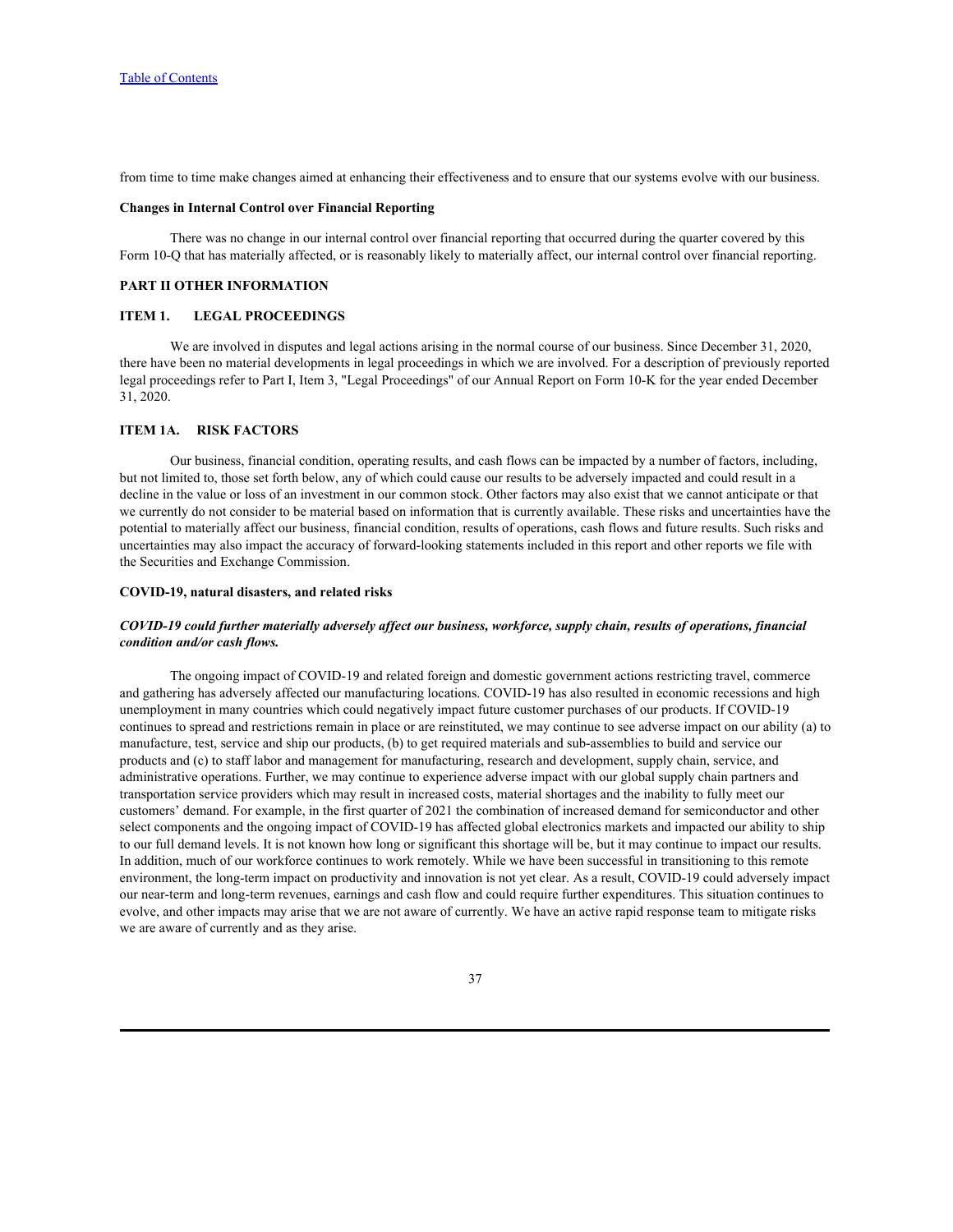from time to time make changes aimed at enhancing their effectiveness and to ensure that our systems evolve with our business.

**Changes in Internal Control over Financial Reporting**

There was no change in our internal control over financial reporting that occurred during the quarter covered by this Form 10-Q that has materially affected, or is reasonably likely to materially affect, our internal control over financial reporting.

## PART II OTHER INFORMATION

### ITEM 1. LEGAL PROCEEDINGS

We are involved in disputes and legal actions arising in the normal course of our business. Since December 31, 2020, there have been no material developments in legal proceedings in which we are involved. For a description of previously reported legal proceedings refer to Part I, Item 3, "Legal Proceedings" of our Annual Report on Form 10-K for the year ended December 31, 2020.

### ITEM 1A. RISK FACTORS

Our business, financial condition, operating results, and cash flows can be impacted by a number of factors, including, but not limited to, those set forth below, any of which could cause our results to be adversely impacted and could result in a decline in the value or loss of an investment in our common stock. Other factors may also exist that we cannot anticipate or that we currently do not consider to be material based on information that is currently available. These risks and uncertainties have the potential to materially affect our business, financial condition, results of operations, cash flows and future results. Such risks and uncertainties may also impact the accuracy of forward-looking statements included in this report and other reports we file with the Securities and Exchange Commission.

**COVID-19, natural disasters, and related risks**

***COVID-19 could further materially adversely affect our business, workforce, supply chain, results of operations, financial condition and/or cash flows.***

The ongoing impact of COVID-19 and related foreign and domestic government actions restricting travel, commerce and gathering has adversely affected our manufacturing locations. COVID-19 has also resulted in economic recessions and high unemployment in many countries which could negatively impact future customer purchases of our products. If COVID-19 continues to spread and restrictions remain in place or are reinstituted, we may continue to see adverse impact on our ability (a) to manufacture, test, service and ship our products, (b) to get required materials and sub-assemblies to build and service our products and (c) to staff labor and management for manufacturing, research and development, supply chain, service, and administrative operations. Further, we may continue to experience adverse impact with our global supply chain partners and transportation service providers which may result in increased costs, material shortages and the inability to fully meet our customers' demand. For example, in the first quarter of 2021 the combination of increased demand for semiconductor and other select components and the ongoing impact of COVID-19 has affected global electronics markets and impacted our ability to ship to our full demand levels. It is not known how long or significant this shortage will be, but it may continue to impact our results. In addition, much of our workforce continues to work remotely. While we have been successful in transitioning to this remote environment, the long-term impact on productivity and innovation is not yet clear. As a result, COVID-19 could adversely impact our near-term and long-term revenues, earnings and cash flow and could require further expenditures. This situation continues to evolve, and other impacts may arise that we are not aware of currently. We have an active rapid response team to mitigate risks we are aware of currently and as they arise.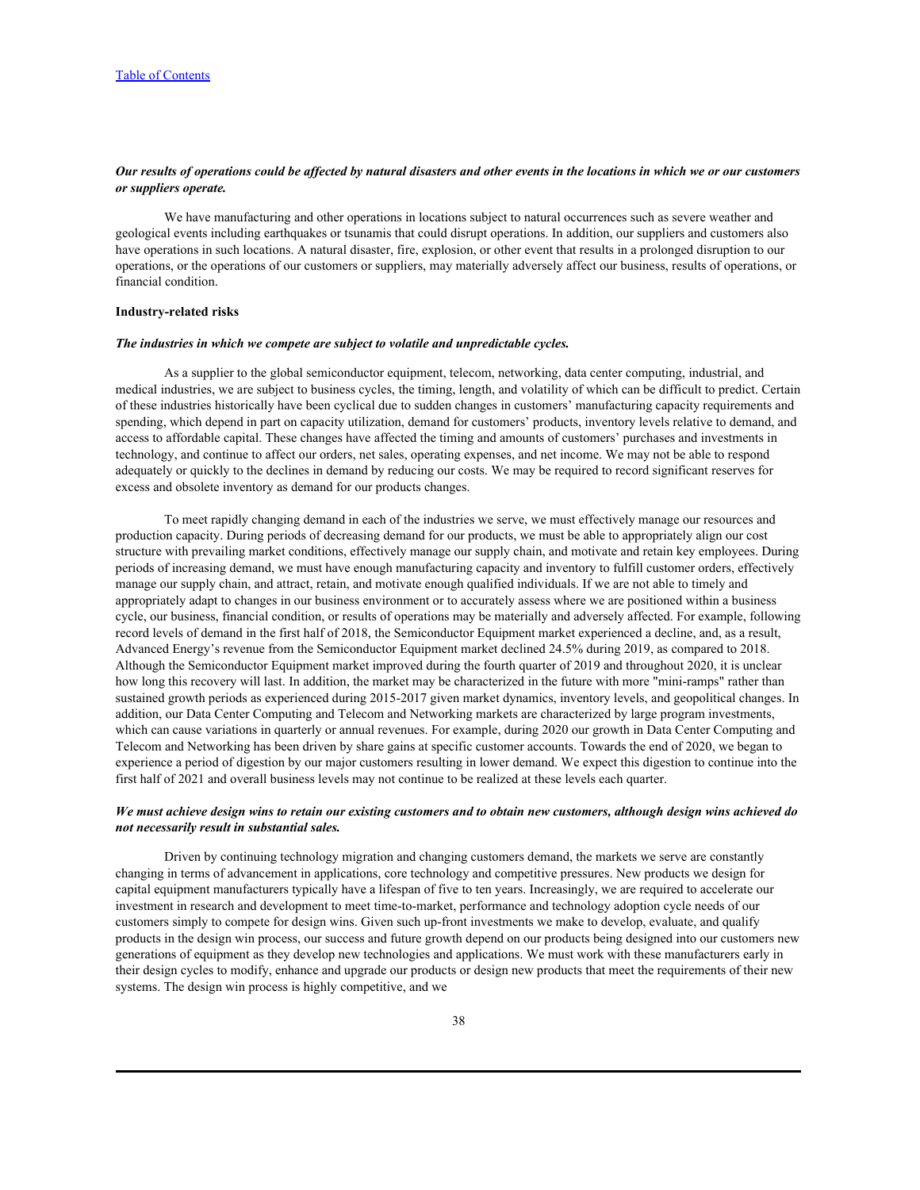***Our results of operations could be affected by natural disasters and other events in the locations in which we or our customers or suppliers operate.***

We have manufacturing and other operations in locations subject to natural occurrences such as severe weather and geological events including earthquakes or tsunamis that could disrupt operations. In addition, our suppliers and customers also have operations in such locations. A natural disaster, fire, explosion, or other event that results in a prolonged disruption to our operations, or the operations of our customers or suppliers, may materially adversely affect our business, results of operations, or financial condition.

**Industry-related risks**

***The industries in which we compete are subject to volatile and unpredictable cycles.***

As a supplier to the global semiconductor equipment, telecom, networking, data center computing, industrial, and medical industries, we are subject to business cycles, the timing, length, and volatility of which can be difficult to predict. Certain of these industries historically have been cyclical due to sudden changes in customers' manufacturing capacity requirements and spending, which depend in part on capacity utilization, demand for customers' products, inventory levels relative to demand, and access to affordable capital. These changes have affected the timing and amounts of customers' purchases and investments in technology, and continue to affect our orders, net sales, operating expenses, and net income. We may not be able to respond adequately or quickly to the declines in demand by reducing our costs. We may be required to record significant reserves for excess and obsolete inventory as demand for our products changes.

To meet rapidly changing demand in each of the industries we serve, we must effectively manage our resources and production capacity. During periods of decreasing demand for our products, we must be able to appropriately align our cost structure with prevailing market conditions, effectively manage our supply chain, and motivate and retain key employees. During periods of increasing demand, we must have enough manufacturing capacity and inventory to fulfill customer orders, effectively manage our supply chain, and attract, retain, and motivate enough qualified individuals. If we are not able to timely and appropriately adapt to changes in our business environment or to accurately assess where we are positioned within a business cycle, our business, financial condition, or results of operations may be materially and adversely affected. For example, following record levels of demand in the first half of 2018, the Semiconductor Equipment market experienced a decline, and, as a result, Advanced Energy's revenue from the Semiconductor Equipment market declined 24.5% during 2019, as compared to 2018. Although the Semiconductor Equipment market improved during the fourth quarter of 2019 and throughout 2020, it is unclear how long this recovery will last. In addition, the market may be characterized in the future with more "mini-ramps" rather than sustained growth periods as experienced during 2015-2017 given market dynamics, inventory levels, and geopolitical changes. In addition, our Data Center Computing and Telecom and Networking markets are characterized by large program investments, which can cause variations in quarterly or annual revenues. For example, during 2020 our growth in Data Center Computing and Telecom and Networking has been driven by share gains at specific customer accounts. Towards the end of 2020, we began to experience a period of digestion by our major customers resulting in lower demand. We expect this digestion to continue into the first half of 2021 and overall business levels may not continue to be realized at these levels each quarter.

***We must achieve design wins to retain our existing customers and to obtain new customers, although design wins achieved do not necessarily result in substantial sales.***

Driven by continuing technology migration and changing customers demand, the markets we serve are constantly changing in terms of advancement in applications, core technology and competitive pressures. New products we design for capital equipment manufacturers typically have a lifespan of five to ten years. Increasingly, we are required to accelerate our investment in research and development to meet time-to-market, performance and technology adoption cycle needs of our customers simply to compete for design wins. Given such up-front investments we make to develop, evaluate, and qualify products in the design win process, our success and future growth depend on our products being designed into our customers new generations of equipment as they develop new technologies and applications. We must work with these manufacturers early in their design cycles to modify, enhance and upgrade our products or design new products that meet the requirements of their new systems. The design win process is highly competitive, and we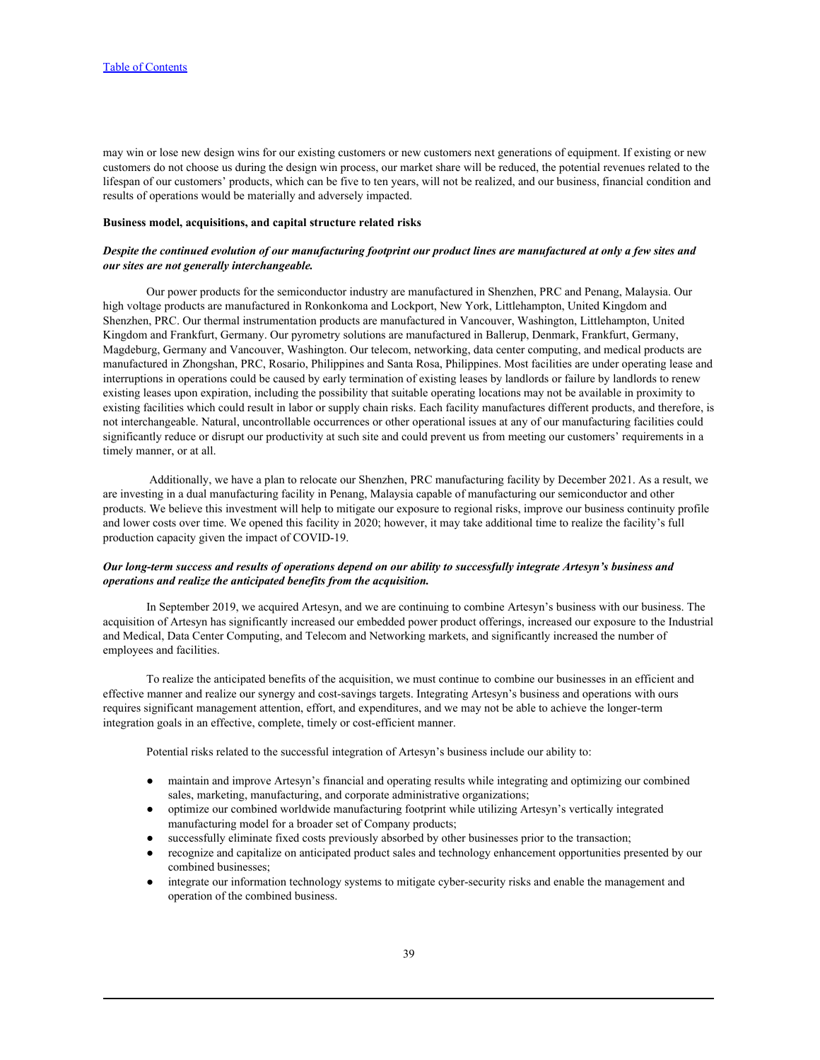may win or lose new design wins for our existing customers or new customers next generations of equipment. If existing or new customers do not choose us during the design win process, our market share will be reduced, the potential revenues related to the lifespan of our customers' products, which can be five to ten years, will not be realized, and our business, financial condition and results of operations would be materially and adversely impacted.

**Business model, acquisitions, and capital structure related risks**

***Despite the continued evolution of our manufacturing footprint our product lines are manufactured at only a few sites and our sites are not generally interchangeable.***

Our power products for the semiconductor industry are manufactured in Shenzhen, PRC and Penang, Malaysia. Our high voltage products are manufactured in Ronkonkoma and Lockport, New York, Littlehampton, United Kingdom and Shenzhen, PRC. Our thermal instrumentation products are manufactured in Vancouver, Washington, Littlehampton, United Kingdom and Frankfurt, Germany. Our pyrometry solutions are manufactured in Ballerup, Denmark, Frankfurt, Germany, Magdeburg, Germany and Vancouver, Washington. Our telecom, networking, data center computing, and medical products are manufactured in Zhongshan, PRC, Rosario, Philippines and Santa Rosa, Philippines. Most facilities are under operating lease and interruptions in operations could be caused by early termination of existing leases by landlords or failure by landlords to renew existing leases upon expiration, including the possibility that suitable operating locations may not be available in proximity to existing facilities which could result in labor or supply chain risks. Each facility manufactures different products, and therefore, is not interchangeable. Natural, uncontrollable occurrences or other operational issues at any of our manufacturing facilities could significantly reduce or disrupt our productivity at such site and could prevent us from meeting our customers' requirements in a timely manner, or at all.

Additionally, we have a plan to relocate our Shenzhen, PRC manufacturing facility by December 2021. As a result, we are investing in a dual manufacturing facility in Penang, Malaysia capable of manufacturing our semiconductor and other products. We believe this investment will help to mitigate our exposure to regional risks, improve our business continuity profile and lower costs over time. We opened this facility in 2020; however, it may take additional time to realize the facility's full production capacity given the impact of COVID-19.

***Our long-term success and results of operations depend on our ability to successfully integrate Artesyn's business and operations and realize the anticipated benefits from the acquisition.***

In September 2019, we acquired Artesyn, and we are continuing to combine Artesyn's business with our business. The acquisition of Artesyn has significantly increased our embedded power product offerings, increased our exposure to the Industrial and Medical, Data Center Computing, and Telecom and Networking markets, and significantly increased the number of employees and facilities.

To realize the anticipated benefits of the acquisition, we must continue to combine our businesses in an efficient and effective manner and realize our synergy and cost-savings targets. Integrating Artesyn's business and operations with ours requires significant management attention, effort, and expenditures, and we may not be able to achieve the longer-term integration goals in an effective, complete, timely or cost-efficient manner.

Potential risks related to the successful integration of Artesyn's business include our ability to:

- maintain and improve Artesyn's financial and operating results while integrating and optimizing our combined sales, marketing, manufacturing, and corporate administrative organizations;
- optimize our combined worldwide manufacturing footprint while utilizing Artesyn's vertically integrated manufacturing model for a broader set of Company products;
- successfully eliminate fixed costs previously absorbed by other businesses prior to the transaction;
- recognize and capitalize on anticipated product sales and technology enhancement opportunities presented by our combined businesses;
- integrate our information technology systems to mitigate cyber-security risks and enable the management and operation of the combined business.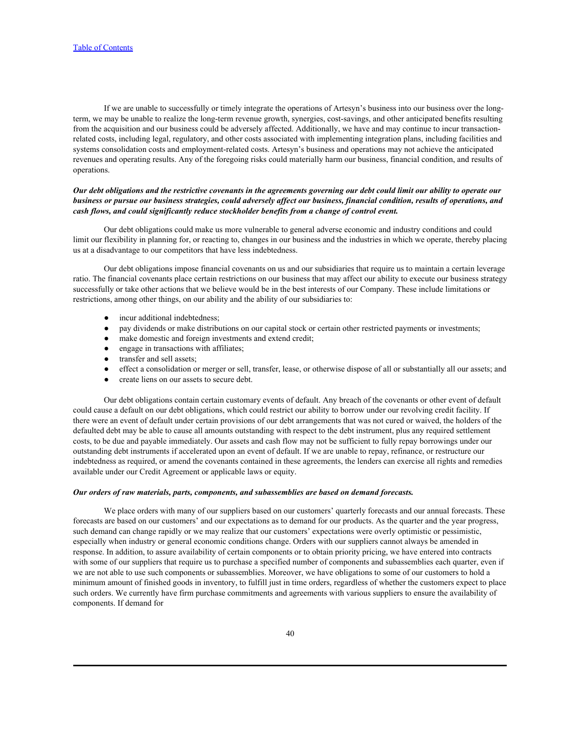If we are unable to successfully or timely integrate the operations of Artesyn's business into our business over the long-term, we may be unable to realize the long-term revenue growth, synergies, cost-savings, and other anticipated benefits resulting from the acquisition and our business could be adversely affected. Additionally, we have and may continue to incur transaction-related costs, including legal, regulatory, and other costs associated with implementing integration plans, including facilities and systems consolidation costs and employment-related costs. Artesyn's business and operations may not achieve the anticipated revenues and operating results. Any of the foregoing risks could materially harm our business, financial condition, and results of operations.

***Our debt obligations and the restrictive covenants in the agreements governing our debt could limit our ability to operate our business or pursue our business strategies, could adversely affect our business, financial condition, results of operations, and cash flows, and could significantly reduce stockholder benefits from a change of control event.***

Our debt obligations could make us more vulnerable to general adverse economic and industry conditions and could limit our flexibility in planning for, or reacting to, changes in our business and the industries in which we operate, thereby placing us at a disadvantage to our competitors that have less indebtedness.

Our debt obligations impose financial covenants on us and our subsidiaries that require us to maintain a certain leverage ratio. The financial covenants place certain restrictions on our business that may affect our ability to execute our business strategy successfully or take other actions that we believe would be in the best interests of our Company. These include limitations or restrictions, among other things, on our ability and the ability of our subsidiaries to:

- incur additional indebtedness;
- pay dividends or make distributions on our capital stock or certain other restricted payments or investments;
- make domestic and foreign investments and extend credit;
- engage in transactions with affiliates;
- transfer and sell assets;
- effect a consolidation or merger or sell, transfer, lease, or otherwise dispose of all or substantially all our assets; and
- create liens on our assets to secure debt.

Our debt obligations contain certain customary events of default. Any breach of the covenants or other event of default could cause a default on our debt obligations, which could restrict our ability to borrow under our revolving credit facility. If there were an event of default under certain provisions of our debt arrangements that was not cured or waived, the holders of the defaulted debt may be able to cause all amounts outstanding with respect to the debt instrument, plus any required settlement costs, to be due and payable immediately. Our assets and cash flow may not be sufficient to fully repay borrowings under our outstanding debt instruments if accelerated upon an event of default. If we are unable to repay, refinance, or restructure our indebtedness as required, or amend the covenants contained in these agreements, the lenders can exercise all rights and remedies available under our Credit Agreement or applicable laws or equity.

***Our orders of raw materials, parts, components, and subassemblies are based on demand forecasts.***

We place orders with many of our suppliers based on our customers' quarterly forecasts and our annual forecasts. These forecasts are based on our customers' and our expectations as to demand for our products. As the quarter and the year progress, such demand can change rapidly or we may realize that our customers' expectations were overly optimistic or pessimistic, especially when industry or general economic conditions change. Orders with our suppliers cannot always be amended in response. In addition, to assure availability of certain components or to obtain priority pricing, we have entered into contracts with some of our suppliers that require us to purchase a specified number of components and subassemblies each quarter, even if we are not able to use such components or subassemblies. Moreover, we have obligations to some of our customers to hold a minimum amount of finished goods in inventory, to fulfill just in time orders, regardless of whether the customers expect to place such orders. We currently have firm purchase commitments and agreements with various suppliers to ensure the availability of components. If demand for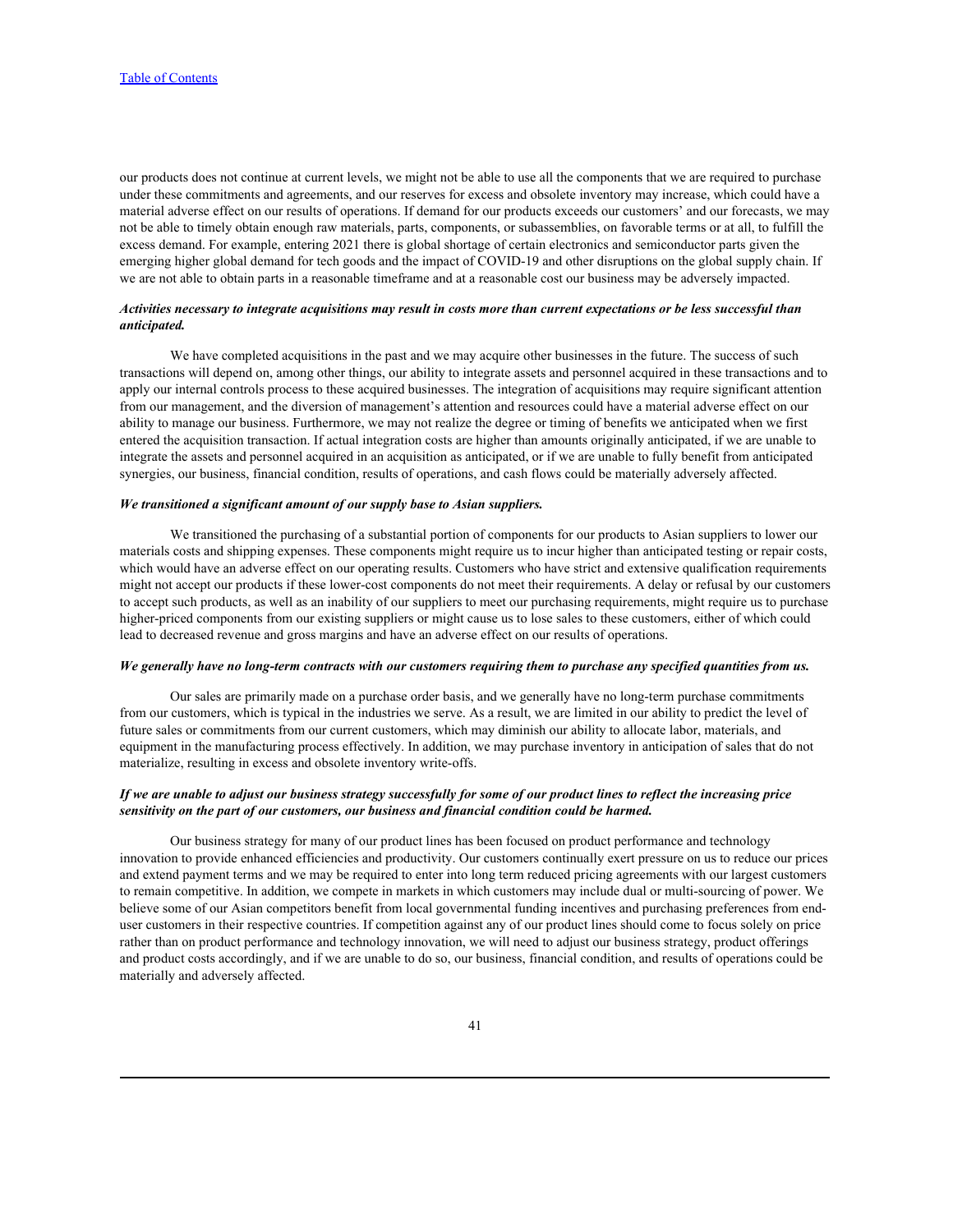our products does not continue at current levels, we might not be able to use all the components that we are required to purchase under these commitments and agreements, and our reserves for excess and obsolete inventory may increase, which could have a material adverse effect on our results of operations. If demand for our products exceeds our customers' and our forecasts, we may not be able to timely obtain enough raw materials, parts, components, or subassemblies, on favorable terms or at all, to fulfill the excess demand. For example, entering 2021 there is global shortage of certain electronics and semiconductor parts given the emerging higher global demand for tech goods and the impact of COVID-19 and other disruptions on the global supply chain. If we are not able to obtain parts in a reasonable timeframe and at a reasonable cost our business may be adversely impacted.

***Activities necessary to integrate acquisitions may result in costs more than current expectations or be less successful than anticipated.***

We have completed acquisitions in the past and we may acquire other businesses in the future. The success of such transactions will depend on, among other things, our ability to integrate assets and personnel acquired in these transactions and to apply our internal controls process to these acquired businesses. The integration of acquisitions may require significant attention from our management, and the diversion of management's attention and resources could have a material adverse effect on our ability to manage our business. Furthermore, we may not realize the degree or timing of benefits we anticipated when we first entered the acquisition transaction. If actual integration costs are higher than amounts originally anticipated, if we are unable to integrate the assets and personnel acquired in an acquisition as anticipated, or if we are unable to fully benefit from anticipated synergies, our business, financial condition, results of operations, and cash flows could be materially adversely affected.

***We transitioned a significant amount of our supply base to Asian suppliers.***

We transitioned the purchasing of a substantial portion of components for our products to Asian suppliers to lower our materials costs and shipping expenses. These components might require us to incur higher than anticipated testing or repair costs, which would have an adverse effect on our operating results. Customers who have strict and extensive qualification requirements might not accept our products if these lower-cost components do not meet their requirements. A delay or refusal by our customers to accept such products, as well as an inability of our suppliers to meet our purchasing requirements, might require us to purchase higher-priced components from our existing suppliers or might cause us to lose sales to these customers, either of which could lead to decreased revenue and gross margins and have an adverse effect on our results of operations.

***We generally have no long-term contracts with our customers requiring them to purchase any specified quantities from us.***

Our sales are primarily made on a purchase order basis, and we generally have no long-term purchase commitments from our customers, which is typical in the industries we serve. As a result, we are limited in our ability to predict the level of future sales or commitments from our current customers, which may diminish our ability to allocate labor, materials, and equipment in the manufacturing process effectively. In addition, we may purchase inventory in anticipation of sales that do not materialize, resulting in excess and obsolete inventory write-offs.

***If we are unable to adjust our business strategy successfully for some of our product lines to reflect the increasing price sensitivity on the part of our customers, our business and financial condition could be harmed.***

Our business strategy for many of our product lines has been focused on product performance and technology innovation to provide enhanced efficiencies and productivity. Our customers continually exert pressure on us to reduce our prices and extend payment terms and we may be required to enter into long term reduced pricing agreements with our largest customers to remain competitive. In addition, we compete in markets in which customers may include dual or multi-sourcing of power. We believe some of our Asian competitors benefit from local governmental funding incentives and purchasing preferences from end-user customers in their respective countries. If competition against any of our product lines should come to focus solely on price rather than on product performance and technology innovation, we will need to adjust our business strategy, product offerings and product costs accordingly, and if we are unable to do so, our business, financial condition, and results of operations could be materially and adversely affected.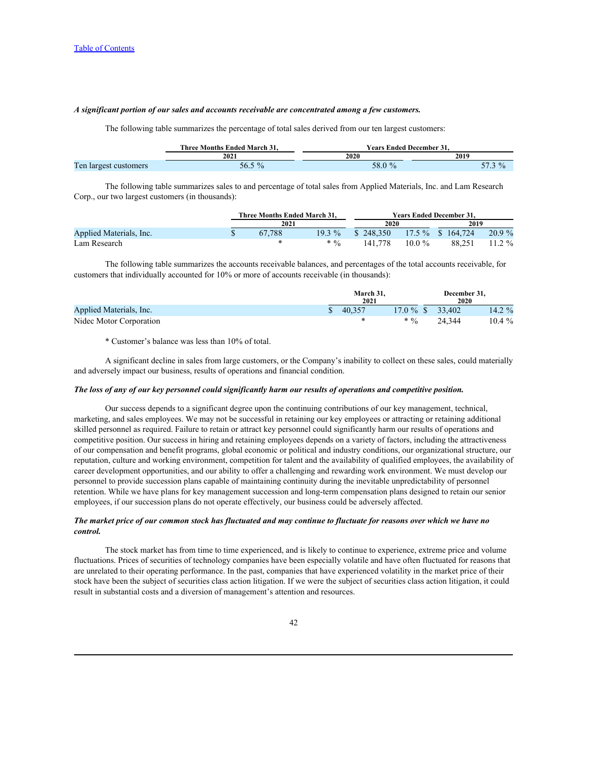[Table of Contents]

***A significant portion of our sales and accounts receivable are concentrated among a few customers.***

The following table summarizes the percentage of total sales derived from our ten largest customers:

| | Three Months Ended March 31, | Years Ended December 31, | |
|---|---|---|---|
| | 2021 | 2020 | 2019 |
| Ten largest customers | 56.5 % | 58.0 % | 57.3 % |

The following table summarizes sales to and percentage of total sales from Applied Materials, Inc. and Lam Research Corp., our two largest customers (in thousands):

| | Three Months Ended March 31, | | Years Ended December 31, | | | |
|---|---|---|---|---|---|---|
| | 2021 | | 2020 | | 2019 | |
| Applied Materials, Inc. | $ 67,788 | 19.3 % | $ 248,350 | 17.5 % | $ 164,724 | 20.9 % |
| Lam Research | * | * % | 141,778 | 10.0 % | 88,251 | 11.2 % |

The following table summarizes the accounts receivable balances, and percentages of the total accounts receivable, for customers that individually accounted for 10% or more of accounts receivable (in thousands):

| | March 31, 2021 | | December 31, 2020 | |
|---|---|---|---|---|
| Applied Materials, Inc. | $ 40,357 | 17.0 % | $ 33,402 | 14.2 % |
| Nidec Motor Corporation | * | * % | 24,344 | 10.4 % |

\* Customer's balance was less than 10% of total.

A significant decline in sales from large customers, or the Company's inability to collect on these sales, could materially and adversely impact our business, results of operations and financial condition.

***The loss of any of our key personnel could significantly harm our results of operations and competitive position.***

Our success depends to a significant degree upon the continuing contributions of our key management, technical, marketing, and sales employees. We may not be successful in retaining our key employees or attracting or retaining additional skilled personnel as required. Failure to retain or attract key personnel could significantly harm our results of operations and competitive position. Our success in hiring and retaining employees depends on a variety of factors, including the attractiveness of our compensation and benefit programs, global economic or political and industry conditions, our organizational structure, our reputation, culture and working environment, competition for talent and the availability of qualified employees, the availability of career development opportunities, and our ability to offer a challenging and rewarding work environment. We must develop our personnel to provide succession plans capable of maintaining continuity during the inevitable unpredictability of personnel retention. While we have plans for key management succession and long-term compensation plans designed to retain our senior employees, if our succession plans do not operate effectively, our business could be adversely affected.

***The market price of our common stock has fluctuated and may continue to fluctuate for reasons over which we have no control.***

The stock market has from time to time experienced, and is likely to continue to experience, extreme price and volume fluctuations. Prices of securities of technology companies have been especially volatile and have often fluctuated for reasons that are unrelated to their operating performance. In the past, companies that have experienced volatility in the market price of their stock have been the subject of securities class action litigation. If we were the subject of securities class action litigation, it could result in substantial costs and a diversion of management's attention and resources.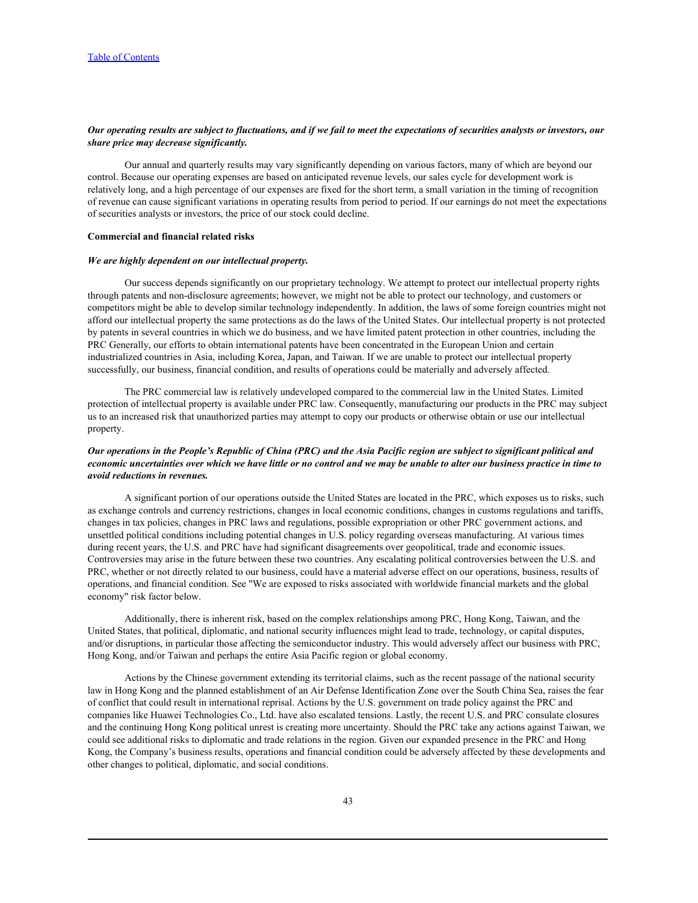***Our operating results are subject to fluctuations, and if we fail to meet the expectations of securities analysts or investors, our share price may decrease significantly.***

Our annual and quarterly results may vary significantly depending on various factors, many of which are beyond our control. Because our operating expenses are based on anticipated revenue levels, our sales cycle for development work is relatively long, and a high percentage of our expenses are fixed for the short term, a small variation in the timing of recognition of revenue can cause significant variations in operating results from period to period. If our earnings do not meet the expectations of securities analysts or investors, the price of our stock could decline.

**Commercial and financial related risks**

***We are highly dependent on our intellectual property.***

Our success depends significantly on our proprietary technology. We attempt to protect our intellectual property rights through patents and non-disclosure agreements; however, we might not be able to protect our technology, and customers or competitors might be able to develop similar technology independently. In addition, the laws of some foreign countries might not afford our intellectual property the same protections as do the laws of the United States. Our intellectual property is not protected by patents in several countries in which we do business, and we have limited patent protection in other countries, including the PRC Generally, our efforts to obtain international patents have been concentrated in the European Union and certain industrialized countries in Asia, including Korea, Japan, and Taiwan. If we are unable to protect our intellectual property successfully, our business, financial condition, and results of operations could be materially and adversely affected.

The PRC commercial law is relatively undeveloped compared to the commercial law in the United States. Limited protection of intellectual property is available under PRC law. Consequently, manufacturing our products in the PRC may subject us to an increased risk that unauthorized parties may attempt to copy our products or otherwise obtain or use our intellectual property.

***Our operations in the People's Republic of China (PRC) and the Asia Pacific region are subject to significant political and economic uncertainties over which we have little or no control and we may be unable to alter our business practice in time to avoid reductions in revenues.***

A significant portion of our operations outside the United States are located in the PRC, which exposes us to risks, such as exchange controls and currency restrictions, changes in local economic conditions, changes in customs regulations and tariffs, changes in tax policies, changes in PRC laws and regulations, possible expropriation or other PRC government actions, and unsettled political conditions including potential changes in U.S. policy regarding overseas manufacturing. At various times during recent years, the U.S. and PRC have had significant disagreements over geopolitical, trade and economic issues. Controversies may arise in the future between these two countries. Any escalating political controversies between the U.S. and PRC, whether or not directly related to our business, could have a material adverse effect on our operations, business, results of operations, and financial condition. See "We are exposed to risks associated with worldwide financial markets and the global economy" risk factor below.

Additionally, there is inherent risk, based on the complex relationships among PRC, Hong Kong, Taiwan, and the United States, that political, diplomatic, and national security influences might lead to trade, technology, or capital disputes, and/or disruptions, in particular those affecting the semiconductor industry. This would adversely affect our business with PRC, Hong Kong, and/or Taiwan and perhaps the entire Asia Pacific region or global economy.

Actions by the Chinese government extending its territorial claims, such as the recent passage of the national security law in Hong Kong and the planned establishment of an Air Defense Identification Zone over the South China Sea, raises the fear of conflict that could result in international reprisal. Actions by the U.S. government on trade policy against the PRC and companies like Huawei Technologies Co., Ltd. have also escalated tensions. Lastly, the recent U.S. and PRC consulate closures and the continuing Hong Kong political unrest is creating more uncertainty. Should the PRC take any actions against Taiwan, we could see additional risks to diplomatic and trade relations in the region. Given our expanded presence in the PRC and Hong Kong, the Company's business results, operations and financial condition could be adversely affected by these developments and other changes to political, diplomatic, and social conditions.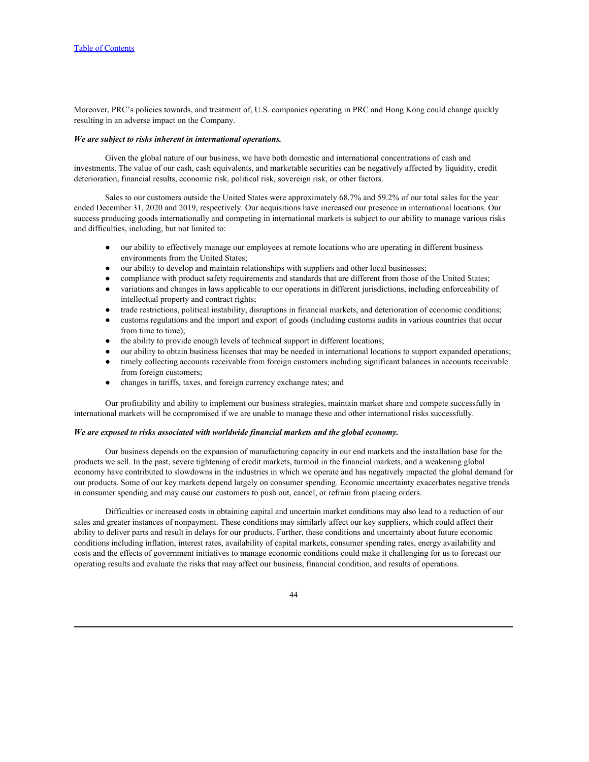Moreover, PRC's policies towards, and treatment of, U.S. companies operating in PRC and Hong Kong could change quickly resulting in an adverse impact on the Company.

***We are subject to risks inherent in international operations.***

Given the global nature of our business, we have both domestic and international concentrations of cash and investments. The value of our cash, cash equivalents, and marketable securities can be negatively affected by liquidity, credit deterioration, financial results, economic risk, political risk, sovereign risk, or other factors.

Sales to our customers outside the United States were approximately 68.7% and 59.2% of our total sales for the year ended December 31, 2020 and 2019, respectively. Our acquisitions have increased our presence in international locations. Our success producing goods internationally and competing in international markets is subject to our ability to manage various risks and difficulties, including, but not limited to:

- our ability to effectively manage our employees at remote locations who are operating in different business environments from the United States;
- our ability to develop and maintain relationships with suppliers and other local businesses;
- compliance with product safety requirements and standards that are different from those of the United States;
- variations and changes in laws applicable to our operations in different jurisdictions, including enforceability of intellectual property and contract rights;
- trade restrictions, political instability, disruptions in financial markets, and deterioration of economic conditions;
- customs regulations and the import and export of goods (including customs audits in various countries that occur from time to time);
- the ability to provide enough levels of technical support in different locations;
- our ability to obtain business licenses that may be needed in international locations to support expanded operations;
- timely collecting accounts receivable from foreign customers including significant balances in accounts receivable from foreign customers;
- changes in tariffs, taxes, and foreign currency exchange rates; and

Our profitability and ability to implement our business strategies, maintain market share and compete successfully in international markets will be compromised if we are unable to manage these and other international risks successfully.

***We are exposed to risks associated with worldwide financial markets and the global economy.***

Our business depends on the expansion of manufacturing capacity in our end markets and the installation base for the products we sell. In the past, severe tightening of credit markets, turmoil in the financial markets, and a weakening global economy have contributed to slowdowns in the industries in which we operate and has negatively impacted the global demand for our products. Some of our key markets depend largely on consumer spending. Economic uncertainty exacerbates negative trends in consumer spending and may cause our customers to push out, cancel, or refrain from placing orders.

Difficulties or increased costs in obtaining capital and uncertain market conditions may also lead to a reduction of our sales and greater instances of nonpayment. These conditions may similarly affect our key suppliers, which could affect their ability to deliver parts and result in delays for our products. Further, these conditions and uncertainty about future economic conditions including inflation, interest rates, availability of capital markets, consumer spending rates, energy availability and costs and the effects of government initiatives to manage economic conditions could make it challenging for us to forecast our operating results and evaluate the risks that may affect our business, financial condition, and results of operations.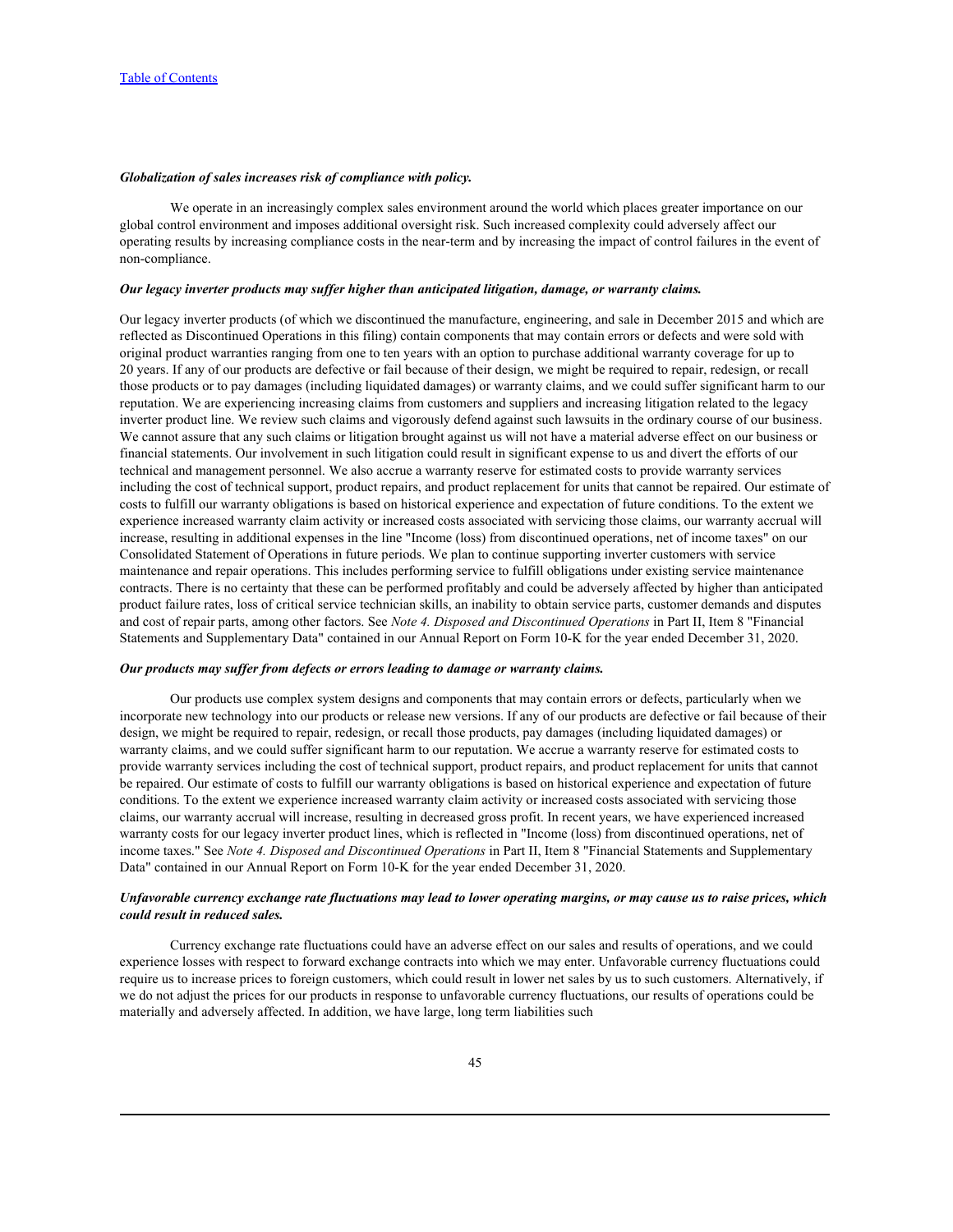***Globalization of sales increases risk of compliance with policy.***

We operate in an increasingly complex sales environment around the world which places greater importance on our global control environment and imposes additional oversight risk. Such increased complexity could adversely affect our operating results by increasing compliance costs in the near-term and by increasing the impact of control failures in the event of non-compliance.

***Our legacy inverter products may suffer higher than anticipated litigation, damage, or warranty claims.***

Our legacy inverter products (of which we discontinued the manufacture, engineering, and sale in December 2015 and which are reflected as Discontinued Operations in this filing) contain components that may contain errors or defects and were sold with original product warranties ranging from one to ten years with an option to purchase additional warranty coverage for up to 20 years. If any of our products are defective or fail because of their design, we might be required to repair, redesign, or recall those products or to pay damages (including liquidated damages) or warranty claims, and we could suffer significant harm to our reputation. We are experiencing increasing claims from customers and suppliers and increasing litigation related to the legacy inverter product line. We review such claims and vigorously defend against such lawsuits in the ordinary course of our business. We cannot assure that any such claims or litigation brought against us will not have a material adverse effect on our business or financial statements. Our involvement in such litigation could result in significant expense to us and divert the efforts of our technical and management personnel. We also accrue a warranty reserve for estimated costs to provide warranty services including the cost of technical support, product repairs, and product replacement for units that cannot be repaired. Our estimate of costs to fulfill our warranty obligations is based on historical experience and expectation of future conditions. To the extent we experience increased warranty claim activity or increased costs associated with servicing those claims, our warranty accrual will increase, resulting in additional expenses in the line "Income (loss) from discontinued operations, net of income taxes" on our Consolidated Statement of Operations in future periods. We plan to continue supporting inverter customers with service maintenance and repair operations. This includes performing service to fulfill obligations under existing service maintenance contracts. There is no certainty that these can be performed profitably and could be adversely affected by higher than anticipated product failure rates, loss of critical service technician skills, an inability to obtain service parts, customer demands and disputes and cost of repair parts, among other factors. See *Note 4. Disposed and Discontinued Operations* in Part II, Item 8 "Financial Statements and Supplementary Data" contained in our Annual Report on Form 10-K for the year ended December 31, 2020.

***Our products may suffer from defects or errors leading to damage or warranty claims.***

Our products use complex system designs and components that may contain errors or defects, particularly when we incorporate new technology into our products or release new versions. If any of our products are defective or fail because of their design, we might be required to repair, redesign, or recall those products, pay damages (including liquidated damages) or warranty claims, and we could suffer significant harm to our reputation. We accrue a warranty reserve for estimated costs to provide warranty services including the cost of technical support, product repairs, and product replacement for units that cannot be repaired. Our estimate of costs to fulfill our warranty obligations is based on historical experience and expectation of future conditions. To the extent we experience increased warranty claim activity or increased costs associated with servicing those claims, our warranty accrual will increase, resulting in decreased gross profit. In recent years, we have experienced increased warranty costs for our legacy inverter product lines, which is reflected in "Income (loss) from discontinued operations, net of income taxes." See *Note 4. Disposed and Discontinued Operations* in Part II, Item 8 "Financial Statements and Supplementary Data" contained in our Annual Report on Form 10-K for the year ended December 31, 2020.

***Unfavorable currency exchange rate fluctuations may lead to lower operating margins, or may cause us to raise prices, which could result in reduced sales.***

Currency exchange rate fluctuations could have an adverse effect on our sales and results of operations, and we could experience losses with respect to forward exchange contracts into which we may enter. Unfavorable currency fluctuations could require us to increase prices to foreign customers, which could result in lower net sales by us to such customers. Alternatively, if we do not adjust the prices for our products in response to unfavorable currency fluctuations, our results of operations could be materially and adversely affected. In addition, we have large, long term liabilities such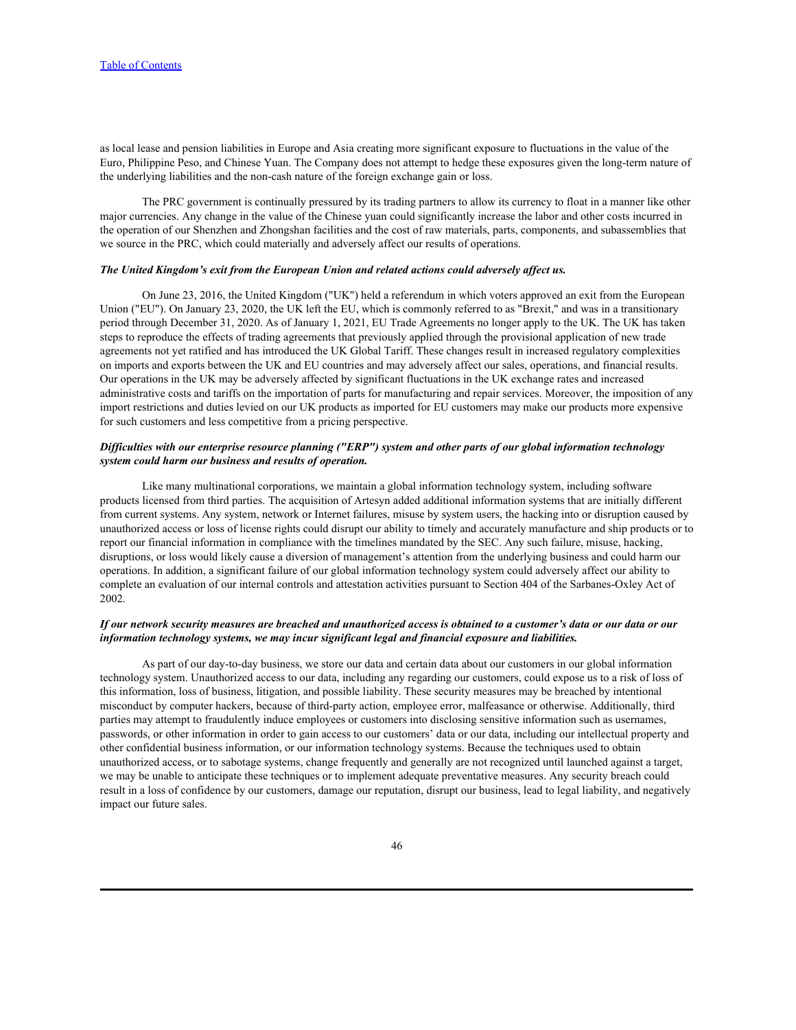as local lease and pension liabilities in Europe and Asia creating more significant exposure to fluctuations in the value of the Euro, Philippine Peso, and Chinese Yuan. The Company does not attempt to hedge these exposures given the long-term nature of the underlying liabilities and the non-cash nature of the foreign exchange gain or loss.

The PRC government is continually pressured by its trading partners to allow its currency to float in a manner like other major currencies. Any change in the value of the Chinese yuan could significantly increase the labor and other costs incurred in the operation of our Shenzhen and Zhongshan facilities and the cost of raw materials, parts, components, and subassemblies that we source in the PRC, which could materially and adversely affect our results of operations.

***The United Kingdom's exit from the European Union and related actions could adversely affect us.***

On June 23, 2016, the United Kingdom ("UK") held a referendum in which voters approved an exit from the European Union ("EU"). On January 23, 2020, the UK left the EU, which is commonly referred to as "Brexit," and was in a transitionary period through December 31, 2020. As of January 1, 2021, EU Trade Agreements no longer apply to the UK. The UK has taken steps to reproduce the effects of trading agreements that previously applied through the provisional application of new trade agreements not yet ratified and has introduced the UK Global Tariff. These changes result in increased regulatory complexities on imports and exports between the UK and EU countries and may adversely affect our sales, operations, and financial results. Our operations in the UK may be adversely affected by significant fluctuations in the UK exchange rates and increased administrative costs and tariffs on the importation of parts for manufacturing and repair services. Moreover, the imposition of any import restrictions and duties levied on our UK products as imported for EU customers may make our products more expensive for such customers and less competitive from a pricing perspective.

***Difficulties with our enterprise resource planning ("ERP") system and other parts of our global information technology system could harm our business and results of operation.***

Like many multinational corporations, we maintain a global information technology system, including software products licensed from third parties. The acquisition of Artesyn added additional information systems that are initially different from current systems. Any system, network or Internet failures, misuse by system users, the hacking into or disruption caused by unauthorized access or loss of license rights could disrupt our ability to timely and accurately manufacture and ship products or to report our financial information in compliance with the timelines mandated by the SEC. Any such failure, misuse, hacking, disruptions, or loss would likely cause a diversion of management's attention from the underlying business and could harm our operations. In addition, a significant failure of our global information technology system could adversely affect our ability to complete an evaluation of our internal controls and attestation activities pursuant to Section 404 of the Sarbanes-Oxley Act of 2002.

***If our network security measures are breached and unauthorized access is obtained to a customer's data or our data or our information technology systems, we may incur significant legal and financial exposure and liabilities.***

As part of our day-to-day business, we store our data and certain data about our customers in our global information technology system. Unauthorized access to our data, including any regarding our customers, could expose us to a risk of loss of this information, loss of business, litigation, and possible liability. These security measures may be breached by intentional misconduct by computer hackers, because of third-party action, employee error, malfeasance or otherwise. Additionally, third parties may attempt to fraudulently induce employees or customers into disclosing sensitive information such as usernames, passwords, or other information in order to gain access to our customers' data or our data, including our intellectual property and other confidential business information, or our information technology systems. Because the techniques used to obtain unauthorized access, or to sabotage systems, change frequently and generally are not recognized until launched against a target, we may be unable to anticipate these techniques or to implement adequate preventative measures. Any security breach could result in a loss of confidence by our customers, damage our reputation, disrupt our business, lead to legal liability, and negatively impact our future sales.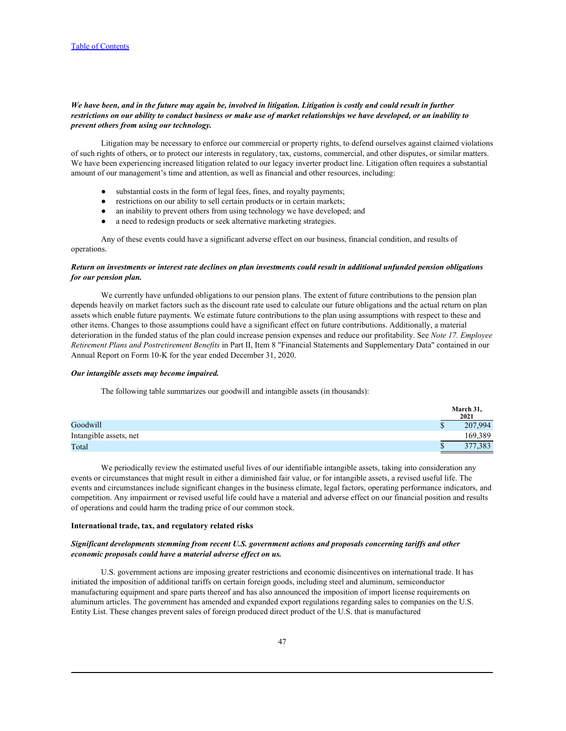***We have been, and in the future may again be, involved in litigation. Litigation is costly and could result in further restrictions on our ability to conduct business or make use of market relationships we have developed, or an inability to prevent others from using our technology.***

Litigation may be necessary to enforce our commercial or property rights, to defend ourselves against claimed violations of such rights of others, or to protect our interests in regulatory, tax, customs, commercial, and other disputes, or similar matters. We have been experiencing increased litigation related to our legacy inverter product line. Litigation often requires a substantial amount of our management's time and attention, as well as financial and other resources, including:

- substantial costs in the form of legal fees, fines, and royalty payments;
- restrictions on our ability to sell certain products or in certain markets;
- an inability to prevent others from using technology we have developed; and
- a need to redesign products or seek alternative marketing strategies.

Any of these events could have a significant adverse effect on our business, financial condition, and results of operations.

***Return on investments or interest rate declines on plan investments could result in additional unfunded pension obligations for our pension plan.***

We currently have unfunded obligations to our pension plans. The extent of future contributions to the pension plan depends heavily on market factors such as the discount rate used to calculate our future obligations and the actual return on plan assets which enable future payments. We estimate future contributions to the plan using assumptions with respect to these and other items. Changes to those assumptions could have a significant effect on future contributions. Additionally, a material deterioration in the funded status of the plan could increase pension expenses and reduce our profitability. See *Note 17. Employee Retirement Plans and Postretirement Benefits* in Part II, Item 8 "Financial Statements and Supplementary Data" contained in our Annual Report on Form 10-K for the year ended December 31, 2020.

***Our intangible assets may become impaired.***

The following table summarizes our goodwill and intangible assets (in thousands):

| | March 31, 2021 |
|---|---|
| Goodwill | $ 207,994 |
| Intangible assets, net | 169,389 |
| Total | $ 377,383 |

We periodically review the estimated useful lives of our identifiable intangible assets, taking into consideration any events or circumstances that might result in either a diminished fair value, or for intangible assets, a revised useful life. The events and circumstances include significant changes in the business climate, legal factors, operating performance indicators, and competition. Any impairment or revised useful life could have a material and adverse effect on our financial position and results of operations and could harm the trading price of our common stock.

**International trade, tax, and regulatory related risks**

***Significant developments stemming from recent U.S. government actions and proposals concerning tariffs and other economic proposals could have a material adverse effect on us.***

U.S. government actions are imposing greater restrictions and economic disincentives on international trade. It has initiated the imposition of additional tariffs on certain foreign goods, including steel and aluminum, semiconductor manufacturing equipment and spare parts thereof and has also announced the imposition of import license requirements on aluminum articles. The government has amended and expanded export regulations regarding sales to companies on the U.S. Entity List. These changes prevent sales of foreign produced direct product of the U.S. that is manufactured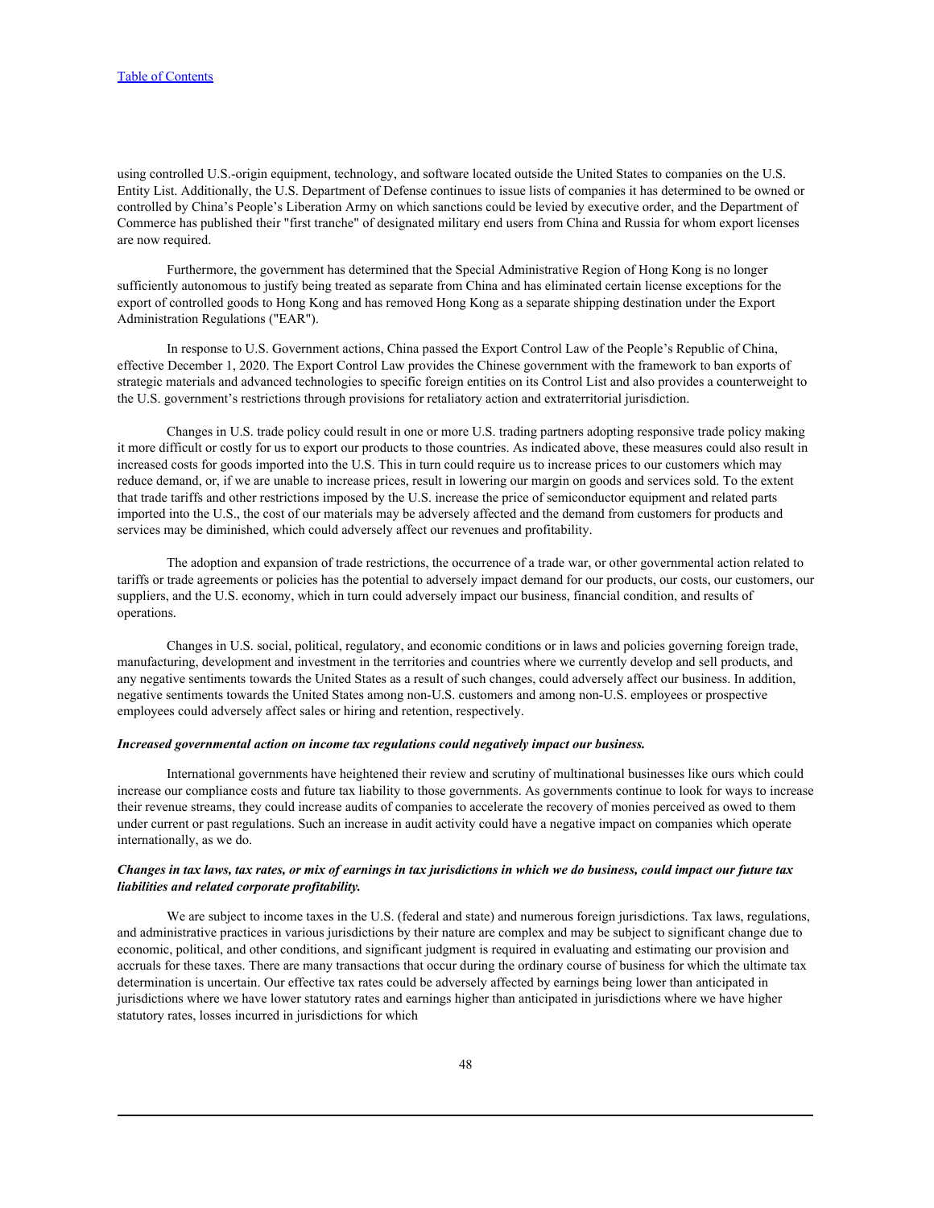using controlled U.S.-origin equipment, technology, and software located outside the United States to companies on the U.S. Entity List. Additionally, the U.S. Department of Defense continues to issue lists of companies it has determined to be owned or controlled by China's People's Liberation Army on which sanctions could be levied by executive order, and the Department of Commerce has published their "first tranche" of designated military end users from China and Russia for whom export licenses are now required.

Furthermore, the government has determined that the Special Administrative Region of Hong Kong is no longer sufficiently autonomous to justify being treated as separate from China and has eliminated certain license exceptions for the export of controlled goods to Hong Kong and has removed Hong Kong as a separate shipping destination under the Export Administration Regulations ("EAR").

In response to U.S. Government actions, China passed the Export Control Law of the People's Republic of China, effective December 1, 2020. The Export Control Law provides the Chinese government with the framework to ban exports of strategic materials and advanced technologies to specific foreign entities on its Control List and also provides a counterweight to the U.S. government's restrictions through provisions for retaliatory action and extraterritorial jurisdiction.

Changes in U.S. trade policy could result in one or more U.S. trading partners adopting responsive trade policy making it more difficult or costly for us to export our products to those countries. As indicated above, these measures could also result in increased costs for goods imported into the U.S. This in turn could require us to increase prices to our customers which may reduce demand, or, if we are unable to increase prices, result in lowering our margin on goods and services sold. To the extent that trade tariffs and other restrictions imposed by the U.S. increase the price of semiconductor equipment and related parts imported into the U.S., the cost of our materials may be adversely affected and the demand from customers for products and services may be diminished, which could adversely affect our revenues and profitability.

The adoption and expansion of trade restrictions, the occurrence of a trade war, or other governmental action related to tariffs or trade agreements or policies has the potential to adversely impact demand for our products, our costs, our customers, our suppliers, and the U.S. economy, which in turn could adversely impact our business, financial condition, and results of operations.

Changes in U.S. social, political, regulatory, and economic conditions or in laws and policies governing foreign trade, manufacturing, development and investment in the territories and countries where we currently develop and sell products, and any negative sentiments towards the United States as a result of such changes, could adversely affect our business. In addition, negative sentiments towards the United States among non-U.S. customers and among non-U.S. employees or prospective employees could adversely affect sales or hiring and retention, respectively.

***Increased governmental action on income tax regulations could negatively impact our business.***

International governments have heightened their review and scrutiny of multinational businesses like ours which could increase our compliance costs and future tax liability to those governments. As governments continue to look for ways to increase their revenue streams, they could increase audits of companies to accelerate the recovery of monies perceived as owed to them under current or past regulations. Such an increase in audit activity could have a negative impact on companies which operate internationally, as we do.

***Changes in tax laws, tax rates, or mix of earnings in tax jurisdictions in which we do business, could impact our future tax liabilities and related corporate profitability.***

We are subject to income taxes in the U.S. (federal and state) and numerous foreign jurisdictions. Tax laws, regulations, and administrative practices in various jurisdictions by their nature are complex and may be subject to significant change due to economic, political, and other conditions, and significant judgment is required in evaluating and estimating our provision and accruals for these taxes. There are many transactions that occur during the ordinary course of business for which the ultimate tax determination is uncertain. Our effective tax rates could be adversely affected by earnings being lower than anticipated in jurisdictions where we have lower statutory rates and earnings higher than anticipated in jurisdictions where we have higher statutory rates, losses incurred in jurisdictions for which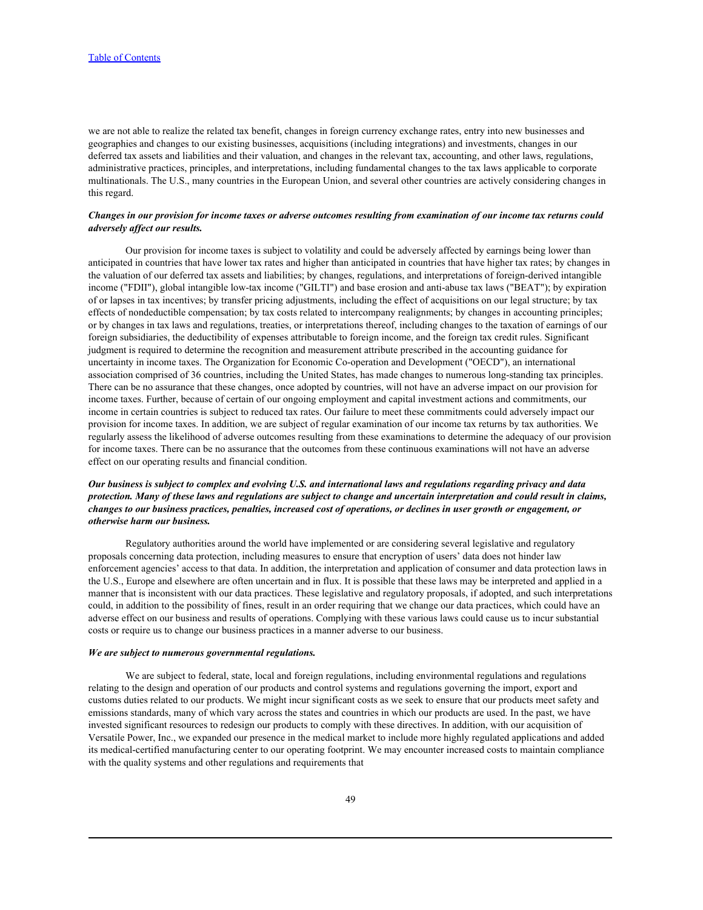we are not able to realize the related tax benefit, changes in foreign currency exchange rates, entry into new businesses and geographies and changes to our existing businesses, acquisitions (including integrations) and investments, changes in our deferred tax assets and liabilities and their valuation, and changes in the relevant tax, accounting, and other laws, regulations, administrative practices, principles, and interpretations, including fundamental changes to the tax laws applicable to corporate multinationals. The U.S., many countries in the European Union, and several other countries are actively considering changes in this regard.

***Changes in our provision for income taxes or adverse outcomes resulting from examination of our income tax returns could adversely affect our results.***

Our provision for income taxes is subject to volatility and could be adversely affected by earnings being lower than anticipated in countries that have lower tax rates and higher than anticipated in countries that have higher tax rates; by changes in the valuation of our deferred tax assets and liabilities; by changes, regulations, and interpretations of foreign-derived intangible income ("FDII"), global intangible low-tax income ("GILTI") and base erosion and anti-abuse tax laws ("BEAT"); by expiration of or lapses in tax incentives; by transfer pricing adjustments, including the effect of acquisitions on our legal structure; by tax effects of nondeductible compensation; by tax costs related to intercompany realignments; by changes in accounting principles; or by changes in tax laws and regulations, treaties, or interpretations thereof, including changes to the taxation of earnings of our foreign subsidiaries, the deductibility of expenses attributable to foreign income, and the foreign tax credit rules. Significant judgment is required to determine the recognition and measurement attribute prescribed in the accounting guidance for uncertainty in income taxes. The Organization for Economic Co-operation and Development ("OECD"), an international association comprised of 36 countries, including the United States, has made changes to numerous long-standing tax principles. There can be no assurance that these changes, once adopted by countries, will not have an adverse impact on our provision for income taxes. Further, because of certain of our ongoing employment and capital investment actions and commitments, our income in certain countries is subject to reduced tax rates. Our failure to meet these commitments could adversely impact our provision for income taxes. In addition, we are subject of regular examination of our income tax returns by tax authorities. We regularly assess the likelihood of adverse outcomes resulting from these examinations to determine the adequacy of our provision for income taxes. There can be no assurance that the outcomes from these continuous examinations will not have an adverse effect on our operating results and financial condition.

***Our business is subject to complex and evolving U.S. and international laws and regulations regarding privacy and data protection. Many of these laws and regulations are subject to change and uncertain interpretation and could result in claims, changes to our business practices, penalties, increased cost of operations, or declines in user growth or engagement, or otherwise harm our business.***

Regulatory authorities around the world have implemented or are considering several legislative and regulatory proposals concerning data protection, including measures to ensure that encryption of users' data does not hinder law enforcement agencies' access to that data. In addition, the interpretation and application of consumer and data protection laws in the U.S., Europe and elsewhere are often uncertain and in flux. It is possible that these laws may be interpreted and applied in a manner that is inconsistent with our data practices. These legislative and regulatory proposals, if adopted, and such interpretations could, in addition to the possibility of fines, result in an order requiring that we change our data practices, which could have an adverse effect on our business and results of operations. Complying with these various laws could cause us to incur substantial costs or require us to change our business practices in a manner adverse to our business.

***We are subject to numerous governmental regulations.***

We are subject to federal, state, local and foreign regulations, including environmental regulations and regulations relating to the design and operation of our products and control systems and regulations governing the import, export and customs duties related to our products. We might incur significant costs as we seek to ensure that our products meet safety and emissions standards, many of which vary across the states and countries in which our products are used. In the past, we have invested significant resources to redesign our products to comply with these directives. In addition, with our acquisition of Versatile Power, Inc., we expanded our presence in the medical market to include more highly regulated applications and added its medical-certified manufacturing center to our operating footprint. We may encounter increased costs to maintain compliance with the quality systems and other regulations and requirements that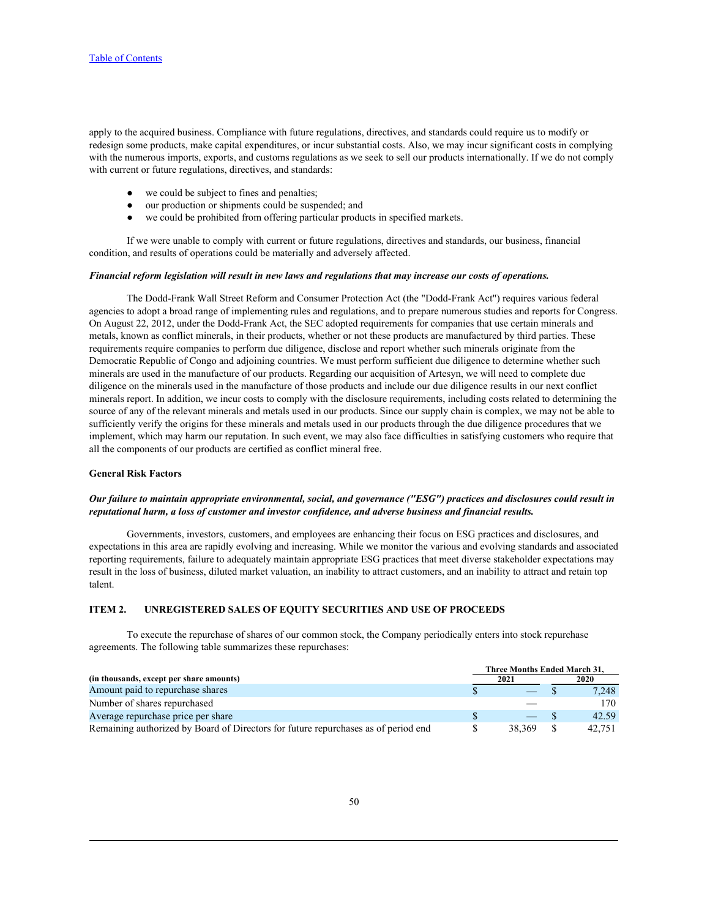apply to the acquired business. Compliance with future regulations, directives, and standards could require us to modify or redesign some products, make capital expenditures, or incur substantial costs. Also, we may incur significant costs in complying with the numerous imports, exports, and customs regulations as we seek to sell our products internationally. If we do not comply with current or future regulations, directives, and standards:

- we could be subject to fines and penalties;
- our production or shipments could be suspended; and
- we could be prohibited from offering particular products in specified markets.

If we were unable to comply with current or future regulations, directives and standards, our business, financial condition, and results of operations could be materially and adversely affected.

***Financial reform legislation will result in new laws and regulations that may increase our costs of operations.***

The Dodd-Frank Wall Street Reform and Consumer Protection Act (the "Dodd-Frank Act") requires various federal agencies to adopt a broad range of implementing rules and regulations, and to prepare numerous studies and reports for Congress. On August 22, 2012, under the Dodd-Frank Act, the SEC adopted requirements for companies that use certain minerals and metals, known as conflict minerals, in their products, whether or not these products are manufactured by third parties. These requirements require companies to perform due diligence, disclose and report whether such minerals originate from the Democratic Republic of Congo and adjoining countries. We must perform sufficient due diligence to determine whether such minerals are used in the manufacture of our products. Regarding our acquisition of Artesyn, we will need to complete due diligence on the minerals used in the manufacture of those products and include our due diligence results in our next conflict minerals report. In addition, we incur costs to comply with the disclosure requirements, including costs related to determining the source of any of the relevant minerals and metals used in our products. Since our supply chain is complex, we may not be able to sufficiently verify the origins for these minerals and metals used in our products through the due diligence procedures that we implement, which may harm our reputation. In such event, we may also face difficulties in satisfying customers who require that all the components of our products are certified as conflict mineral free.

**General Risk Factors**

***Our failure to maintain appropriate environmental, social, and governance ("ESG") practices and disclosures could result in reputational harm, a loss of customer and investor confidence, and adverse business and financial results.***

Governments, investors, customers, and employees are enhancing their focus on ESG practices and disclosures, and expectations in this area are rapidly evolving and increasing. While we monitor the various and evolving standards and associated reporting requirements, failure to adequately maintain appropriate ESG practices that meet diverse stakeholder expectations may result in the loss of business, diluted market valuation, an inability to attract customers, and an inability to attract and retain top talent.

## ITEM 2. UNREGISTERED SALES OF EQUITY SECURITIES AND USE OF PROCEEDS

To execute the repurchase of shares of our common stock, the Company periodically enters into stock repurchase agreements. The following table summarizes these repurchases:

| (in thousands, except per share amounts) | Three Months Ended March 31, 2021 | 2020 |
|---|---|---|
| Amount paid to repurchase shares | $ — | $ 7,248 |
| Number of shares repurchased | — | 170 |
| Average repurchase price per share | $ — | $ 42.59 |
| Remaining authorized by Board of Directors for future repurchases as of period end | $ 38,369 | $ 42,751 |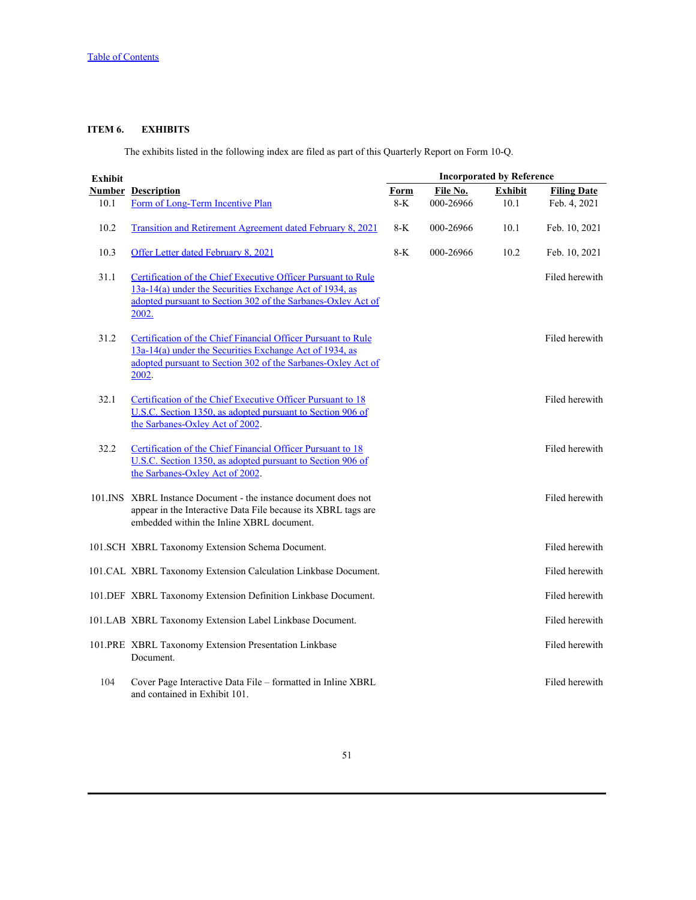[Table of Contents](#)

## ITEM 6. EXHIBITS

The exhibits listed in the following index are filed as part of this Quarterly Report on Form 10-Q.

| Exhibit Number | Description | Incorporated by Reference | | | |
|---|---|---|---|---|---|
| | | Form | File No. | Exhibit | Filing Date |
| 10.1 | Form of Long-Term Incentive Plan | 8-K | 000-26966 | 10.1 | Feb. 4, 2021 |
| 10.2 | Transition and Retirement Agreement dated February 8, 2021 | 8-K | 000-26966 | 10.1 | Feb. 10, 2021 |
| 10.3 | Offer Letter dated February 8, 2021 | 8-K | 000-26966 | 10.2 | Feb. 10, 2021 |
| 31.1 | Certification of the Chief Executive Officer Pursuant to Rule 13a-14(a) under the Securities Exchange Act of 1934, as adopted pursuant to Section 302 of the Sarbanes-Oxley Act of 2002. | | | | Filed herewith |
| 31.2 | Certification of the Chief Financial Officer Pursuant to Rule 13a-14(a) under the Securities Exchange Act of 1934, as adopted pursuant to Section 302 of the Sarbanes-Oxley Act of 2002. | | | | Filed herewith |
| 32.1 | Certification of the Chief Executive Officer Pursuant to 18 U.S.C. Section 1350, as adopted pursuant to Section 906 of the Sarbanes-Oxley Act of 2002. | | | | Filed herewith |
| 32.2 | Certification of the Chief Financial Officer Pursuant to 18 U.S.C. Section 1350, as adopted pursuant to Section 906 of the Sarbanes-Oxley Act of 2002. | | | | Filed herewith |
| 101.INS | XBRL Instance Document - the instance document does not appear in the Interactive Data File because its XBRL tags are embedded within the Inline XBRL document. | | | | Filed herewith |
| 101.SCH | XBRL Taxonomy Extension Schema Document. | | | | Filed herewith |
| 101.CAL | XBRL Taxonomy Extension Calculation Linkbase Document. | | | | Filed herewith |
| 101.DEF | XBRL Taxonomy Extension Definition Linkbase Document. | | | | Filed herewith |
| 101.LAB | XBRL Taxonomy Extension Label Linkbase Document. | | | | Filed herewith |
| 101.PRE | XBRL Taxonomy Extension Presentation Linkbase Document. | | | | Filed herewith |
| 104 | Cover Page Interactive Data File – formatted in Inline XBRL and contained in Exhibit 101. | | | | Filed herewith |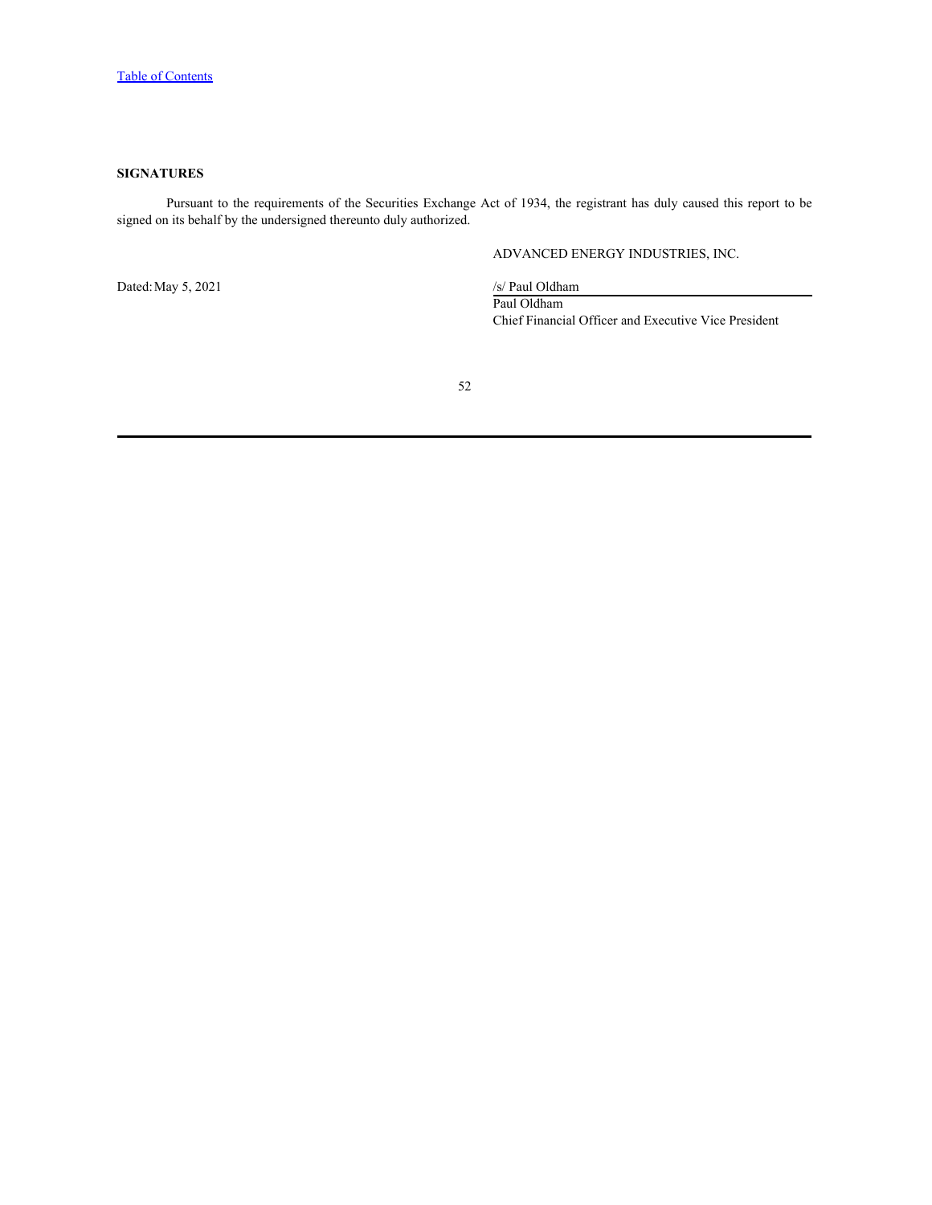## SIGNATURES

Pursuant to the requirements of the Securities Exchange Act of 1934, the registrant has duly caused this report to be signed on its behalf by the undersigned thereunto duly authorized.

ADVANCED ENERGY INDUSTRIES, INC.

Dated: May 5, 2021

/s/ Paul Oldham

Paul Oldham

Chief Financial Officer and Executive Vice President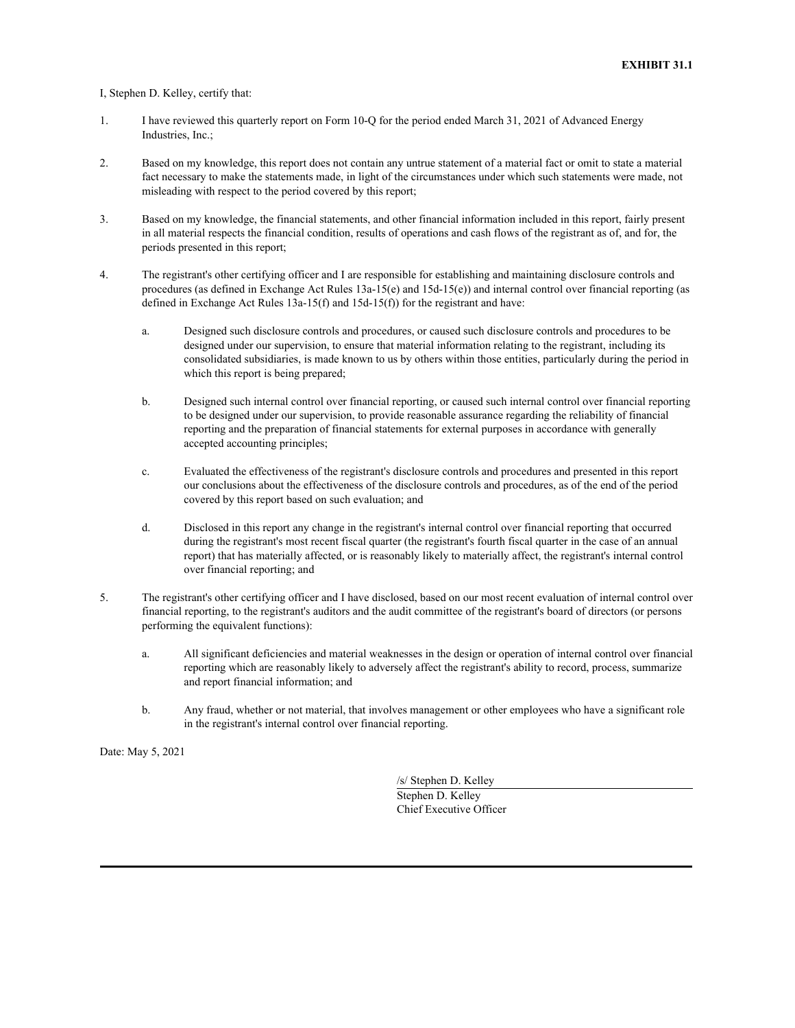**EXHIBIT 31.1**

I, Stephen D. Kelley, certify that:

1. I have reviewed this quarterly report on Form 10-Q for the period ended March 31, 2021 of Advanced Energy Industries, Inc.;

2. Based on my knowledge, this report does not contain any untrue statement of a material fact or omit to state a material fact necessary to make the statements made, in light of the circumstances under which such statements were made, not misleading with respect to the period covered by this report;

3. Based on my knowledge, the financial statements, and other financial information included in this report, fairly present in all material respects the financial condition, results of operations and cash flows of the registrant as of, and for, the periods presented in this report;

4. The registrant's other certifying officer and I are responsible for establishing and maintaining disclosure controls and procedures (as defined in Exchange Act Rules 13a-15(e) and 15d-15(e)) and internal control over financial reporting (as defined in Exchange Act Rules 13a-15(f) and 15d-15(f)) for the registrant and have:

   a. Designed such disclosure controls and procedures, or caused such disclosure controls and procedures to be designed under our supervision, to ensure that material information relating to the registrant, including its consolidated subsidiaries, is made known to us by others within those entities, particularly during the period in which this report is being prepared;

   b. Designed such internal control over financial reporting, or caused such internal control over financial reporting to be designed under our supervision, to provide reasonable assurance regarding the reliability of financial reporting and the preparation of financial statements for external purposes in accordance with generally accepted accounting principles;

   c. Evaluated the effectiveness of the registrant's disclosure controls and procedures and presented in this report our conclusions about the effectiveness of the disclosure controls and procedures, as of the end of the period covered by this report based on such evaluation; and

   d. Disclosed in this report any change in the registrant's internal control over financial reporting that occurred during the registrant's most recent fiscal quarter (the registrant's fourth fiscal quarter in the case of an annual report) that has materially affected, or is reasonably likely to materially affect, the registrant's internal control over financial reporting; and

5. The registrant's other certifying officer and I have disclosed, based on our most recent evaluation of internal control over financial reporting, to the registrant's auditors and the audit committee of the registrant's board of directors (or persons performing the equivalent functions):

   a. All significant deficiencies and material weaknesses in the design or operation of internal control over financial reporting which are reasonably likely to adversely affect the registrant's ability to record, process, summarize and report financial information; and

   b. Any fraud, whether or not material, that involves management or other employees who have a significant role in the registrant's internal control over financial reporting.

Date: May 5, 2021

/s/ Stephen D. Kelley
Stephen D. Kelley
Chief Executive Officer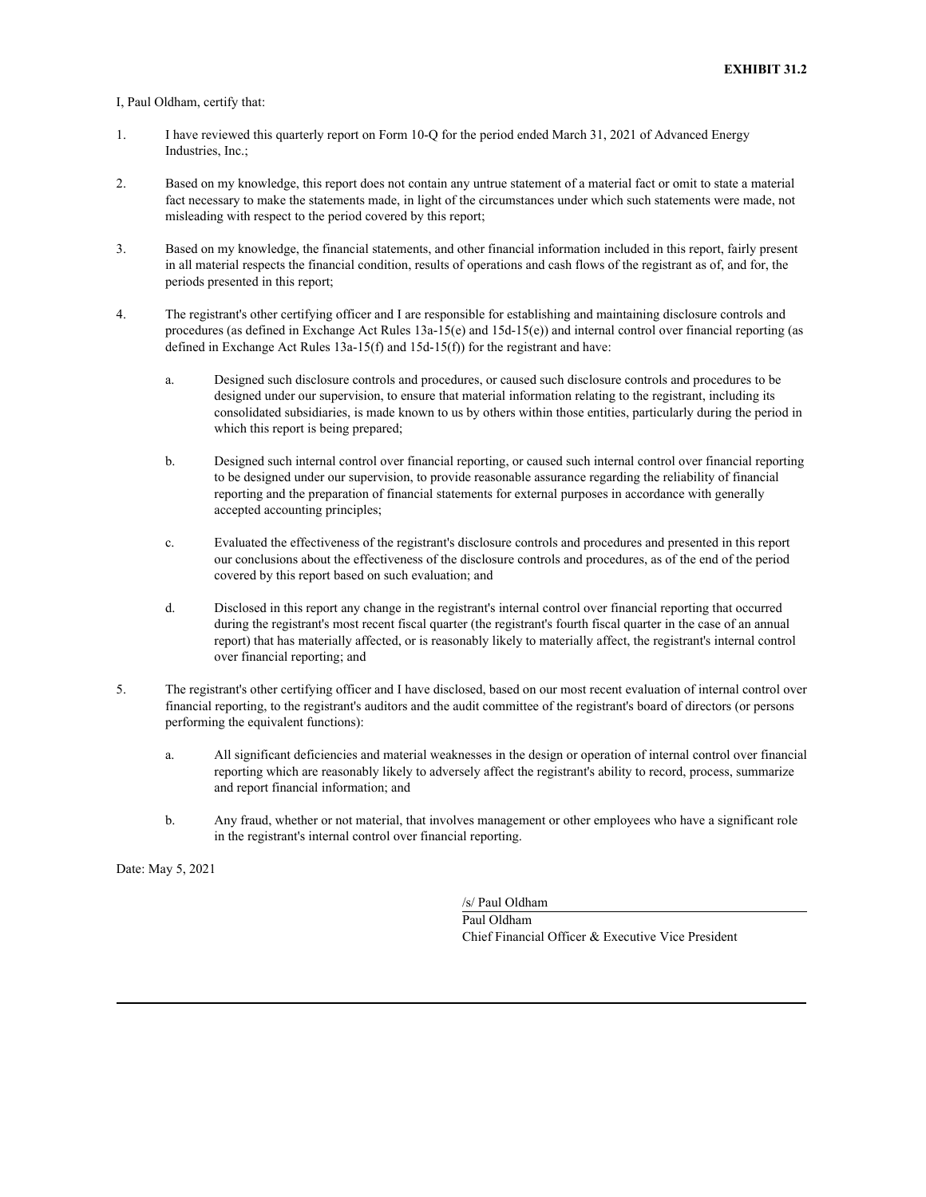**EXHIBIT 31.2**

I, Paul Oldham, certify that:

1. I have reviewed this quarterly report on Form 10-Q for the period ended March 31, 2021 of Advanced Energy Industries, Inc.;

2. Based on my knowledge, this report does not contain any untrue statement of a material fact or omit to state a material fact necessary to make the statements made, in light of the circumstances under which such statements were made, not misleading with respect to the period covered by this report;

3. Based on my knowledge, the financial statements, and other financial information included in this report, fairly present in all material respects the financial condition, results of operations and cash flows of the registrant as of, and for, the periods presented in this report;

4. The registrant's other certifying officer and I are responsible for establishing and maintaining disclosure controls and procedures (as defined in Exchange Act Rules 13a-15(e) and 15d-15(e)) and internal control over financial reporting (as defined in Exchange Act Rules 13a-15(f) and 15d-15(f)) for the registrant and have:

   a. Designed such disclosure controls and procedures, or caused such disclosure controls and procedures to be designed under our supervision, to ensure that material information relating to the registrant, including its consolidated subsidiaries, is made known to us by others within those entities, particularly during the period in which this report is being prepared;

   b. Designed such internal control over financial reporting, or caused such internal control over financial reporting to be designed under our supervision, to provide reasonable assurance regarding the reliability of financial reporting and the preparation of financial statements for external purposes in accordance with generally accepted accounting principles;

   c. Evaluated the effectiveness of the registrant's disclosure controls and procedures and presented in this report our conclusions about the effectiveness of the disclosure controls and procedures, as of the end of the period covered by this report based on such evaluation; and

   d. Disclosed in this report any change in the registrant's internal control over financial reporting that occurred during the registrant's most recent fiscal quarter (the registrant's fourth fiscal quarter in the case of an annual report) that has materially affected, or is reasonably likely to materially affect, the registrant's internal control over financial reporting; and

5. The registrant's other certifying officer and I have disclosed, based on our most recent evaluation of internal control over financial reporting, to the registrant's auditors and the audit committee of the registrant's board of directors (or persons performing the equivalent functions):

   a. All significant deficiencies and material weaknesses in the design or operation of internal control over financial reporting which are reasonably likely to adversely affect the registrant's ability to record, process, summarize and report financial information; and

   b. Any fraud, whether or not material, that involves management or other employees who have a significant role in the registrant's internal control over financial reporting.

Date: May 5, 2021

/s/ Paul Oldham

Paul Oldham

Chief Financial Officer & Executive Vice President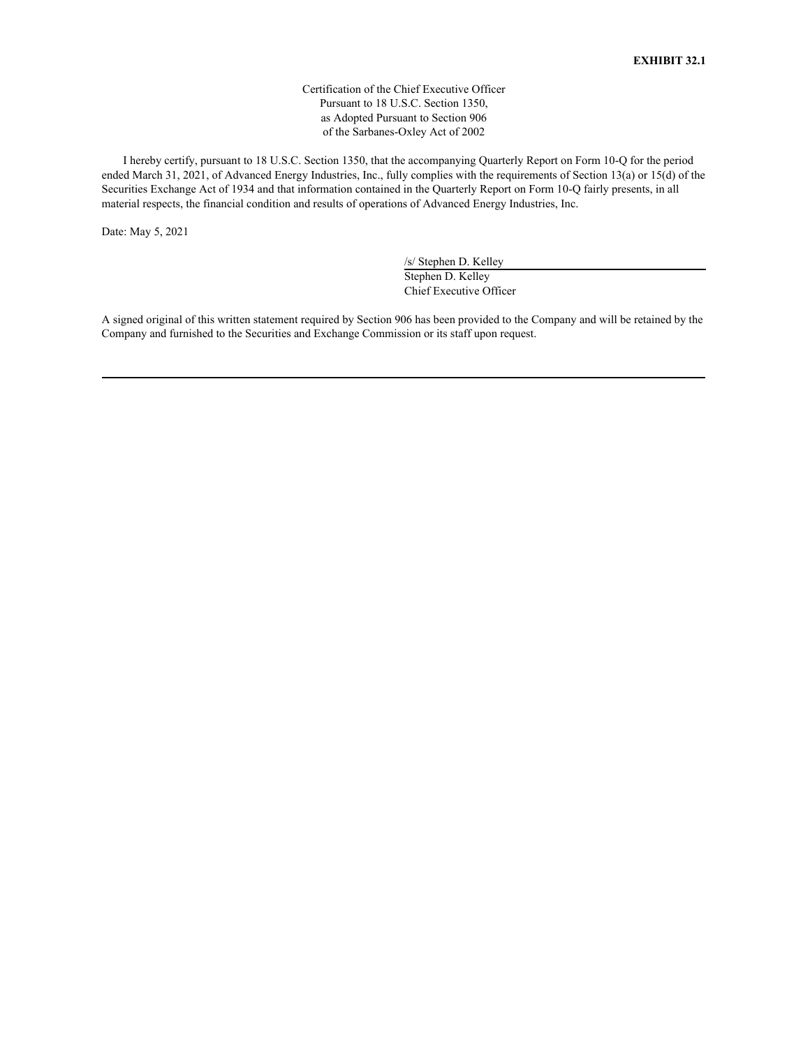**EXHIBIT 32.1**

Certification of the Chief Executive Officer
Pursuant to 18 U.S.C. Section 1350,
as Adopted Pursuant to Section 906
of the Sarbanes-Oxley Act of 2002

I hereby certify, pursuant to 18 U.S.C. Section 1350, that the accompanying Quarterly Report on Form 10-Q for the period ended March 31, 2021, of Advanced Energy Industries, Inc., fully complies with the requirements of Section 13(a) or 15(d) of the Securities Exchange Act of 1934 and that information contained in the Quarterly Report on Form 10-Q fairly presents, in all material respects, the financial condition and results of operations of Advanced Energy Industries, Inc.

Date: May 5, 2021

/s/ Stephen D. Kelley
Stephen D. Kelley
Chief Executive Officer

A signed original of this written statement required by Section 906 has been provided to the Company and will be retained by the Company and furnished to the Securities and Exchange Commission or its staff upon request.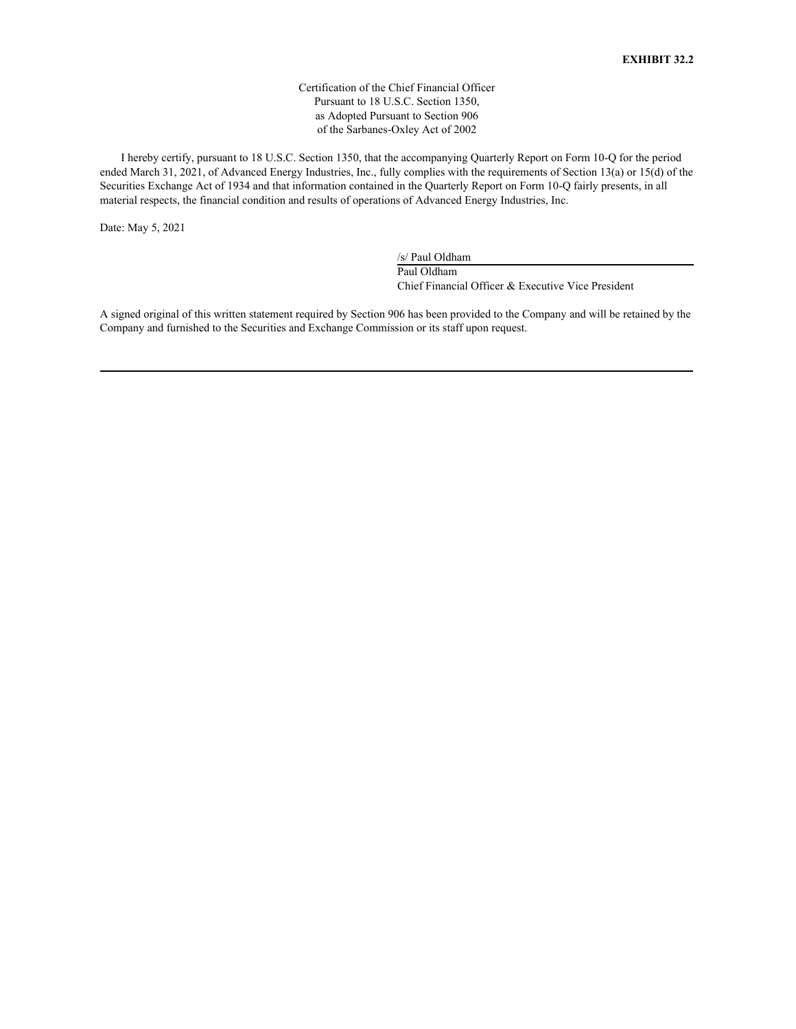**EXHIBIT 32.2**

Certification of the Chief Financial Officer
Pursuant to 18 U.S.C. Section 1350,
as Adopted Pursuant to Section 906
of the Sarbanes-Oxley Act of 2002

I hereby certify, pursuant to 18 U.S.C. Section 1350, that the accompanying Quarterly Report on Form 10-Q for the period ended March 31, 2021, of Advanced Energy Industries, Inc., fully complies with the requirements of Section 13(a) or 15(d) of the Securities Exchange Act of 1934 and that information contained in the Quarterly Report on Form 10-Q fairly presents, in all material respects, the financial condition and results of operations of Advanced Energy Industries, Inc.

Date: May 5, 2021

/s/ Paul Oldham
Paul Oldham
Chief Financial Officer & Executive Vice President

A signed original of this written statement required by Section 906 has been provided to the Company and will be retained by the Company and furnished to the Securities and Exchange Commission or its staff upon request.